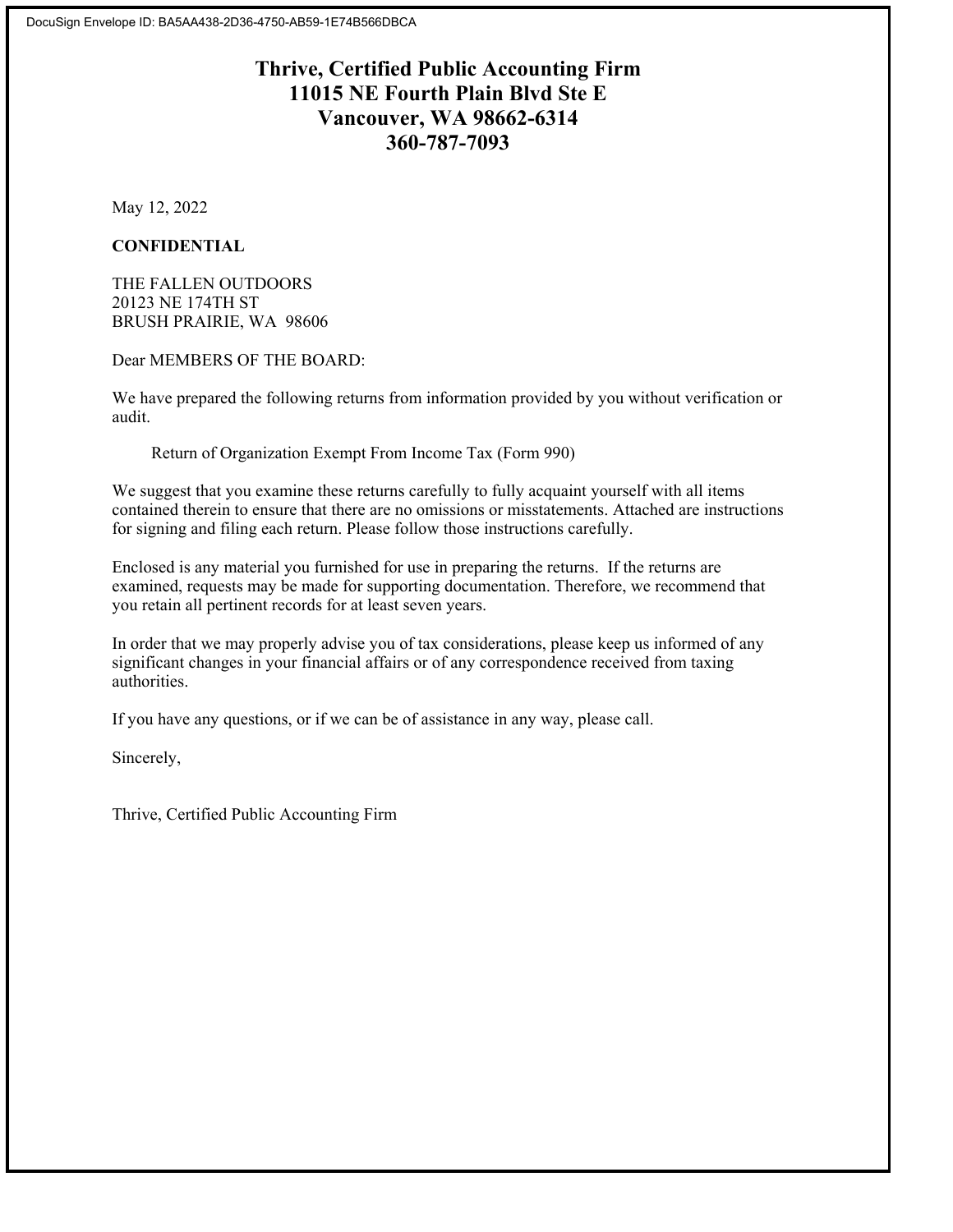DocuSign Envelope ID: BA5AA438-2D36-4750-AB59-1E74B566DBCA

# Thrive, Certified Public Accounting Firm
# 11015 NE Fourth Plain Blvd Ste E
# Vancouver, WA 98662-6314
# 360-787-7093

May 12, 2022

**CONFIDENTIAL**

THE FALLEN OUTDOORS
20123 NE 174TH ST
BRUSH PRAIRIE, WA 98606

Dear MEMBERS OF THE BOARD:

We have prepared the following returns from information provided by you without verification or audit.

Return of Organization Exempt From Income Tax (Form 990)

We suggest that you examine these returns carefully to fully acquaint yourself with all items contained therein to ensure that there are no omissions or misstatements. Attached are instructions for signing and filing each return. Please follow those instructions carefully.

Enclosed is any material you furnished for use in preparing the returns. If the returns are examined, requests may be made for supporting documentation. Therefore, we recommend that you retain all pertinent records for at least seven years.

In order that we may properly advise you of tax considerations, please keep us informed of any significant changes in your financial affairs or of any correspondence received from taxing authorities.

If you have any questions, or if we can be of assistance in any way, please call.

Sincerely,

Thrive, Certified Public Accounting Firm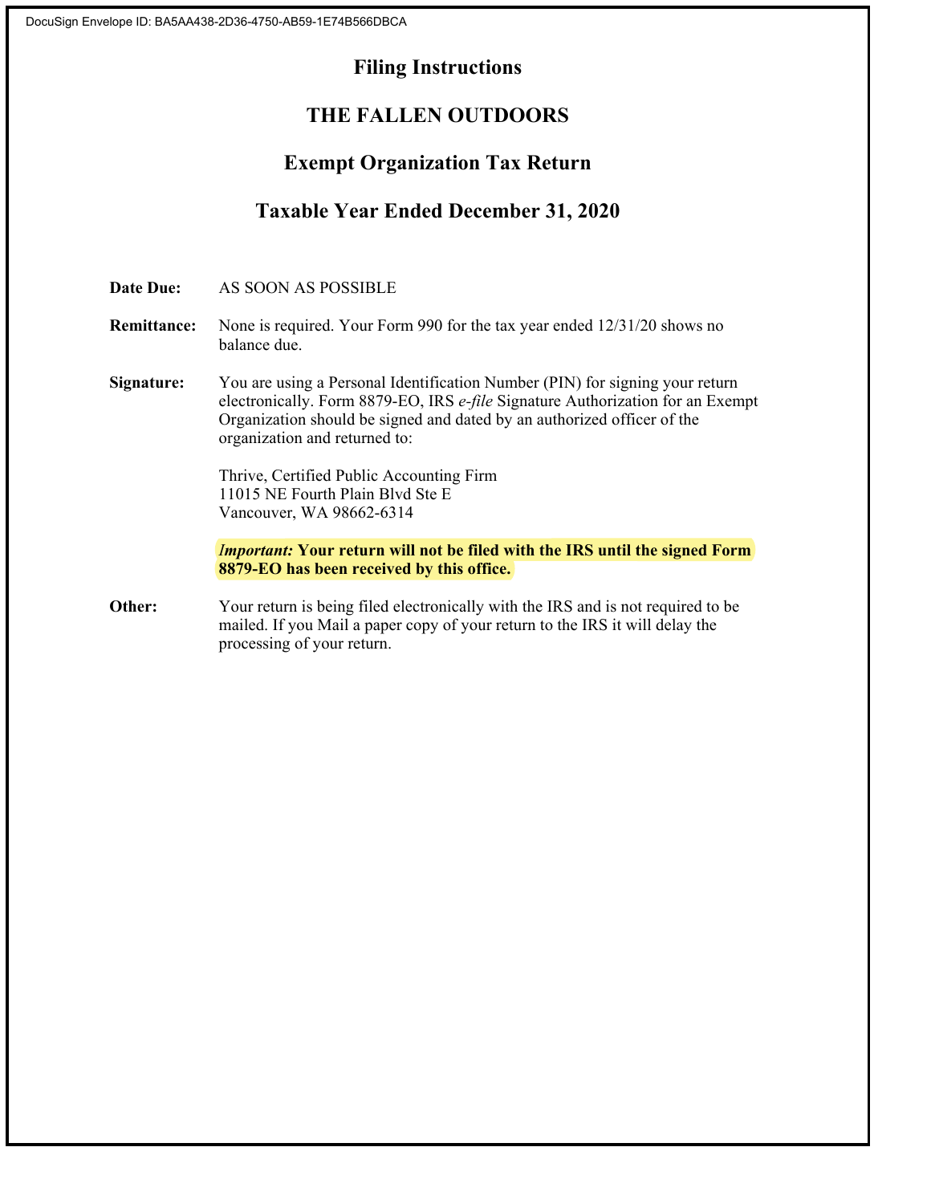# Filing Instructions

## THE FALLEN OUTDOORS

## Exempt Organization Tax Return

## Taxable Year Ended December 31, 2020

**Date Due:** AS SOON AS POSSIBLE

**Remittance:** None is required. Your Form 990 for the tax year ended 12/31/20 shows no balance due.

**Signature:** You are using a Personal Identification Number (PIN) for signing your return electronically. Form 8879-EO, IRS *e-file* Signature Authorization for an Exempt Organization should be signed and dated by an authorized officer of the organization and returned to:

Thrive, Certified Public Accounting Firm
11015 NE Fourth Plain Blvd Ste E
Vancouver, WA 98662-6314

***Important:*** **Your return will not be filed with the IRS until the signed Form 8879-EO has been received by this office.**

**Other:** Your return is being filed electronically with the IRS and is not required to be mailed. If you Mail a paper copy of your return to the IRS it will delay the processing of your return.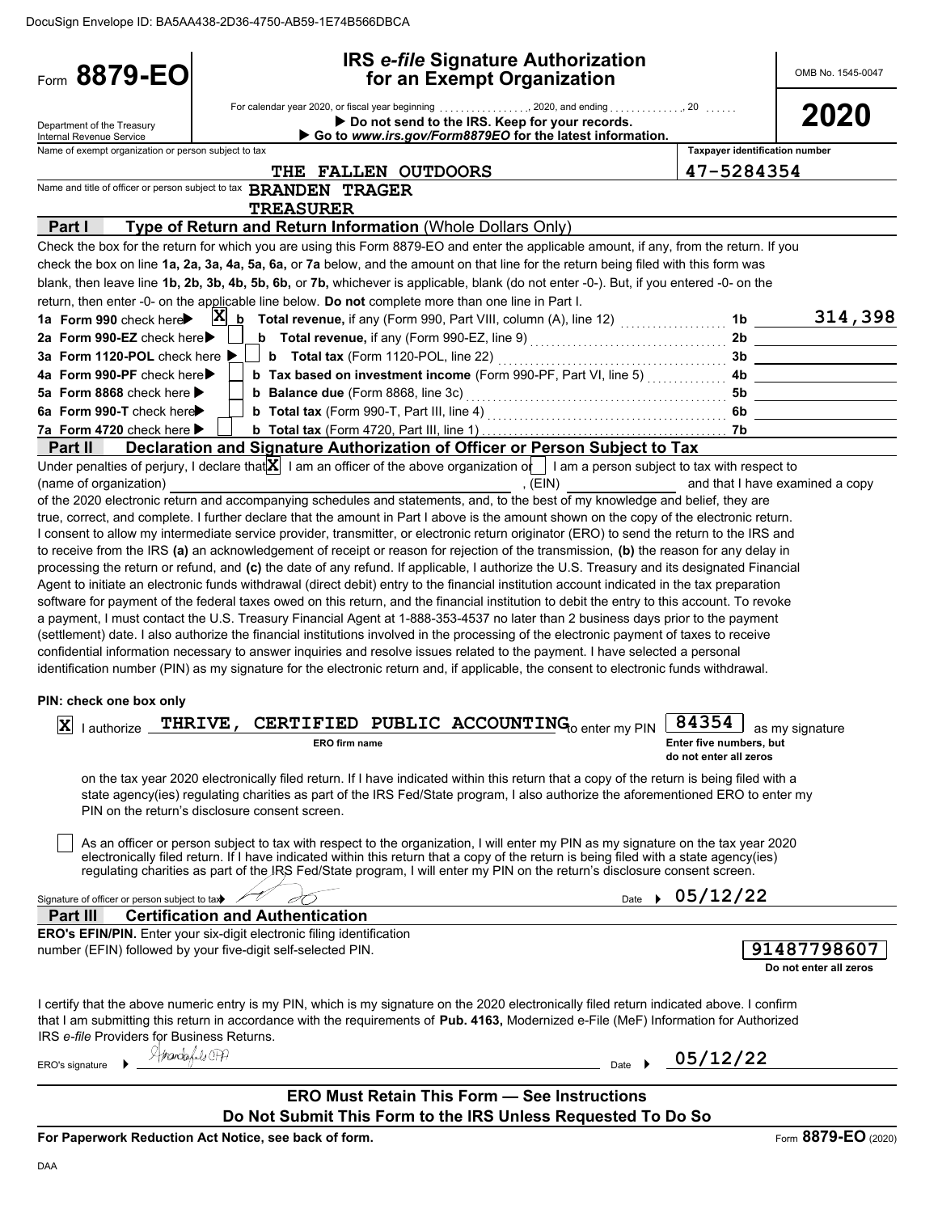DocuSign Envelope ID: BA5AA438-2D36-4750-AB59-1E74B566DBCA

# Form 8879-EO

## IRS *e-file* Signature Authorization for an Exempt Organization

OMB No. 1545-0047

**2020**

For calendar year 2020, or fiscal year beginning . . . . . . . . . . . . . . . ., 2020, and ending . . . . . . . . . . . . ., 20 . . . . .

▶ **Do not send to the IRS. Keep for your records.**

▶ **Go to *www.irs.gov/Form8879EO* for the latest information.**

Department of the Treasury
Internal Revenue Service

Name of exempt organization or person subject to tax: **THE FALLEN OUTDOORS**

Taxpayer identification number: **47-5284354**

Name and title of officer or person subject to tax: **BRANDEN TRAGER**
**TREASURER**

### Part I — Type of Return and Return Information (Whole Dollars Only)

Check the box for the return for which you are using this Form 8879-EO and enter the applicable amount, if any, from the return. If you check the box on line **1a, 2a, 3a, 4a, 5a, 6a,** or **7a** below, and the amount on that line for the return being filed with this form was blank, then leave line **1b, 2b, 3b, 4b, 5b, 6b,** or **7b,** whichever is applicable, blank (do not enter -0-). But, if you entered -0- on the return, then enter -0- on the applicable line below. **Do not** complete more than one line in Part I.

| | | | |
|---|---|---|---|
| **1a Form 990** check here ▶ [X] | **b Total revenue,** if any (Form 990, Part VIII, column (A), line 12) | 1b | 314,398 |
| **2a Form 990-EZ** check here ▶ [ ] | **b Total revenue,** if any (Form 990-EZ, line 9) | 2b | |
| **3a Form 1120-POL** check here ▶ [ ] | **b Total tax** (Form 1120-POL, line 22) | 3b | |
| **4a Form 990-PF** check here ▶ [ ] | **b Tax based on investment income** (Form 990-PF, Part VI, line 5) | 4b | |
| **5a Form 8868** check here ▶ [ ] | **b Balance due** (Form 8868, line 3c) | 5b | |
| **6a Form 990-T** check here ▶ [ ] | **b Total tax** (Form 990-T, Part III, line 4) | 6b | |
| **7a Form 4720** check here ▶ [ ] | **b Total tax** (Form 4720, Part III, line 1) | 7b | |

### Part II — Declaration and Signature Authorization of Officer or Person Subject to Tax

Under penalties of perjury, I declare that [X] I am an officer of the above organization or [ ] I am a person subject to tax with respect to (name of organization) ______________________, (EIN) ____________ and that I have examined a copy of the 2020 electronic return and accompanying schedules and statements, and, to the best of my knowledge and belief, they are true, correct, and complete. I further declare that the amount in Part I above is the amount shown on the copy of the electronic return. I consent to allow my intermediate service provider, transmitter, or electronic return originator (ERO) to send the return to the IRS and to receive from the IRS **(a)** an acknowledgement of receipt or reason for rejection of the transmission, **(b)** the reason for any delay in processing the return or refund, and **(c)** the date of any refund. If applicable, I authorize the U.S. Treasury and its designated Financial Agent to initiate an electronic funds withdrawal (direct debit) entry to the financial institution account indicated in the tax preparation software for payment of the federal taxes owed on this return, and the financial institution to debit the entry to this account. To revoke a payment, I must contact the U.S. Treasury Financial Agent at 1-888-353-4537 no later than 2 business days prior to the payment (settlement) date. I also authorize the financial institutions involved in the processing of the electronic payment of taxes to receive confidential information necessary to answer inquiries and resolve issues related to the payment. I have selected a personal identification number (PIN) as my signature for the electronic return and, if applicable, the consent to electronic funds withdrawal.

**PIN: check one box only**

[X] I authorize **THRIVE, CERTIFIED PUBLIC ACCOUNTING** (ERO firm name) to enter my PIN **84354** (Enter five numbers, but do not enter all zeros) as my signature on the tax year 2020 electronically filed return. If I have indicated within this return that a copy of the return is being filed with a state agency(ies) regulating charities as part of the IRS Fed/State program, I also authorize the aforementioned ERO to enter my PIN on the return's disclosure consent screen.

[ ] As an officer or person subject to tax with respect to the organization, I will enter my PIN as my signature on the tax year 2020 electronically filed return. If I have indicated within this return that a copy of the return is being filed with a state agency(ies) regulating charities as part of the IRS Fed/State program, I will enter my PIN on the return's disclosure consent screen.

Signature of officer or person subject to tax ▶ [signature] Date ▶ 05/12/22

### Part III — Certification and Authentication

**ERO's EFIN/PIN.** Enter your six-digit electronic filing identification number (EFIN) followed by your five-digit self-selected PIN. **91487798607** (Do not enter all zeros)

I certify that the above numeric entry is my PIN, which is my signature on the 2020 electronically filed return indicated above. I confirm that I am submitting this return in accordance with the requirements of **Pub. 4163,** Modernized e-File (MeF) Information for Authorized IRS *e-file* Providers for Business Returns.

ERO's signature ▶ [signature] CPA Date ▶ 05/12/22

**ERO Must Retain This Form — See Instructions**

**Do Not Submit This Form to the IRS Unless Requested To Do So**

**For Paperwork Reduction Act Notice, see back of form.** Form **8879-EO** (2020)

DAA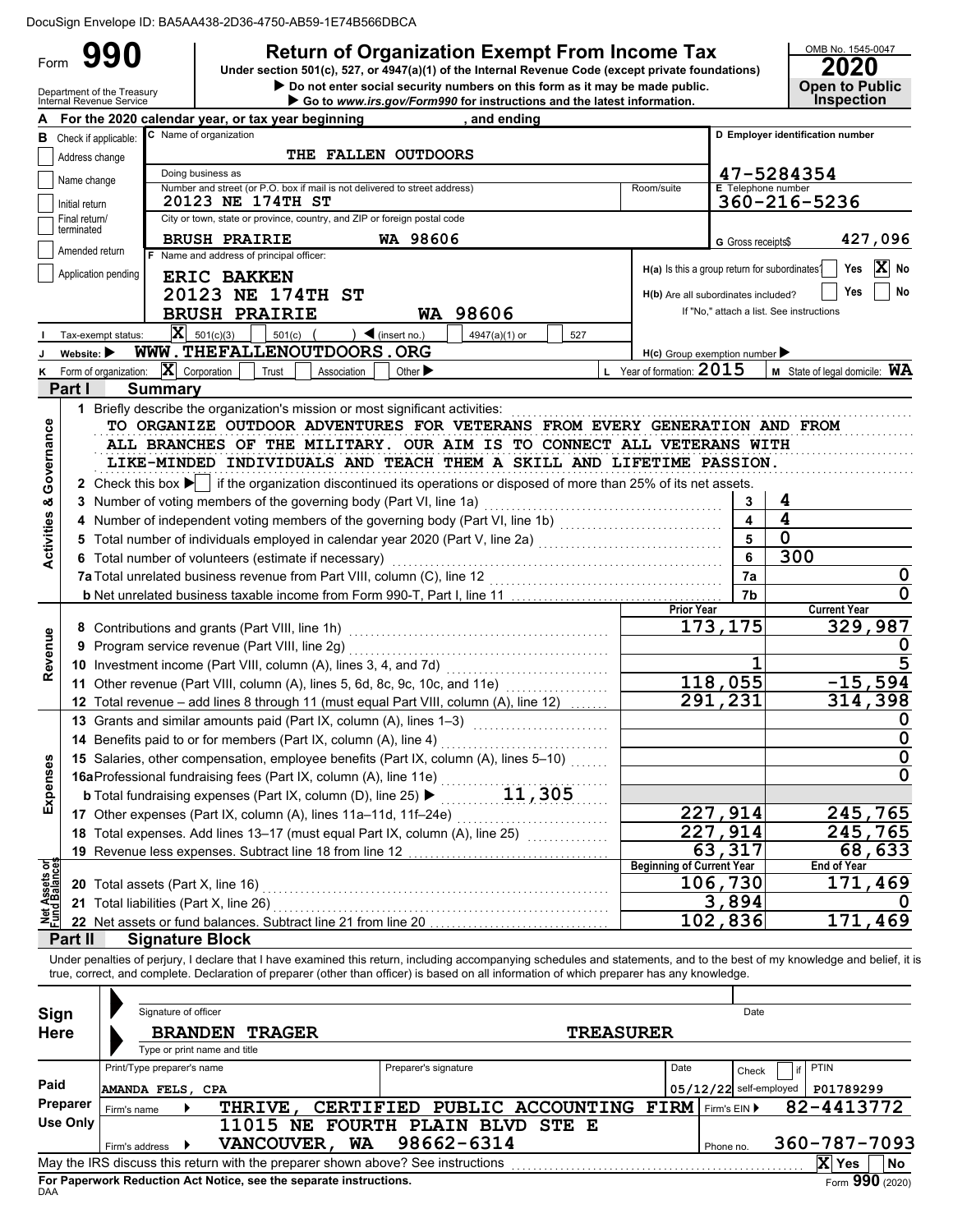DocuSign Envelope ID: BA5AA438-2D36-4750-AB59-1E74B566DBCA

# Form 990 — Return of Organization Exempt From Income Tax

**2020**

Under section 501(c), 527, or 4947(a)(1) of the Internal Revenue Code (except private foundations)

▶ Do not enter social security numbers on this form as it may be made public.

▶ Go to *www.irs.gov/Form990* for instructions and the latest information.

OMB No. 1545-0047

**Open to Public Inspection**

Department of the Treasury
Internal Revenue Service

**A** For the 2020 calendar year, or tax year beginning , and ending

**B** Check if applicable: Address change; Name change; Initial return; Final return/terminated; Amended return; Application pending

**C** Name of organization: THE FALLEN OUTDOORS

Doing business as

Number and street (or P.O. box if mail is not delivered to street address): 20123 NE 174TH ST — Room/suite

City or town, state or province, country, and ZIP or foreign postal code: BRUSH PRAIRIE WA 98606

**D** Employer identification number: 47-5284354

**E** Telephone number: 360-216-5236

**G** Gross receipts$ 427,096

**F** Name and address of principal officer:
ERIC BAKKEN
20123 NE 174TH ST
BRUSH PRAIRIE WA 98606

**H(a)** Is this a group return for subordinates? Yes [ ] No [X]

**H(b)** Are all subordinates included? Yes [ ] No [ ]
If "No," attach a list. See instructions

**H(c)** Group exemption number ▶

**I** Tax-exempt status: [X] 501(c)(3) [ ] 501(c) ( ) ◀ (insert no.) [ ] 4947(a)(1) or [ ] 527

**J** Website: ▶ WWW.THEFALLENOUTDOORS.ORG

**K** Form of organization: [X] Corporation [ ] Trust [ ] Association [ ] Other ▶

**L** Year of formation: 2015

**M** State of legal domicile: WA

## Part I — Summary

### Activities & Governance

1 Briefly describe the organization's mission or most significant activities:
TO ORGANIZE OUTDOOR ADVENTURES FOR VETERANS FROM EVERY GENERATION AND FROM ALL BRANCHES OF THE MILITARY. OUR AIM IS TO CONNECT ALL VETERANS WITH LIKE-MINDED INDIVIDUALS AND TEACH THEM A SKILL AND LIFETIME PASSION.

2 Check this box ▶ [ ] if the organization discontinued its operations or disposed of more than 25% of its net assets.

| | | Line | Value |
|---|---|---|---|
| 3 | Number of voting members of the governing body (Part VI, line 1a) | 3 | 4 |
| 4 | Number of independent voting members of the governing body (Part VI, line 1b) | 4 | 4 |
| 5 | Total number of individuals employed in calendar year 2020 (Part V, line 2a) | 5 | 0 |
| 6 | Total number of volunteers (estimate if necessary) | 6 | 300 |
| 7a | Total unrelated business revenue from Part VIII, column (C), line 12 | 7a | 0 |
| b | Net unrelated business taxable income from Form 990-T, Part I, line 11 | 7b | 0 |

### Revenue and Expenses

| | | Prior Year | Current Year |
|---|---|---|---|
| 8 | Contributions and grants (Part VIII, line 1h) | 173,175 | 329,987 |
| 9 | Program service revenue (Part VIII, line 2g) | | 0 |
| 10 | Investment income (Part VIII, column (A), lines 3, 4, and 7d) | 1 | 5 |
| 11 | Other revenue (Part VIII, column (A), lines 5, 6d, 8c, 9c, 10c, and 11e) | 118,055 | -15,594 |
| 12 | Total revenue – add lines 8 through 11 (must equal Part VIII, column (A), line 12) | 291,231 | 314,398 |
| 13 | Grants and similar amounts paid (Part IX, column (A), lines 1–3) | | 0 |
| 14 | Benefits paid to or for members (Part IX, column (A), line 4) | | 0 |
| 15 | Salaries, other compensation, employee benefits (Part IX, column (A), lines 5–10) | | 0 |
| 16a | Professional fundraising fees (Part IX, column (A), line 11e) | | 0 |
| b | Total fundraising expenses (Part IX, column (D), line 25) ▶ 11,305 | | |
| 17 | Other expenses (Part IX, column (A), lines 11a–11d, 11f–24e) | 227,914 | 245,765 |
| 18 | Total expenses. Add lines 13–17 (must equal Part IX, column (A), line 25) | 227,914 | 245,765 |
| 19 | Revenue less expenses. Subtract line 18 from line 12 | 63,317 | 68,633 |

### Net Assets or Fund Balances

| | | Beginning of Current Year | End of Year |
|---|---|---|---|
| 20 | Total assets (Part X, line 16) | 106,730 | 171,469 |
| 21 | Total liabilities (Part X, line 26) | 3,894 | 0 |
| 22 | Net assets or fund balances. Subtract line 21 from line 20 | 102,836 | 171,469 |

## Part II — Signature Block

Under penalties of perjury, I declare that I have examined this return, including accompanying schedules and statements, and to the best of my knowledge and belief, it is true, correct, and complete. Declaration of preparer (other than officer) is based on all information of which preparer has any knowledge.

**Sign Here**

Signature of officer — Date

BRANDEN TRAGER — TREASURER

Type or print name and title

**Paid Preparer Use Only**

| Print/Type preparer's name | Preparer's signature | Date | Check if self-employed | PTIN |
|---|---|---|---|---|
| AMANDA FELS, CPA | | 05/12/22 | | P01789299 |

Firm's name ▶ THRIVE, CERTIFIED PUBLIC ACCOUNTING FIRM — Firm's EIN ▶ 82-4413772

Firm's address ▶ 11015 NE FOURTH PLAIN BLVD STE E, VANCOUVER, WA 98662-6314 — Phone no. 360-787-7093

May the IRS discuss this return with the preparer shown above? See instructions [X] Yes [ ] No

For Paperwork Reduction Act Notice, see the separate instructions.

DAA — Form **990** (2020)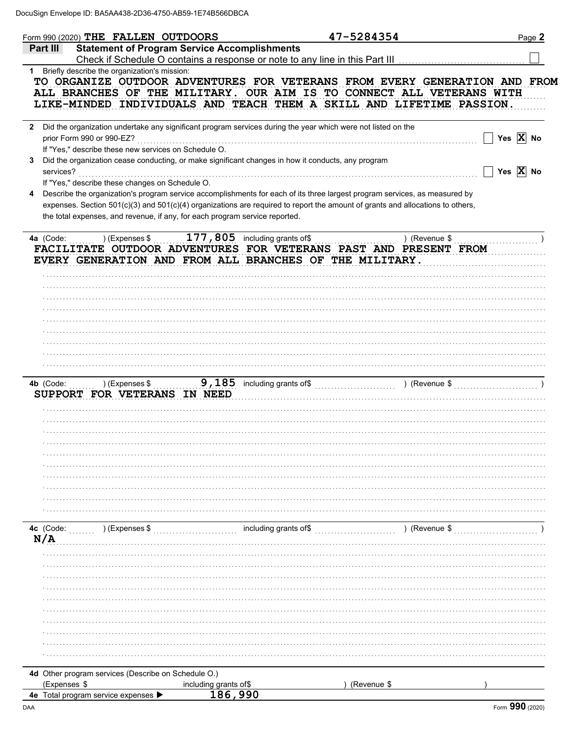DocuSign Envelope ID: BA5AA438-2D36-4750-AB59-1E74B566DBCA

Form 990 (2020) THE FALLEN OUTDOORS 47-5284354 Page **2**

**Part III** **Statement of Program Service Accomplishments**

Check if Schedule O contains a response or note to any line in this Part III ☐

**1** Briefly describe the organization's mission:

TO ORGANIZE OUTDOOR ADVENTURES FOR VETERANS FROM EVERY GENERATION AND FROM ALL BRANCHES OF THE MILITARY. OUR AIM IS TO CONNECT ALL VETERANS WITH LIKE-MINDED INDIVIDUALS AND TEACH THEM A SKILL AND LIFETIME PASSION.

**2** Did the organization undertake any significant program services during the year which were not listed on the prior Form 990 or 990-EZ? ☐ Yes ☒ No

If "Yes," describe these new services on Schedule O.

**3** Did the organization cease conducting, or make significant changes in how it conducts, any program services? ☐ Yes ☒ No

If "Yes," describe these changes on Schedule O.

**4** Describe the organization's program service accomplishments for each of its three largest program services, as measured by expenses. Section 501(c)(3) and 501(c)(4) organizations are required to report the amount of grants and allocations to others, the total expenses, and revenue, if any, for each program service reported.

**4a** (Code: ) (Expenses $ 177,805 including grants of$ ) (Revenue $ )

FACILITATE OUTDOOR ADVENTURES FOR VETERANS PAST AND PRESENT FROM EVERY GENERATION AND FROM ALL BRANCHES OF THE MILITARY.

**4b** (Code: ) (Expenses $ 9,185 including grants of$ ) (Revenue $ )

SUPPORT FOR VETERANS IN NEED

**4c** (Code: ) (Expenses $ including grants of$ ) (Revenue $ )

N/A

**4d** Other program services (Describe on Schedule O.)

(Expenses $ including grants of$ ) (Revenue $ )

**4e** Total program service expenses ▶ 186,990

DAA Form **990** (2020)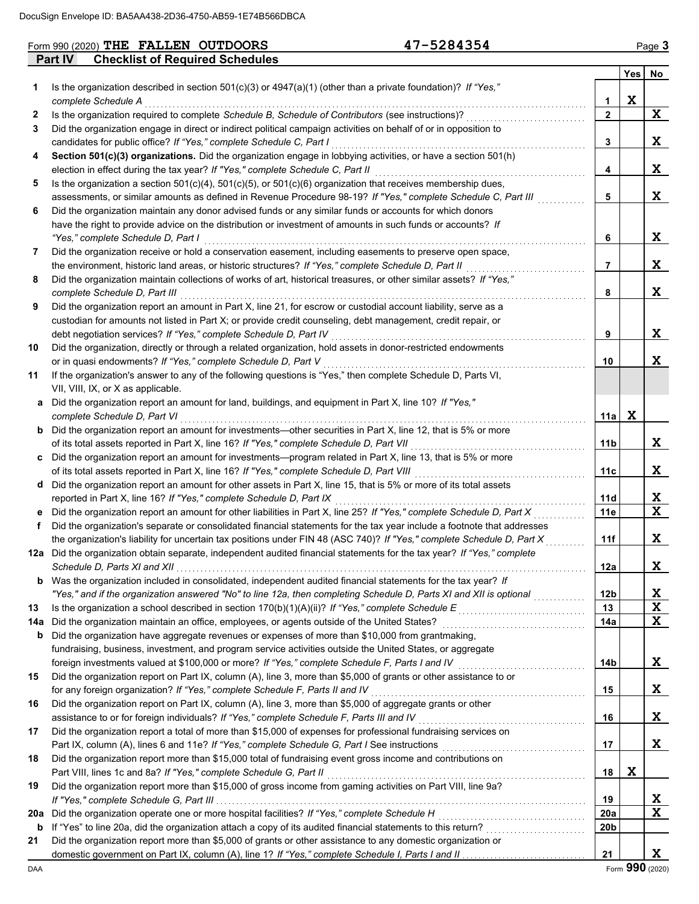DocuSign Envelope ID: BA5AA438-2D36-4750-AB59-1E74B566DBCA

Form 990 (2020) **THE FALLEN OUTDOORS** **47-5284354** Page **3**

## Part IV Checklist of Required Schedules

| | | | Yes | No |
|---|---|---|---|---|
| **1** | Is the organization described in section 501(c)(3) or 4947(a)(1) (other than a private foundation)? *If "Yes," complete Schedule A* | **1** | X | |
| **2** | Is the organization required to complete *Schedule B, Schedule of Contributors* (see instructions)? | **2** | | X |
| **3** | Did the organization engage in direct or indirect political campaign activities on behalf of or in opposition to candidates for public office? *If "Yes," complete Schedule C, Part I* | **3** | | X |
| **4** | **Section 501(c)(3) organizations.** Did the organization engage in lobbying activities, or have a section 501(h) election in effect during the tax year? *If "Yes," complete Schedule C, Part II* | **4** | | X |
| **5** | Is the organization a section 501(c)(4), 501(c)(5), or 501(c)(6) organization that receives membership dues, assessments, or similar amounts as defined in Revenue Procedure 98-19? *If "Yes," complete Schedule C, Part III* | **5** | | X |
| **6** | Did the organization maintain any donor advised funds or any similar funds or accounts for which donors have the right to provide advice on the distribution or investment of amounts in such funds or accounts? *If "Yes," complete Schedule D, Part I* | **6** | | X |
| **7** | Did the organization receive or hold a conservation easement, including easements to preserve open space, the environment, historic land areas, or historic structures? *If "Yes," complete Schedule D, Part II* | **7** | | X |
| **8** | Did the organization maintain collections of works of art, historical treasures, or other similar assets? *If "Yes," complete Schedule D, Part III* | **8** | | X |
| **9** | Did the organization report an amount in Part X, line 21, for escrow or custodial account liability, serve as a custodian for amounts not listed in Part X; or provide credit counseling, debt management, credit repair, or debt negotiation services? *If "Yes," complete Schedule D, Part IV* | **9** | | X |
| **10** | Did the organization, directly or through a related organization, hold assets in donor-restricted endowments or in quasi endowments? *If "Yes," complete Schedule D, Part V* | **10** | | X |
| **11** | If the organization's answer to any of the following questions is "Yes," then complete Schedule D, Parts VI, VII, VIII, IX, or X as applicable. | | | |
| **a** | Did the organization report an amount for land, buildings, and equipment in Part X, line 10? *If "Yes," complete Schedule D, Part VI* | **11a** | X | |
| **b** | Did the organization report an amount for investments—other securities in Part X, line 12, that is 5% or more of its total assets reported in Part X, line 16? *If "Yes," complete Schedule D, Part VII* | **11b** | | X |
| **c** | Did the organization report an amount for investments—program related in Part X, line 13, that is 5% or more of its total assets reported in Part X, line 16? *If "Yes," complete Schedule D, Part VIII* | **11c** | | X |
| **d** | Did the organization report an amount for other assets in Part X, line 15, that is 5% or more of its total assets reported in Part X, line 16? *If "Yes," complete Schedule D, Part IX* | **11d** | | X |
| **e** | Did the organization report an amount for other liabilities in Part X, line 25? *If "Yes," complete Schedule D, Part X* | **11e** | | X |
| **f** | Did the organization's separate or consolidated financial statements for the tax year include a footnote that addresses the organization's liability for uncertain tax positions under FIN 48 (ASC 740)? *If "Yes," complete Schedule D, Part X* | **11f** | | X |
| **12a** | Did the organization obtain separate, independent audited financial statements for the tax year? *If "Yes," complete Schedule D, Parts XI and XII* | **12a** | | X |
| **b** | Was the organization included in consolidated, independent audited financial statements for the tax year? *If "Yes," and if the organization answered "No" to line 12a, then completing Schedule D, Parts XI and XII is optional* | **12b** | | X |
| **13** | Is the organization a school described in section 170(b)(1)(A)(ii)? *If "Yes," complete Schedule E* | **13** | | X |
| **14a** | Did the organization maintain an office, employees, or agents outside of the United States? | **14a** | | X |
| **b** | Did the organization have aggregate revenues or expenses of more than $10,000 from grantmaking, fundraising, business, investment, and program service activities outside the United States, or aggregate foreign investments valued at $100,000 or more? *If "Yes," complete Schedule F, Parts I and IV* | **14b** | | X |
| **15** | Did the organization report on Part IX, column (A), line 3, more than $5,000 of grants or other assistance to or for any foreign organization? *If "Yes," complete Schedule F, Parts II and IV* | **15** | | X |
| **16** | Did the organization report on Part IX, column (A), line 3, more than $5,000 of aggregate grants or other assistance to or for foreign individuals? *If "Yes," complete Schedule F, Parts III and IV* | **16** | | X |
| **17** | Did the organization report a total of more than $15,000 of expenses for professional fundraising services on Part IX, column (A), lines 6 and 11e? *If "Yes," complete Schedule G, Part I* See instructions | **17** | | X |
| **18** | Did the organization report more than $15,000 total of fundraising event gross income and contributions on Part VIII, lines 1c and 8a? *If "Yes," complete Schedule G, Part II* | **18** | X | |
| **19** | Did the organization report more than $15,000 of gross income from gaming activities on Part VIII, line 9a? *If "Yes," complete Schedule G, Part III* | **19** | | X |
| **20a** | Did the organization operate one or more hospital facilities? *If "Yes," complete Schedule H* | **20a** | | X |
| **b** | If "Yes" to line 20a, did the organization attach a copy of its audited financial statements to this return? | **20b** | | |
| **21** | Did the organization report more than $5,000 of grants or other assistance to any domestic organization or domestic government on Part IX, column (A), line 1? *If "Yes," complete Schedule I, Parts I and II* | **21** | | X |

DAA Form **990** (2020)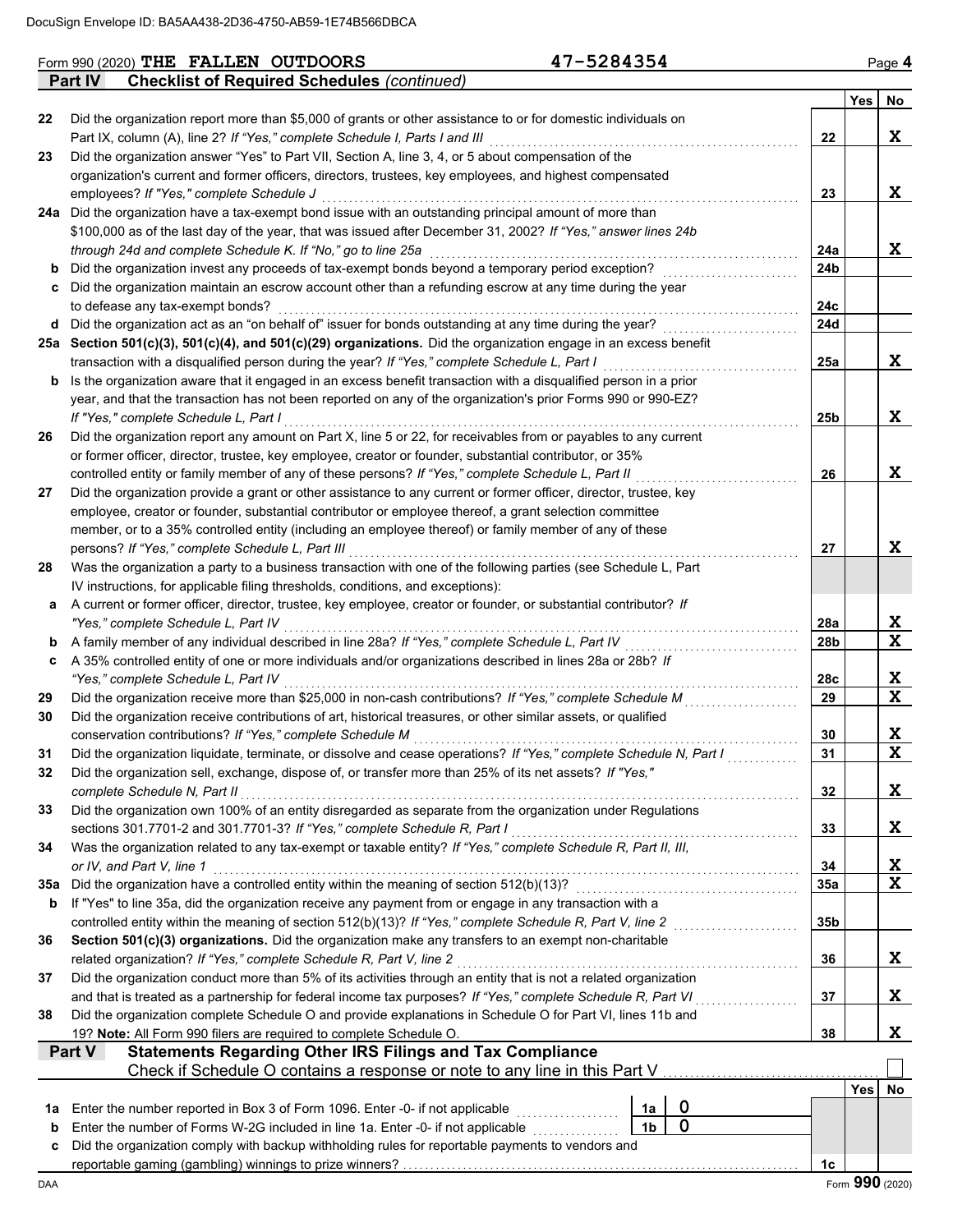Form 990 (2020) **THE FALLEN OUTDOORS** 47-5284354 Page **4**

## Part IV Checklist of Required Schedules *(continued)*

| | | | Yes | No |
|---|---|---|---|---|
| **22** | Did the organization report more than $5,000 of grants or other assistance to or for domestic individuals on Part IX, column (A), line 2? *If "Yes," complete Schedule I, Parts I and III* | 22 | | X |
| **23** | Did the organization answer "Yes" to Part VII, Section A, line 3, 4, or 5 about compensation of the organization's current and former officers, directors, trustees, key employees, and highest compensated employees? *If "Yes," complete Schedule J* | 23 | | X |
| **24a** | Did the organization have a tax-exempt bond issue with an outstanding principal amount of more than $100,000 as of the last day of the year, that was issued after December 31, 2002? *If "Yes," answer lines 24b through 24d and complete Schedule K. If "No," go to line 25a* | 24a | | X |
| **b** | Did the organization invest any proceeds of tax-exempt bonds beyond a temporary period exception? | 24b | | |
| **c** | Did the organization maintain an escrow account other than a refunding escrow at any time during the year to defease any tax-exempt bonds? | 24c | | |
| **d** | Did the organization act as an "on behalf of" issuer for bonds outstanding at any time during the year? | 24d | | |
| **25a** | **Section 501(c)(3), 501(c)(4), and 501(c)(29) organizations.** Did the organization engage in an excess benefit transaction with a disqualified person during the year? *If "Yes," complete Schedule L, Part I* | 25a | | X |
| **b** | Is the organization aware that it engaged in an excess benefit transaction with a disqualified person in a prior year, and that the transaction has not been reported on any of the organization's prior Forms 990 or 990-EZ? *If "Yes," complete Schedule L, Part I* | 25b | | X |
| **26** | Did the organization report any amount on Part X, line 5 or 22, for receivables from or payables to any current or former officer, director, trustee, key employee, creator or founder, substantial contributor, or 35% controlled entity or family member of any of these persons? *If "Yes," complete Schedule L, Part II* | 26 | | X |
| **27** | Did the organization provide a grant or other assistance to any current or former officer, director, trustee, key employee, creator or founder, substantial contributor or employee thereof, a grant selection committee member, or to a 35% controlled entity (including an employee thereof) or family member of any of these persons? *If "Yes," complete Schedule L, Part III* | 27 | | X |
| **28** | Was the organization a party to a business transaction with one of the following parties (see Schedule L, Part IV instructions, for applicable filing thresholds, conditions, and exceptions): | | | |
| **a** | A current or former officer, director, trustee, key employee, creator or founder, or substantial contributor? *If "Yes," complete Schedule L, Part IV* | 28a | | X |
| **b** | A family member of any individual described in line 28a? *If "Yes," complete Schedule L, Part IV* | 28b | | X |
| **c** | A 35% controlled entity of one or more individuals and/or organizations described in lines 28a or 28b? *If "Yes," complete Schedule L, Part IV* | 28c | | X |
| **29** | Did the organization receive more than $25,000 in non-cash contributions? *If "Yes," complete Schedule M* | 29 | | X |
| **30** | Did the organization receive contributions of art, historical treasures, or other similar assets, or qualified conservation contributions? *If "Yes," complete Schedule M* | 30 | | X |
| **31** | Did the organization liquidate, terminate, or dissolve and cease operations? *If "Yes," complete Schedule N, Part I* | 31 | | X |
| **32** | Did the organization sell, exchange, dispose of, or transfer more than 25% of its net assets? *If "Yes," complete Schedule N, Part II* | 32 | | X |
| **33** | Did the organization own 100% of an entity disregarded as separate from the organization under Regulations sections 301.7701-2 and 301.7701-3? *If "Yes," complete Schedule R, Part I* | 33 | | X |
| **34** | Was the organization related to any tax-exempt or taxable entity? *If "Yes," complete Schedule R, Part II, III, or IV, and Part V, line 1* | 34 | | X |
| **35a** | Did the organization have a controlled entity within the meaning of section 512(b)(13)? | 35a | | X |
| **b** | If "Yes" to line 35a, did the organization receive any payment from or engage in any transaction with a controlled entity within the meaning of section 512(b)(13)? *If "Yes," complete Schedule R, Part V, line 2* | 35b | | |
| **36** | **Section 501(c)(3) organizations.** Did the organization make any transfers to an exempt non-charitable related organization? *If "Yes," complete Schedule R, Part V, line 2* | 36 | | X |
| **37** | Did the organization conduct more than 5% of its activities through an entity that is not a related organization and that is treated as a partnership for federal income tax purposes? *If "Yes," complete Schedule R, Part VI* | 37 | | X |
| **38** | Did the organization complete Schedule O and provide explanations in Schedule O for Part VI, lines 11b and 19? **Note:** All Form 990 filers are required to complete Schedule O. | 38 | | X |

## Part V Statements Regarding Other IRS Filings and Tax Compliance

Check if Schedule O contains a response or note to any line in this Part V ☐

| | | | | | Yes | No |
|---|---|---|---|---|---|---|
| **1a** | Enter the number reported in Box 3 of Form 1096. Enter -0- if not applicable | 1a | 0 | | | |
| **b** | Enter the number of Forms W-2G included in line 1a. Enter -0- if not applicable | 1b | 0 | | | |
| **c** | Did the organization comply with backup withholding rules for reportable payments to vendors and reportable gaming (gambling) winnings to prize winners? | | | 1c | | |

DAA Form **990** (2020)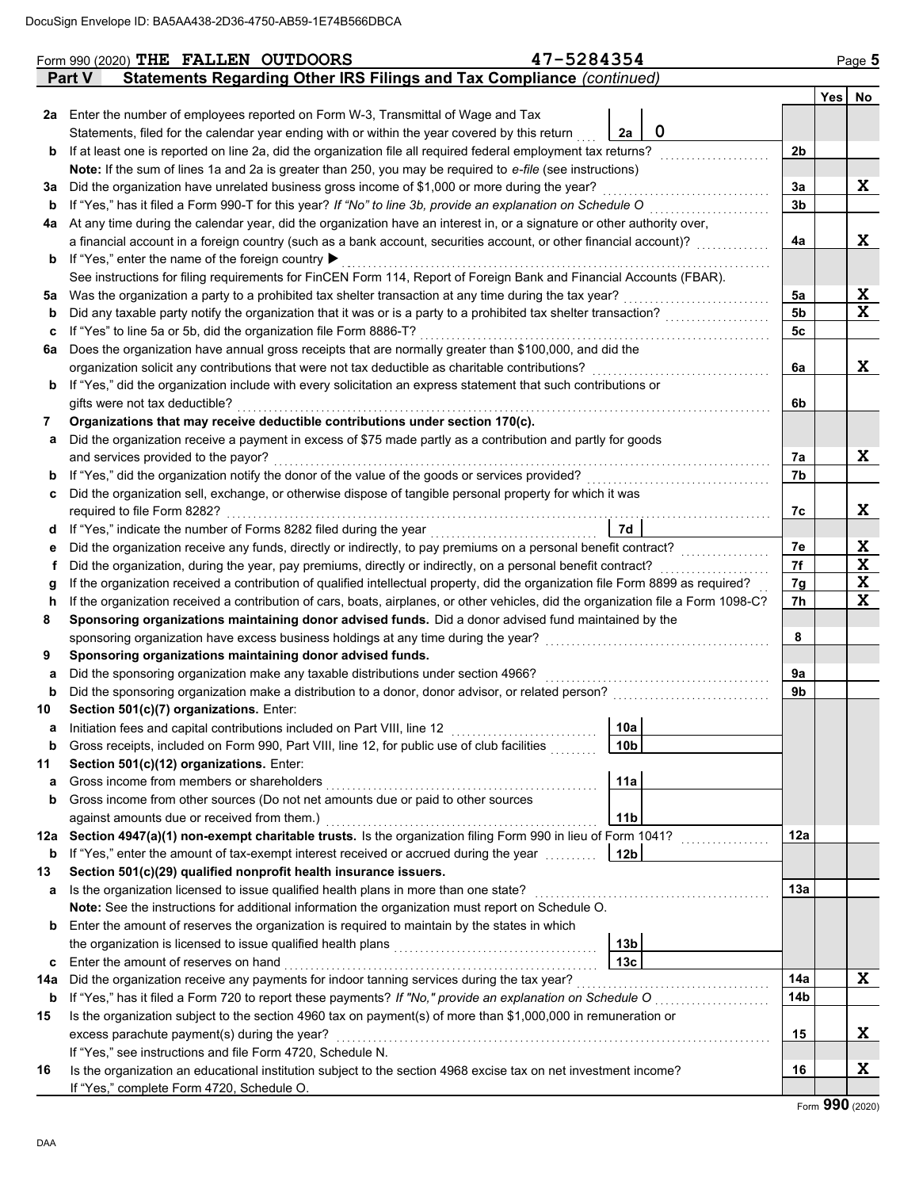Form 990 (2020) **THE FALLEN OUTDOORS** **47-5284354** Page **5**

## Part V Statements Regarding Other IRS Filings and Tax Compliance *(continued)*

| | | | | Yes | No |
|---|---|---|---|---|---|
| **2a** | Enter the number of employees reported on Form W-3, Transmittal of Wage and Tax Statements, filed for the calendar year ending with or within the year covered by this return | **2a** 0 | | | |
| **b** | If at least one is reported on line 2a, did the organization file all required federal employment tax returns? | | **2b** | | |
| | **Note:** If the sum of lines 1a and 2a is greater than 250, you may be required to *e-file* (see instructions) | | | | |
| **3a** | Did the organization have unrelated business gross income of $1,000 or more during the year? | | **3a** | | **X** |
| **b** | If "Yes," has it filed a Form 990-T for this year? *If "No" to line 3b, provide an explanation on Schedule O* | | **3b** | | |
| **4a** | At any time during the calendar year, did the organization have an interest in, or a signature or other authority over, a financial account in a foreign country (such as a bank account, securities account, or other financial account)? | | **4a** | | **X** |
| **b** | If "Yes," enter the name of the foreign country ▶ | | | | |
| | See instructions for filing requirements for FinCEN Form 114, Report of Foreign Bank and Financial Accounts (FBAR). | | | | |
| **5a** | Was the organization a party to a prohibited tax shelter transaction at any time during the tax year? | | **5a** | | **X** |
| **b** | Did any taxable party notify the organization that it was or is a party to a prohibited tax shelter transaction? | | **5b** | | **X** |
| **c** | If "Yes" to line 5a or 5b, did the organization file Form 8886-T? | | **5c** | | |
| **6a** | Does the organization have annual gross receipts that are normally greater than $100,000, and did the organization solicit any contributions that were not tax deductible as charitable contributions? | | **6a** | | **X** |
| **b** | If "Yes," did the organization include with every solicitation an express statement that such contributions or gifts were not tax deductible? | | **6b** | | |
| **7** | **Organizations that may receive deductible contributions under section 170(c).** | | | | |
| **a** | Did the organization receive a payment in excess of $75 made partly as a contribution and partly for goods and services provided to the payor? | | **7a** | | **X** |
| **b** | If "Yes," did the organization notify the donor of the value of the goods or services provided? | | **7b** | | |
| **c** | Did the organization sell, exchange, or otherwise dispose of tangible personal property for which it was required to file Form 8282? | | **7c** | | **X** |
| **d** | If "Yes," indicate the number of Forms 8282 filed during the year | **7d** | | | |
| **e** | Did the organization receive any funds, directly or indirectly, to pay premiums on a personal benefit contract? | | **7e** | | **X** |
| **f** | Did the organization, during the year, pay premiums, directly or indirectly, on a personal benefit contract? | | **7f** | | **X** |
| **g** | If the organization received a contribution of qualified intellectual property, did the organization file Form 8899 as required? | | **7g** | | **X** |
| **h** | If the organization received a contribution of cars, boats, airplanes, or other vehicles, did the organization file a Form 1098-C? | | **7h** | | **X** |
| **8** | **Sponsoring organizations maintaining donor advised funds.** Did a donor advised fund maintained by the sponsoring organization have excess business holdings at any time during the year? | | **8** | | |
| **9** | **Sponsoring organizations maintaining donor advised funds.** | | | | |
| **a** | Did the sponsoring organization make any taxable distributions under section 4966? | | **9a** | | |
| **b** | Did the sponsoring organization make a distribution to a donor, donor advisor, or related person? | | **9b** | | |
| **10** | **Section 501(c)(7) organizations.** Enter: | | | | |
| **a** | Initiation fees and capital contributions included on Part VIII, line 12 | **10a** | | | |
| **b** | Gross receipts, included on Form 990, Part VIII, line 12, for public use of club facilities | **10b** | | | |
| **11** | **Section 501(c)(12) organizations.** Enter: | | | | |
| **a** | Gross income from members or shareholders | **11a** | | | |
| **b** | Gross income from other sources (Do not net amounts due or paid to other sources against amounts due or received from them.) | **11b** | | | |
| **12a** | **Section 4947(a)(1) non-exempt charitable trusts.** Is the organization filing Form 990 in lieu of Form 1041? | | **12a** | | |
| **b** | If "Yes," enter the amount of tax-exempt interest received or accrued during the year | **12b** | | | |
| **13** | **Section 501(c)(29) qualified nonprofit health insurance issuers.** | | | | |
| **a** | Is the organization licensed to issue qualified health plans in more than one state? | | **13a** | | |
| | **Note:** See the instructions for additional information the organization must report on Schedule O. | | | | |
| **b** | Enter the amount of reserves the organization is required to maintain by the states in which the organization is licensed to issue qualified health plans | **13b** | | | |
| **c** | Enter the amount of reserves on hand | **13c** | | | |
| **14a** | Did the organization receive any payments for indoor tanning services during the tax year? | | **14a** | | **X** |
| **b** | If "Yes," has it filed a Form 720 to report these payments? *If "No," provide an explanation on Schedule O* | | **14b** | | |
| **15** | Is the organization subject to the section 4960 tax on payment(s) of more than $1,000,000 in remuneration or excess parachute payment(s) during the year? | | **15** | | **X** |
| | If "Yes," see instructions and file Form 4720, Schedule N. | | | | |
| **16** | Is the organization an educational institution subject to the section 4968 excise tax on net investment income? | | **16** | | **X** |
| | If "Yes," complete Form 4720, Schedule O. | | | | |

Form **990** (2020)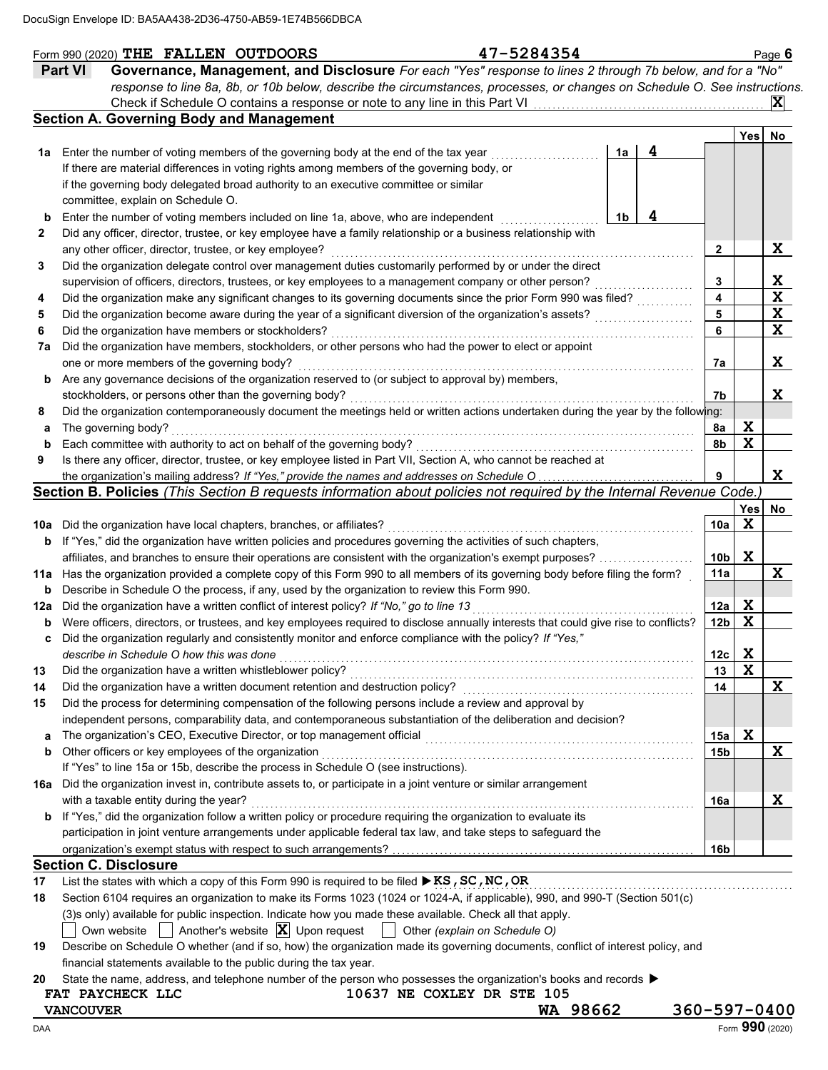DocuSign Envelope ID: BA5AA438-2D36-4750-AB59-1E74B566DBCA

Form 990 (2020) **THE FALLEN OUTDOORS** **47-5284354** Page **6**

## Part VI Governance, Management, and Disclosure

*For each "Yes" response to lines 2 through 7b below, and for a "No" response to line 8a, 8b, or 10b below, describe the circumstances, processes, or changes on Schedule O. See instructions.*

Check if Schedule O contains a response or note to any line in this Part VI ..... **X**

### Section A. Governing Body and Management

| | | | | Yes | No |
|---|---|---|---|---|---|
| **1a** | Enter the number of voting members of the governing body at the end of the tax year. If there are material differences in voting rights among members of the governing body, or if the governing body delegated broad authority to an executive committee or similar committee, explain on Schedule O. | 1a: **4** | | | |
| **b** | Enter the number of voting members included on line 1a, above, who are independent | 1b: **4** | | | |
| **2** | Did any officer, director, trustee, or key employee have a family relationship or a business relationship with any other officer, director, trustee, or key employee? | | 2 | | X |
| **3** | Did the organization delegate control over management duties customarily performed by or under the direct supervision of officers, directors, trustees, or key employees to a management company or other person? | | 3 | | X |
| **4** | Did the organization make any significant changes to its governing documents since the prior Form 990 was filed? | | 4 | | X |
| **5** | Did the organization become aware during the year of a significant diversion of the organization's assets? | | 5 | | X |
| **6** | Did the organization have members or stockholders? | | 6 | | X |
| **7a** | Did the organization have members, stockholders, or other persons who had the power to elect or appoint one or more members of the governing body? | | 7a | | X |
| **b** | Are any governance decisions of the organization reserved to (or subject to approval by) members, stockholders, or persons other than the governing body? | | 7b | | X |
| **8** | Did the organization contemporaneously document the meetings held or written actions undertaken during the year by the following: | | | | |
| **a** | The governing body? | | 8a | X | |
| **b** | Each committee with authority to act on behalf of the governing body? | | 8b | X | |
| **9** | Is there any officer, director, trustee, or key employee listed in Part VII, Section A, who cannot be reached at the organization's mailing address? *If "Yes," provide the names and addresses on Schedule O* | | 9 | | X |

### Section B. Policies *(This Section B requests information about policies not required by the Internal Revenue Code.)*

| | | | Yes | No |
|---|---|---|---|---|
| **10a** | Did the organization have local chapters, branches, or affiliates? | 10a | X | |
| **b** | If "Yes," did the organization have written policies and procedures governing the activities of such chapters, affiliates, and branches to ensure their operations are consistent with the organization's exempt purposes? | 10b | X | |
| **11a** | Has the organization provided a complete copy of this Form 990 to all members of its governing body before filing the form? | 11a | | X |
| **b** | Describe in Schedule O the process, if any, used by the organization to review this Form 990. | | | |
| **12a** | Did the organization have a written conflict of interest policy? *If "No," go to line 13* | 12a | X | |
| **b** | Were officers, directors, or trustees, and key employees required to disclose annually interests that could give rise to conflicts? | 12b | X | |
| **c** | Did the organization regularly and consistently monitor and enforce compliance with the policy? *If "Yes," describe in Schedule O how this was done* | 12c | X | |
| **13** | Did the organization have a written whistleblower policy? | 13 | X | |
| **14** | Did the organization have a written document retention and destruction policy? | 14 | | X |
| **15** | Did the process for determining compensation of the following persons include a review and approval by independent persons, comparability data, and contemporaneous substantiation of the deliberation and decision? | | | |
| **a** | The organization's CEO, Executive Director, or top management official | 15a | X | |
| **b** | Other officers or key employees of the organization | 15b | | X |
| | If "Yes" to line 15a or 15b, describe the process in Schedule O (see instructions). | | | |
| **16a** | Did the organization invest in, contribute assets to, or participate in a joint venture or similar arrangement with a taxable entity during the year? | 16a | | X |
| **b** | If "Yes," did the organization follow a written policy or procedure requiring the organization to evaluate its participation in joint venture arrangements under applicable federal tax law, and take steps to safeguard the organization's exempt status with respect to such arrangements? | 16b | | |

### Section C. Disclosure

**17** List the states with which a copy of this Form 990 is required to be filed ▶ **KS,SC,NC,OR**

**18** Section 6104 requires an organization to make its Forms 1023 (1024 or 1024-A, if applicable), 990, and 990-T (Section 501(c)(3)s only) available for public inspection. Indicate how you made these available. Check all that apply.

☐ Own website ☐ Another's website ☒ Upon request ☐ Other *(explain on Schedule O)*

**19** Describe on Schedule O whether (and if so, how) the organization made its governing documents, conflict of interest policy, and financial statements available to the public during the tax year.

**20** State the name, address, and telephone number of the person who possesses the organization's books and records ▶

**FAT PAYCHECK LLC** **10637 NE COXLEY DR STE 105**
**VANCOUVER** **WA 98662** **360-597-0400**

DAA Form **990** (2020)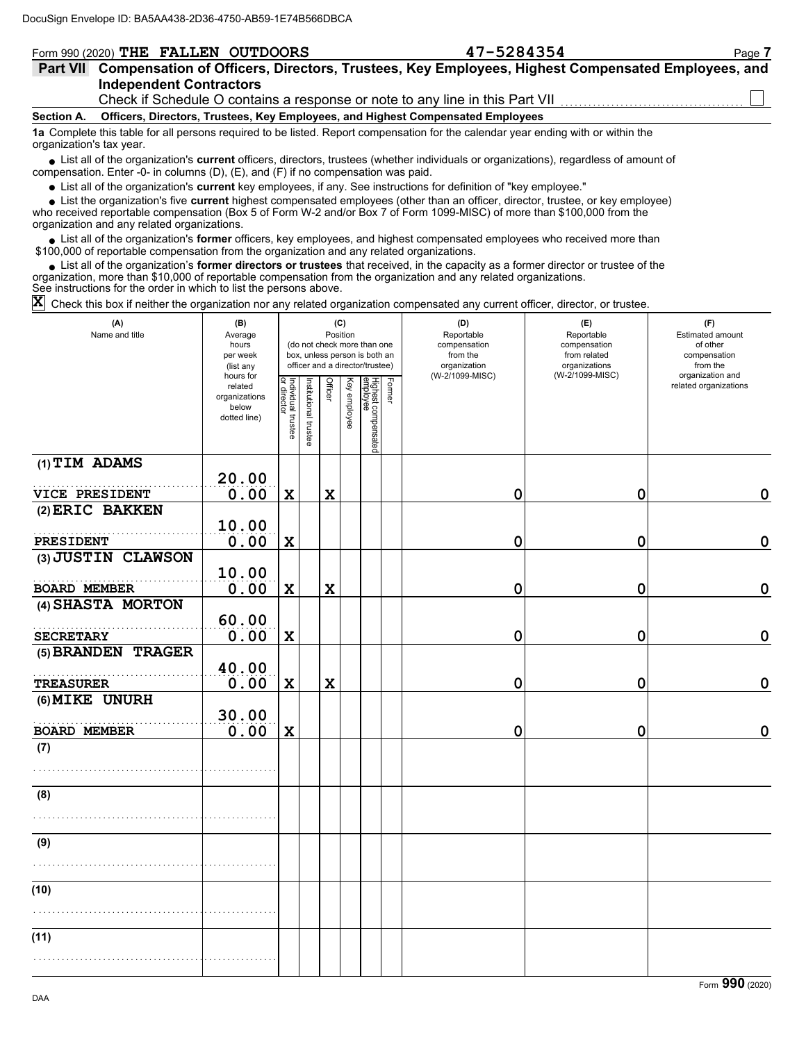DocuSign Envelope ID: BA5AA438-2D36-4750-AB59-1E74B566DBCA

Form 990 (2020) **THE FALLEN OUTDOORS** **47-5284354** Page **7**

## Part VII Compensation of Officers, Directors, Trustees, Key Employees, Highest Compensated Employees, and Independent Contractors

Check if Schedule O contains a response or note to any line in this Part VII ☐

### Section A. Officers, Directors, Trustees, Key Employees, and Highest Compensated Employees

**1a** Complete this table for all persons required to be listed. Report compensation for the calendar year ending with or within the organization's tax year.

- List all of the organization's **current** officers, directors, trustees (whether individuals or organizations), regardless of amount of compensation. Enter -0- in columns (D), (E), and (F) if no compensation was paid.
- List all of the organization's **current** key employees, if any. See instructions for definition of "key employee."
- List the organization's five **current** highest compensated employees (other than an officer, director, trustee, or key employee) who received reportable compensation (Box 5 of Form W-2 and/or Box 7 of Form 1099-MISC) of more than $100,000 from the organization and any related organizations.
- List all of the organization's **former** officers, key employees, and highest compensated employees who received more than $100,000 of reportable compensation from the organization and any related organizations.
- List all of the organization's **former directors or trustees** that received, in the capacity as a former director or trustee of the organization, more than $10,000 of reportable compensation from the organization and any related organizations.

See instructions for the order in which to list the persons above.

☒ Check this box if neither the organization nor any related organization compensated any current officer, director, or trustee.

| (A) Name and title | (B) Average hours per week (list any hours for related organizations below dotted line) | (C) Position (do not check more than one box, unless person is both an officer and a director/trustee): Individual trustee or director | Institutional trustee | Officer | Key employee | Highest compensated employee | Former | (D) Reportable compensation from the organization (W-2/1099-MISC) | (E) Reportable compensation from related organizations (W-2/1099-MISC) | (F) Estimated amount of other compensation from the organization and related organizations |
|---|---|---|---|---|---|---|---|---|---|---|
| (1) TIM ADAMS<br>VICE PRESIDENT | 20.00<br>0.00 | X | | X | | | | 0 | 0 | 0 |
| (2) ERIC BAKKEN<br>PRESIDENT | 10.00<br>0.00 | X | | | | | | 0 | 0 | 0 |
| (3) JUSTIN CLAWSON<br>BOARD MEMBER | 10.00<br>0.00 | X | | X | | | | 0 | 0 | 0 |
| (4) SHASTA MORTON<br>SECRETARY | 60.00<br>0.00 | X | | | | | | 0 | 0 | 0 |
| (5) BRANDEN TRAGER<br>TREASURER | 40.00<br>0.00 | X | | X | | | | 0 | 0 | 0 |
| (6) MIKE UNURH<br>BOARD MEMBER | 30.00<br>0.00 | X | | | | | | 0 | 0 | 0 |
| (7) | | | | | | | | | | |
| (8) | | | | | | | | | | |
| (9) | | | | | | | | | | |
| (10) | | | | | | | | | | |
| (11) | | | | | | | | | | |

DAA Form **990** (2020)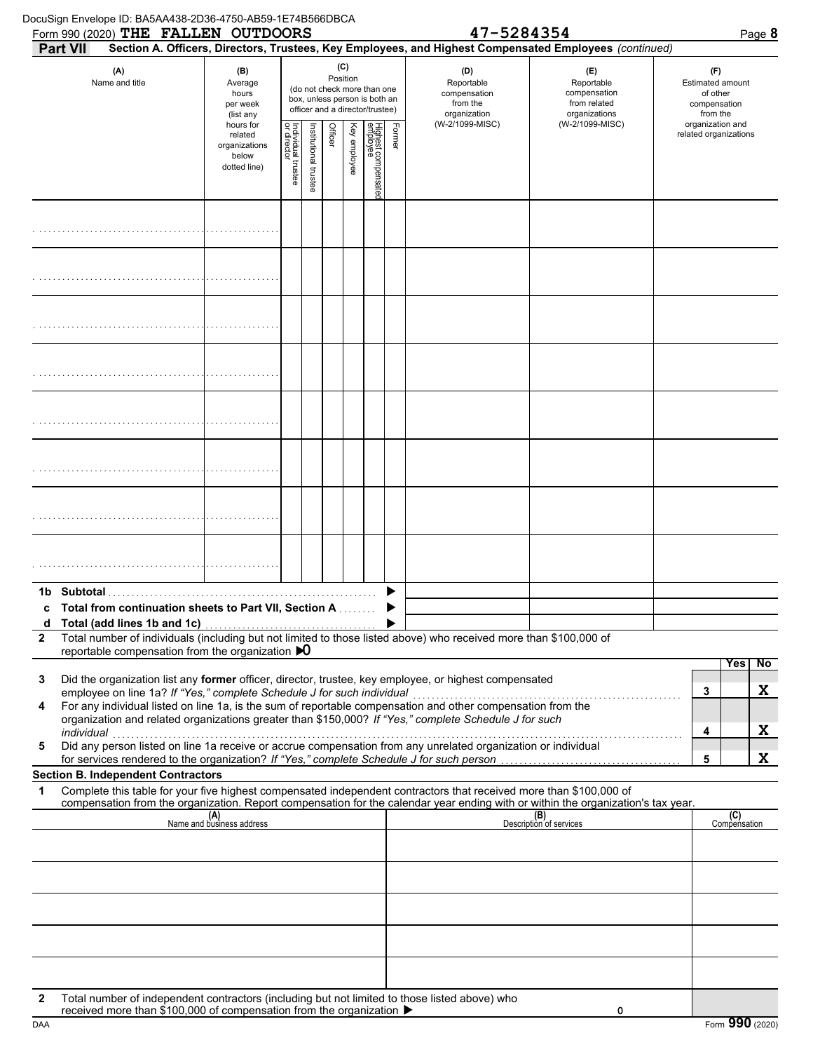DocuSign Envelope ID: BA5AA438-2D36-4750-AB59-1E74B566DBCA

Form 990 (2020) **THE FALLEN OUTDOORS** **47-5284354** Page **8**

## Part VII Section A. Officers, Directors, Trustees, Key Employees, and Highest Compensated Employees *(continued)*

| (A) Name and title | (B) Average hours per week (list any hours for related organizations below dotted line) | (C) Position (do not check more than one box, unless person is both an officer and a director/trustee) | | | | | | (D) Reportable compensation from the organization (W-2/1099-MISC) | (E) Reportable compensation from related organizations (W-2/1099-MISC) | (F) Estimated amount of other compensation from the organization and related organizations |
|---|---|---|---|---|---|---|---|---|---|---|
| | | Individual trustee or director | Institutional trustee | Officer | Key employee | Highest compensated employee | Former | | | |
| | | | | | | | | | | |
| | | | | | | | | | | |
| | | | | | | | | | | |
| | | | | | | | | | | |
| | | | | | | | | | | |
| | | | | | | | | | | |
| | | | | | | | | | | |
| | | | | | | | | | | |
| **1b Subtotal** | | | | | | | | | | |
| **c Total from continuation sheets to Part VII, Section A** | | | | | | | | | | |
| **d Total (add lines 1b and 1c)** | | | | | | | | | | |

**2** Total number of individuals (including but not limited to those listed above) who received more than $100,000 of reportable compensation from the organization ▶0

| | | Yes | No |
|---|---|---|---|
| **3** Did the organization list any **former** officer, director, trustee, key employee, or highest compensated employee on line 1a? *If "Yes," complete Schedule J for such individual* | 3 | | X |
| **4** For any individual listed on line 1a, is the sum of reportable compensation and other compensation from the organization and related organizations greater than $150,000? *If "Yes," complete Schedule J for such individual* | 4 | | X |
| **5** Did any person listed on line 1a receive or accrue compensation from any unrelated organization or individual for services rendered to the organization? *If "Yes," complete Schedule J for such person* | 5 | | X |

**Section B. Independent Contractors**

**1** Complete this table for your five highest compensated independent contractors that received more than $100,000 of compensation from the organization. Report compensation for the calendar year ending with or within the organization's tax year.

| (A) Name and business address | (B) Description of services | (C) Compensation |
|---|---|---|
| | | |
| | | |
| | | |
| | | |
| | | |

**2** Total number of independent contractors (including but not limited to those listed above) who received more than $100,000 of compensation from the organization ▶ 0

DAA Form **990** (2020)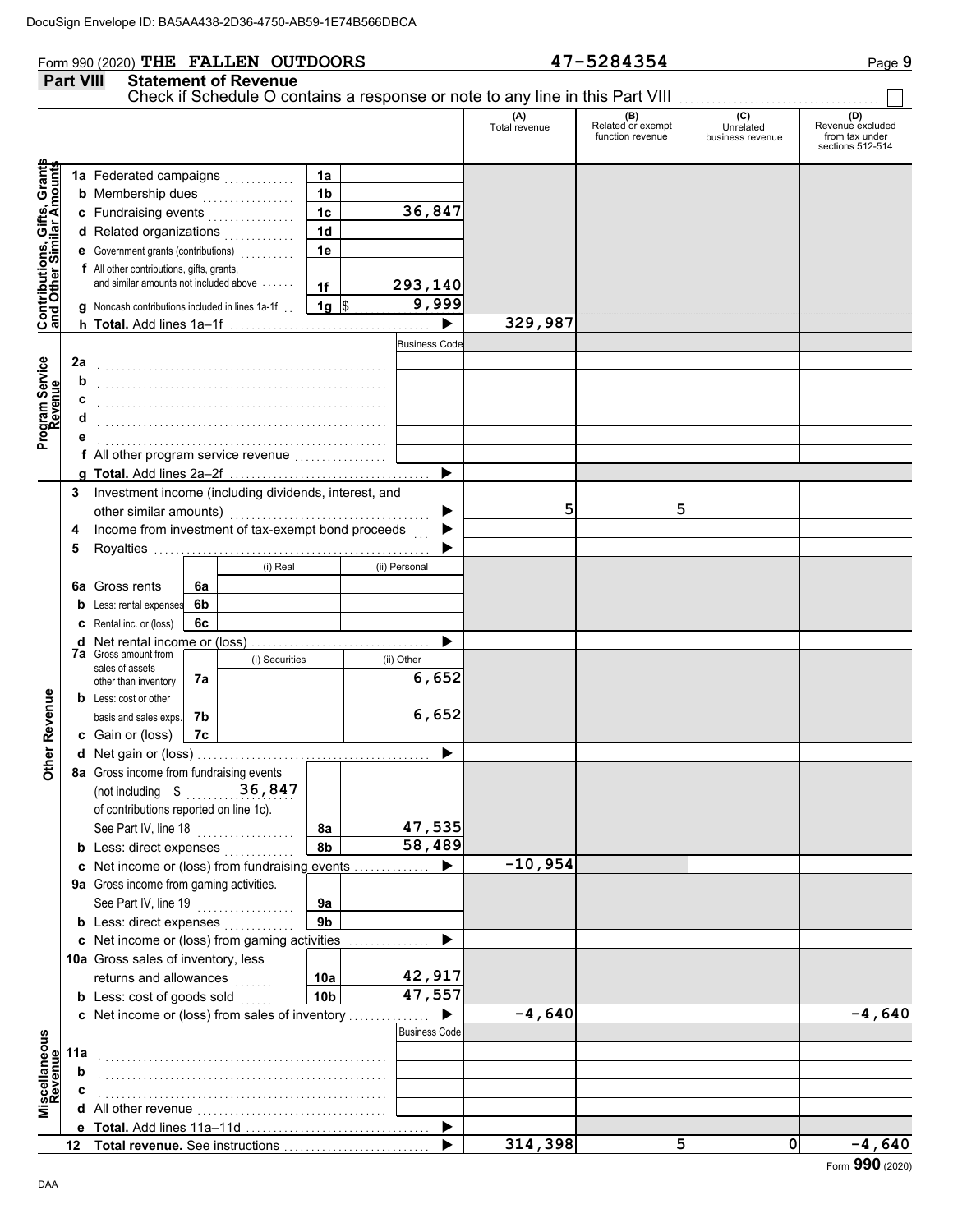DocuSign Envelope ID: BA5AA438-2D36-4750-AB59-1E74B566DBCA

Form 990 (2020) **THE FALLEN OUTDOORS** **47-5284354** Page **9**

## Part VIII Statement of Revenue

Check if Schedule O contains a response or note to any line in this Part VIII ☐

| | | | | (A) Total revenue | (B) Related or exempt function revenue | (C) Unrelated business revenue | (D) Revenue excluded from tax under sections 512-514 |
|---|---|---|---|---|---|---|---|
| **Contributions, Gifts, Grants and Other Similar Amounts** | 1a Federated campaigns | 1a | | | | | |
| | b Membership dues | 1b | | | | | |
| | c Fundraising events | 1c | 36,847 | | | | |
| | d Related organizations | 1d | | | | | |
| | e Government grants (contributions) | 1e | | | | | |
| | f All other contributions, gifts, grants, and similar amounts not included above | 1f | 293,140 | | | | |
| | g Noncash contributions included in lines 1a-1f | 1g | $ 9,999 | | | | |
| | h **Total.** Add lines 1a–1f | | ▶ | 329,987 | | | |
| **Program Service Revenue** | | | Business Code | | | | |
| | 2a | | | | | | |
| | b | | | | | | |
| | c | | | | | | |
| | d | | | | | | |
| | e | | | | | | |
| | f All other program service revenue | | | | | | |
| | g **Total.** Add lines 2a–2f | | ▶ | | | | |
| **Other Revenue** | 3 Investment income (including dividends, interest, and other similar amounts) | | ▶ | 5 | 5 | | |
| | 4 Income from investment of tax-exempt bond proceeds | | ▶ | | | | |
| | 5 Royalties | | ▶ | | | | |
| | | (i) Real | (ii) Personal | | | | |
| | 6a Gross rents (6a) | | | | | | |
| | b Less: rental expenses (6b) | | | | | | |
| | c Rental inc. or (loss) (6c) | | | | | | |
| | d Net rental income or (loss) | | ▶ | | | | |
| | | (i) Securities | (ii) Other | | | | |
| | 7a Gross amount from sales of assets other than inventory (7a) | | 6,652 | | | | |
| | b Less: cost or other basis and sales exps. (7b) | | 6,652 | | | | |
| | c Gain or (loss) (7c) | | | | | | |
| | d Net gain or (loss) | | ▶ | | | | |
| | 8a Gross income from fundraising events (not including $ 36,847 of contributions reported on line 1c). See Part IV, line 18 | 8a | 47,535 | | | | |
| | b Less: direct expenses | 8b | 58,489 | | | | |
| | c Net income or (loss) from fundraising events | | ▶ | -10,954 | | | |
| | 9a Gross income from gaming activities. See Part IV, line 19 | 9a | | | | | |
| | b Less: direct expenses | 9b | | | | | |
| | c Net income or (loss) from gaming activities | | ▶ | | | | |
| | 10a Gross sales of inventory, less returns and allowances | 10a | 42,917 | | | | |
| | b Less: cost of goods sold | 10b | 47,557 | | | | |
| | c Net income or (loss) from sales of inventory | | ▶ | -4,640 | | | -4,640 |
| **Miscellaneous Revenue** | | | Business Code | | | | |
| | 11a | | | | | | |
| | b | | | | | | |
| | c | | | | | | |
| | d All other revenue | | | | | | |
| | e **Total.** Add lines 11a–11d | | ▶ | | | | |
| | 12 **Total revenue.** See instructions | | ▶ | 314,398 | 5 | 0 | -4,640 |

DAA Form **990** (2020)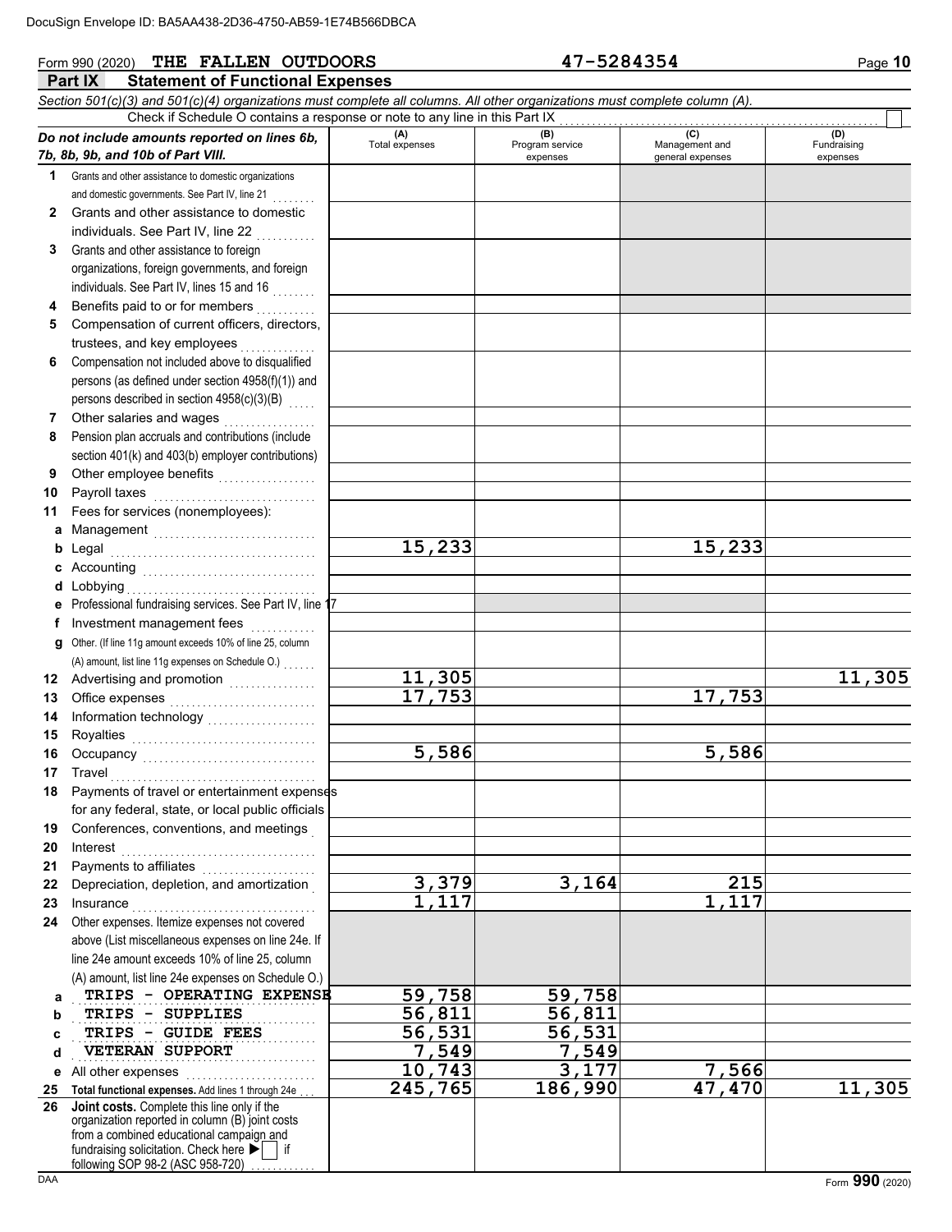DocuSign Envelope ID: BA5AA438-2D36-4750-AB59-1E74B566DBCA

Form 990 (2020) **THE FALLEN OUTDOORS** **47-5284354**

## Part IX Statement of Functional Expenses

*Section 501(c)(3) and 501(c)(4) organizations must complete all columns. All other organizations must complete column (A).*

Check if Schedule O contains a response or note to any line in this Part IX ☐

| *Do not include amounts reported on lines 6b, 7b, 8b, 9b, and 10b of Part VIII.* | (A) Total expenses | (B) Program service expenses | (C) Management and general expenses | (D) Fundraising expenses |
|---|---|---|---|---|
| **1** Grants and other assistance to domestic organizations and domestic governments. See Part IV, line 21 | | | | |
| **2** Grants and other assistance to domestic individuals. See Part IV, line 22 | | | | |
| **3** Grants and other assistance to foreign organizations, foreign governments, and foreign individuals. See Part IV, lines 15 and 16 | | | | |
| **4** Benefits paid to or for members | | | | |
| **5** Compensation of current officers, directors, trustees, and key employees | | | | |
| **6** Compensation not included above to disqualified persons (as defined under section 4958(f)(1)) and persons described in section 4958(c)(3)(B) | | | | |
| **7** Other salaries and wages | | | | |
| **8** Pension plan accruals and contributions (include section 401(k) and 403(b) employer contributions) | | | | |
| **9** Other employee benefits | | | | |
| **10** Payroll taxes | | | | |
| **11** Fees for services (nonemployees): | | | | |
| **a** Management | | | | |
| **b** Legal | 15,233 | | 15,233 | |
| **c** Accounting | | | | |
| **d** Lobbying | | | | |
| **e** Professional fundraising services. See Part IV, line 17 | | | | |
| **f** Investment management fees | | | | |
| **g** Other. (If line 11g amount exceeds 10% of line 25, column (A) amount, list line 11g expenses on Schedule O.) | | | | |
| **12** Advertising and promotion | 11,305 | | | 11,305 |
| **13** Office expenses | 17,753 | | 17,753 | |
| **14** Information technology | | | | |
| **15** Royalties | | | | |
| **16** Occupancy | 5,586 | | 5,586 | |
| **17** Travel | | | | |
| **18** Payments of travel or entertainment expenses for any federal, state, or local public officials | | | | |
| **19** Conferences, conventions, and meetings | | | | |
| **20** Interest | | | | |
| **21** Payments to affiliates | | | | |
| **22** Depreciation, depletion, and amortization | 3,379 | 3,164 | 215 | |
| **23** Insurance | 1,117 | | 1,117 | |
| **24** Other expenses. Itemize expenses not covered above (List miscellaneous expenses on line 24e. If line 24e amount exceeds 10% of line 25, column (A) amount, list line 24e expenses on Schedule O.) | | | | |
| **a** TRIPS - OPERATING EXPENSE | 59,758 | 59,758 | | |
| **b** TRIPS - SUPPLIES | 56,811 | 56,811 | | |
| **c** TRIPS - GUIDE FEES | 56,531 | 56,531 | | |
| **d** VETERAN SUPPORT | 7,549 | 7,549 | | |
| **e** All other expenses | 10,743 | 3,177 | 7,566 | |
| **25 Total functional expenses.** Add lines 1 through 24e | 245,765 | 186,990 | 47,470 | 11,305 |
| **26 Joint costs.** Complete this line only if the organization reported in column (B) joint costs from a combined educational campaign and fundraising solicitation. Check here ▶ ☐ if following SOP 98-2 (ASC 958-720) | | | | |

DAA Form **990** (2020)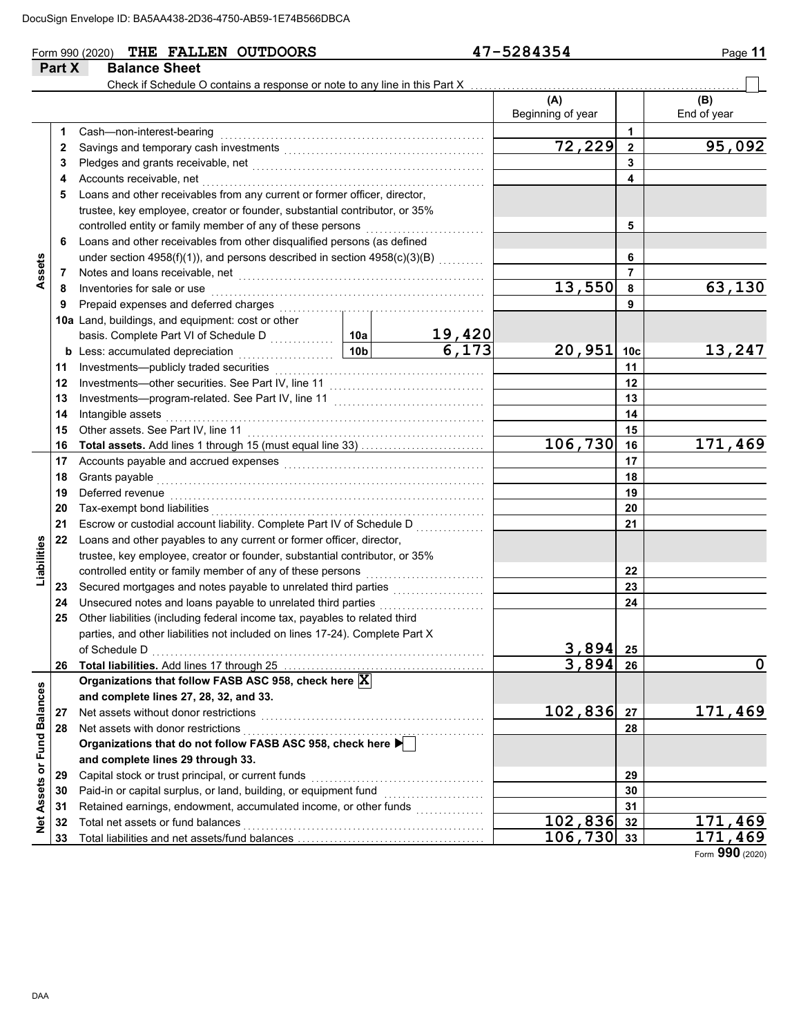DocuSign Envelope ID: BA5AA438-2D36-4750-AB59-1E74B566DBCA

Form 990 (2020) **THE FALLEN OUTDOORS** **47-5284354** Page **11**

## Part X Balance Sheet

Check if Schedule O contains a response or note to any line in this Part X . . . . . . . . . . . . ☐

| | | | | | (A) Beginning of year | | (B) End of year |
|---|---|---|---|---|---|---|---|
| **Assets** | 1 | Cash—non-interest-bearing | | | | 1 | |
| | 2 | Savings and temporary cash investments | | | 72,229 | 2 | 95,092 |
| | 3 | Pledges and grants receivable, net | | | | 3 | |
| | 4 | Accounts receivable, net | | | | 4 | |
| | 5 | Loans and other receivables from any current or former officer, director, trustee, key employee, creator or founder, substantial contributor, or 35% controlled entity or family member of any of these persons | | | | 5 | |
| | 6 | Loans and other receivables from other disqualified persons (as defined under section 4958(f)(1)), and persons described in section 4958(c)(3)(B) | | | | 6 | |
| | 7 | Notes and loans receivable, net | | | | 7 | |
| | 8 | Inventories for sale or use | | | 13,550 | 8 | 63,130 |
| | 9 | Prepaid expenses and deferred charges | | | | 9 | |
| | 10a | Land, buildings, and equipment: cost or other basis. Complete Part VI of Schedule D | 10a | 19,420 | | | |
| | b | Less: accumulated depreciation | 10b | 6,173 | 20,951 | 10c | 13,247 |
| | 11 | Investments—publicly traded securities | | | | 11 | |
| | 12 | Investments—other securities. See Part IV, line 11 | | | | 12 | |
| | 13 | Investments—program-related. See Part IV, line 11 | | | | 13 | |
| | 14 | Intangible assets | | | | 14 | |
| | 15 | Other assets. See Part IV, line 11 | | | | 15 | |
| | 16 | **Total assets.** Add lines 1 through 15 (must equal line 33) | | | 106,730 | 16 | 171,469 |
| **Liabilities** | 17 | Accounts payable and accrued expenses | | | | 17 | |
| | 18 | Grants payable | | | | 18 | |
| | 19 | Deferred revenue | | | | 19 | |
| | 20 | Tax-exempt bond liabilities | | | | 20 | |
| | 21 | Escrow or custodial account liability. Complete Part IV of Schedule D | | | | 21 | |
| | 22 | Loans and other payables to any current or former officer, director, trustee, key employee, creator or founder, substantial contributor, or 35% controlled entity or family member of any of these persons | | | | 22 | |
| | 23 | Secured mortgages and notes payable to unrelated third parties | | | | 23 | |
| | 24 | Unsecured notes and loans payable to unrelated third parties | | | | 24 | |
| | 25 | Other liabilities (including federal income tax, payables to related third parties, and other liabilities not included on lines 17-24). Complete Part X of Schedule D | | | 3,894 | 25 | |
| | 26 | **Total liabilities.** Add lines 17 through 25 | | | 3,894 | 26 | 0 |
| **Net Assets or Fund Balances** | | **Organizations that follow FASB ASC 958, check here** ☒ **and complete lines 27, 28, 32, and 33.** | | | | | |
| | 27 | Net assets without donor restrictions | | | 102,836 | 27 | 171,469 |
| | 28 | Net assets with donor restrictions | | | | 28 | |
| | | **Organizations that do not follow FASB ASC 958, check here** ▶ ☐ **and complete lines 29 through 33.** | | | | | |
| | 29 | Capital stock or trust principal, or current funds | | | | 29 | |
| | 30 | Paid-in or capital surplus, or land, building, or equipment fund | | | | 30 | |
| | 31 | Retained earnings, endowment, accumulated income, or other funds | | | | 31 | |
| | 32 | Total net assets or fund balances | | | 102,836 | 32 | 171,469 |
| | 33 | Total liabilities and net assets/fund balances | | | 106,730 | 33 | 171,469 |

Form **990** (2020)

DAA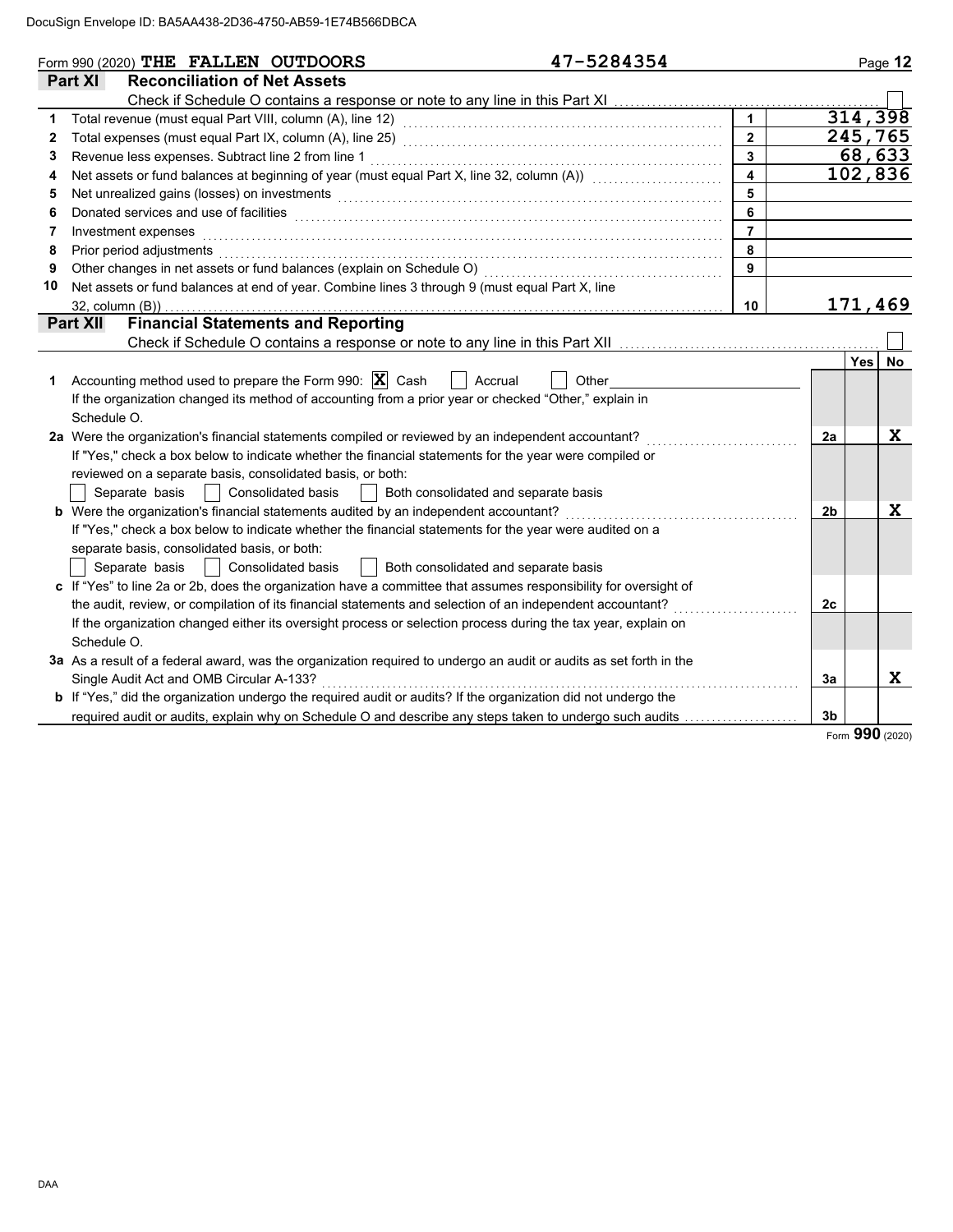DocuSign Envelope ID: BA5AA438-2D36-4750-AB59-1E74B566DBCA

Form 990 (2020) **THE FALLEN OUTDOORS** 47-5284354 Page **12**

## Part XI Reconciliation of Net Assets

Check if Schedule O contains a response or note to any line in this Part XI ☐

| | | | |
|---|---|---|---|
| 1 | Total revenue (must equal Part VIII, column (A), line 12) | 1 | 314,398 |
| 2 | Total expenses (must equal Part IX, column (A), line 25) | 2 | 245,765 |
| 3 | Revenue less expenses. Subtract line 2 from line 1 | 3 | 68,633 |
| 4 | Net assets or fund balances at beginning of year (must equal Part X, line 32, column (A)) | 4 | 102,836 |
| 5 | Net unrealized gains (losses) on investments | 5 | |
| 6 | Donated services and use of facilities | 6 | |
| 7 | Investment expenses | 7 | |
| 8 | Prior period adjustments | 8 | |
| 9 | Other changes in net assets or fund balances (explain on Schedule O) | 9 | |
| 10 | Net assets or fund balances at end of year. Combine lines 3 through 9 (must equal Part X, line 32, column (B)) | 10 | 171,469 |

## Part XII Financial Statements and Reporting

Check if Schedule O contains a response or note to any line in this Part XII ☐

| | | | Yes | No |
|---|---|---|---|---|
| 1 | Accounting method used to prepare the Form 990: ☒ Cash ☐ Accrual ☐ Other ____<br>If the organization changed its method of accounting from a prior year or checked "Other," explain in Schedule O. | | | |
| 2a | Were the organization's financial statements compiled or reviewed by an independent accountant?<br>If "Yes," check a box below to indicate whether the financial statements for the year were compiled or reviewed on a separate basis, consolidated basis, or both:<br>☐ Separate basis ☐ Consolidated basis ☐ Both consolidated and separate basis | 2a | | X |
| b | Were the organization's financial statements audited by an independent accountant?<br>If "Yes," check a box below to indicate whether the financial statements for the year were audited on a separate basis, consolidated basis, or both:<br>☐ Separate basis ☐ Consolidated basis ☐ Both consolidated and separate basis | 2b | | X |
| c | If "Yes" to line 2a or 2b, does the organization have a committee that assumes responsibility for oversight of the audit, review, or compilation of its financial statements and selection of an independent accountant?<br>If the organization changed either its oversight process or selection process during the tax year, explain on Schedule O. | 2c | | |
| 3a | As a result of a federal award, was the organization required to undergo an audit or audits as set forth in the Single Audit Act and OMB Circular A-133? | 3a | | X |
| b | If "Yes," did the organization undergo the required audit or audits? If the organization did not undergo the required audit or audits, explain why on Schedule O and describe any steps taken to undergo such audits | 3b | | |

Form **990** (2020)

DAA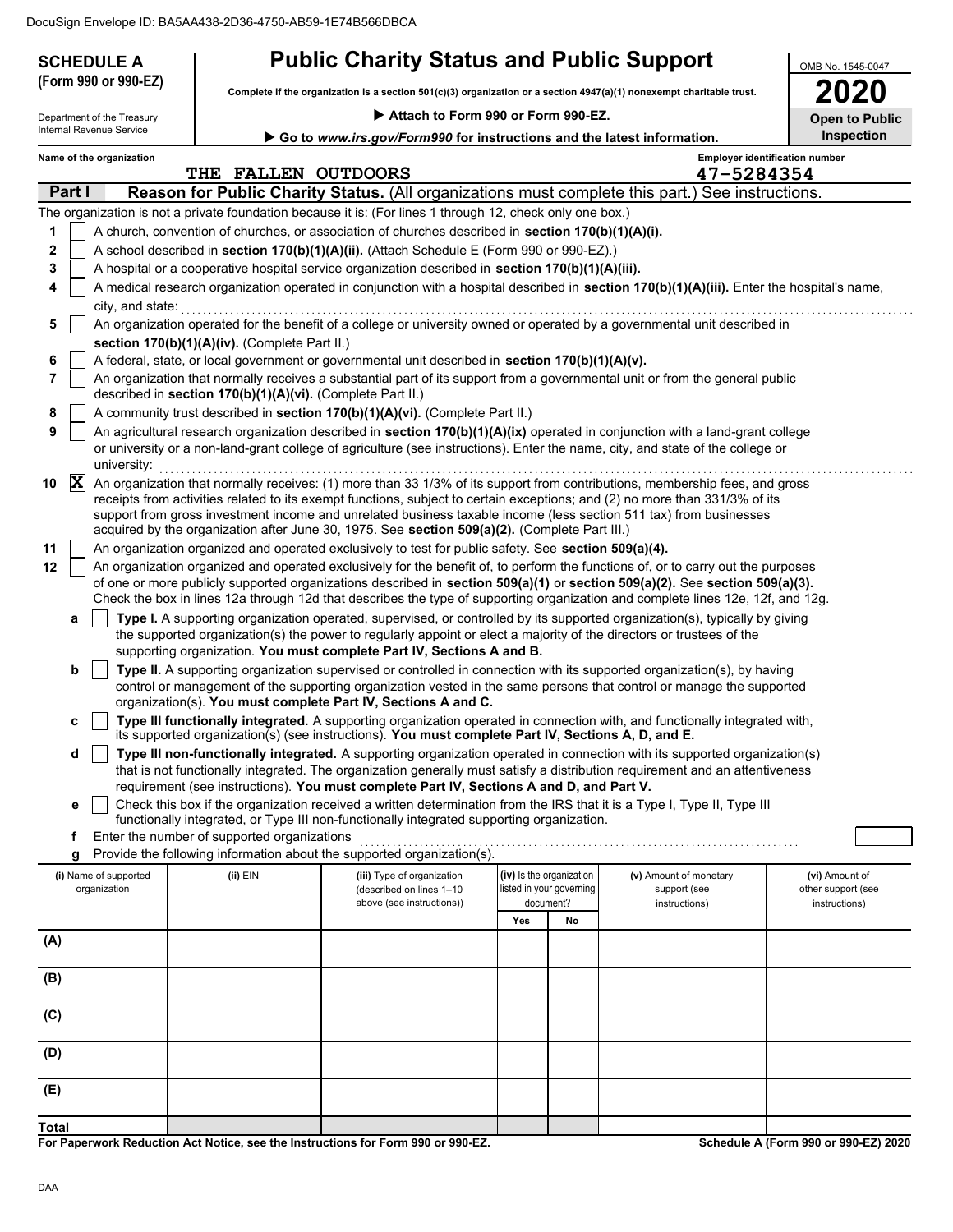DocuSign Envelope ID: BA5AA438-2D36-4750-AB59-1E74B566DBCA

**SCHEDULE A**
**(Form 990 or 990-EZ)**

Department of the Treasury
Internal Revenue Service

# Public Charity Status and Public Support

**Complete if the organization is a section 501(c)(3) organization or a section 4947(a)(1) nonexempt charitable trust.**

▶ **Attach to Form 990 or Form 990-EZ.**

▶ **Go to *www.irs.gov/Form990* for instructions and the latest information.**

OMB No. 1545-0047

**2020**

**Open to Public Inspection**

**Name of the organization**
THE FALLEN OUTDOORS

**Employer identification number**
47-5284354

## Part I — Reason for Public Charity Status. (All organizations must complete this part.) See instructions.

The organization is not a private foundation because it is: (For lines 1 through 12, check only one box.)

1. [ ] A church, convention of churches, or association of churches described in **section 170(b)(1)(A)(i).**
2. [ ] A school described in **section 170(b)(1)(A)(ii).** (Attach Schedule E (Form 990 or 990-EZ).)
3. [ ] A hospital or a cooperative hospital service organization described in **section 170(b)(1)(A)(iii).**
4. [ ] A medical research organization operated in conjunction with a hospital described in **section 170(b)(1)(A)(iii).** Enter the hospital's name, city, and state:
5. [ ] An organization operated for the benefit of a college or university owned or operated by a governmental unit described in **section 170(b)(1)(A)(iv).** (Complete Part II.)
6. [ ] A federal, state, or local government or governmental unit described in **section 170(b)(1)(A)(v).**
7. [ ] An organization that normally receives a substantial part of its support from a governmental unit or from the general public described in **section 170(b)(1)(A)(vi).** (Complete Part II.)
8. [ ] A community trust described in **section 170(b)(1)(A)(vi).** (Complete Part II.)
9. [ ] An agricultural research organization described in **section 170(b)(1)(A)(ix)** operated in conjunction with a land-grant college or university or a non-land-grant college of agriculture (see instructions). Enter the name, city, and state of the college or university:
10. [X] An organization that normally receives: (1) more than 33 1/3% of its support from contributions, membership fees, and gross receipts from activities related to its exempt functions, subject to certain exceptions; and (2) no more than 331/3% of its support from gross investment income and unrelated business taxable income (less section 511 tax) from businesses acquired by the organization after June 30, 1975. See **section 509(a)(2).** (Complete Part III.)
11. [ ] An organization organized and operated exclusively to test for public safety. See **section 509(a)(4).**
12. [ ] An organization organized and operated exclusively for the benefit of, to perform the functions of, or to carry out the purposes of one or more publicly supported organizations described in **section 509(a)(1)** or **section 509(a)(2).** See **section 509(a)(3).** Check the box in lines 12a through 12d that describes the type of supporting organization and complete lines 12e, 12f, and 12g.
   - **a** [ ] **Type I.** A supporting organization operated, supervised, or controlled by its supported organization(s), typically by giving the supported organization(s) the power to regularly appoint or elect a majority of the directors or trustees of the supporting organization. **You must complete Part IV, Sections A and B.**
   - **b** [ ] **Type II.** A supporting organization supervised or controlled in connection with its supported organization(s), by having control or management of the supporting organization vested in the same persons that control or manage the supported organization(s). **You must complete Part IV, Sections A and C.**
   - **c** [ ] **Type III functionally integrated.** A supporting organization operated in connection with, and functionally integrated with, its supported organization(s) (see instructions). **You must complete Part IV, Sections A, D, and E.**
   - **d** [ ] **Type III non-functionally integrated.** A supporting organization operated in connection with its supported organization(s) that is not functionally integrated. The organization generally must satisfy a distribution requirement and an attentiveness requirement (see instructions). **You must complete Part IV, Sections A and D, and Part V.**
   - **e** [ ] Check this box if the organization received a written determination from the IRS that it is a Type I, Type II, Type III functionally integrated, or Type III non-functionally integrated supporting organization.
   - **f** Enter the number of supported organizations
   - **g** Provide the following information about the supported organization(s).

| (i) Name of supported organization | (ii) EIN | (iii) Type of organization (described on lines 1–10 above (see instructions)) | (iv) Is the organization listed in your governing document? Yes | No | (v) Amount of monetary support (see instructions) | (vi) Amount of other support (see instructions) |
|---|---|---|---|---|---|---|
| (A) | | | | | | |
| (B) | | | | | | |
| (C) | | | | | | |
| (D) | | | | | | |
| (E) | | | | | | |
| **Total** | | | | | | |

**For Paperwork Reduction Act Notice, see the Instructions for Form 990 or 990-EZ.** **Schedule A (Form 990 or 990-EZ) 2020**

DAA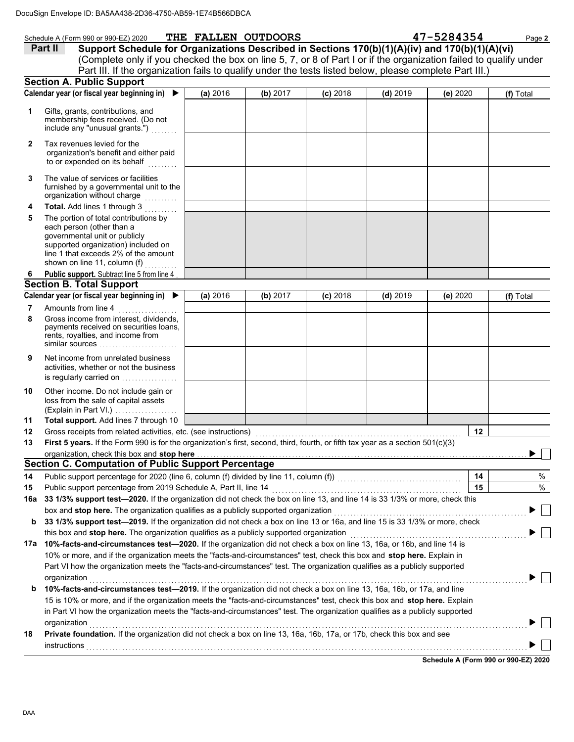DocuSign Envelope ID: BA5AA438-2D36-4750-AB59-1E74B566DBCA

Schedule A (Form 990 or 990-EZ) 2020 THE FALLEN OUTDOORS 47-5284354

## Part II Support Schedule for Organizations Described in Sections 170(b)(1)(A)(iv) and 170(b)(1)(A)(vi)

(Complete only if you checked the box on line 5, 7, or 8 of Part I or if the organization failed to qualify under Part III. If the organization fails to qualify under the tests listed below, please complete Part III.)

### Section A. Public Support

| Calendar year (or fiscal year beginning in) ▶ | (a) 2016 | (b) 2017 | (c) 2018 | (d) 2019 | (e) 2020 | (f) Total |
|---|---|---|---|---|---|---|
| **1** Gifts, grants, contributions, and membership fees received. (Do not include any "unusual grants.") | | | | | | |
| **2** Tax revenues levied for the organization's benefit and either paid to or expended on its behalf | | | | | | |
| **3** The value of services or facilities furnished by a governmental unit to the organization without charge | | | | | | |
| **4** **Total.** Add lines 1 through 3 | | | | | | |
| **5** The portion of total contributions by each person (other than a governmental unit or publicly supported organization) included on line 1 that exceeds 2% of the amount shown on line 11, column (f) | | | | | | |
| **6** **Public support.** Subtract line 5 from line 4 | | | | | | |

### Section B. Total Support

| Calendar year (or fiscal year beginning in) ▶ | (a) 2016 | (b) 2017 | (c) 2018 | (d) 2019 | (e) 2020 | (f) Total |
|---|---|---|---|---|---|---|
| **7** Amounts from line 4 | | | | | | |
| **8** Gross income from interest, dividends, payments received on securities loans, rents, royalties, and income from similar sources | | | | | | |
| **9** Net income from unrelated business activities, whether or not the business is regularly carried on | | | | | | |
| **10** Other income. Do not include gain or loss from the sale of capital assets (Explain in Part VI.) | | | | | | |
| **11** **Total support.** Add lines 7 through 10 | | | | | | |

**12** Gross receipts from related activities, etc. (see instructions) **12**

**13** **First 5 years.** If the Form 990 is for the organization's first, second, third, fourth, or fifth tax year as a section 501(c)(3) organization, check this box and **stop here** ▶ ☐

### Section C. Computation of Public Support Percentage

**14** Public support percentage for 2020 (line 6, column (f) divided by line 11, column (f)) **14** %

**15** Public support percentage from 2019 Schedule A, Part II, line 14 **15** %

**16a** **33 1/3% support test—2020.** If the organization did not check the box on line 13, and line 14 is 33 1/3% or more, check this box and **stop here.** The organization qualifies as a publicly supported organization ▶ ☐

**b** **33 1/3% support test—2019.** If the organization did not check a box on line 13 or 16a, and line 15 is 33 1/3% or more, check this box and **stop here.** The organization qualifies as a publicly supported organization ▶ ☐

**17a** **10%-facts-and-circumstances test—2020.** If the organization did not check a box on line 13, 16a, or 16b, and line 14 is 10% or more, and if the organization meets the "facts-and-circumstances" test, check this box and **stop here.** Explain in Part VI how the organization meets the "facts-and-circumstances" test. The organization qualifies as a publicly supported organization ▶ ☐

**b** **10%-facts-and-circumstances test—2019.** If the organization did not check a box on line 13, 16a, 16b, or 17a, and line 15 is 10% or more, and if the organization meets the "facts-and-circumstances" test, check this box and **stop here.** Explain in Part VI how the organization meets the "facts-and-circumstances" test. The organization qualifies as a publicly supported organization ▶ ☐

**18** **Private foundation.** If the organization did not check a box on line 13, 16a, 16b, 17a, or 17b, check this box and see instructions ▶ ☐

**Schedule A (Form 990 or 990-EZ) 2020**

DAA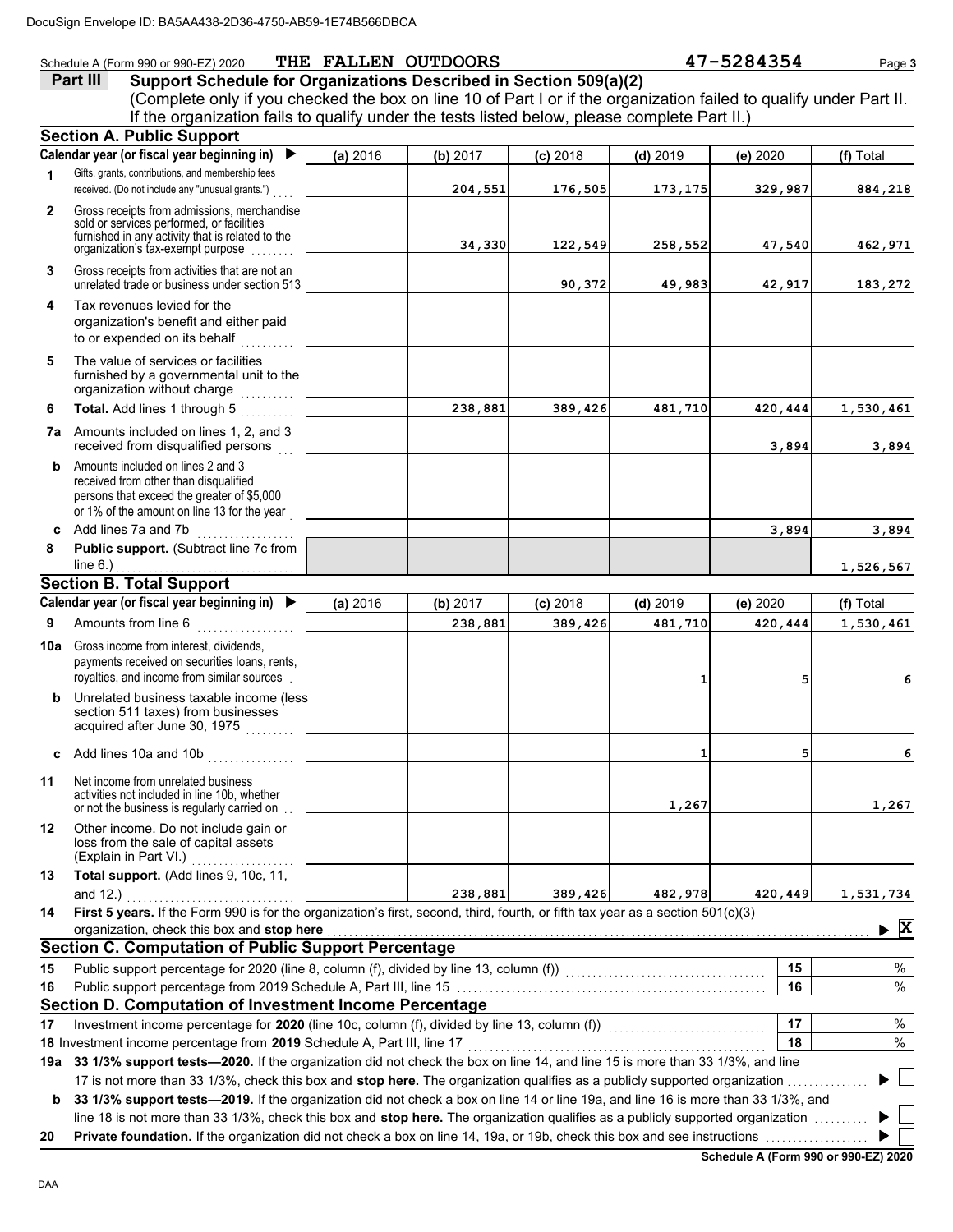DocuSign Envelope ID: BA5AA438-2D36-4750-AB59-1E74B566DBCA

Schedule A (Form 990 or 990-EZ) 2020 **THE FALLEN OUTDOORS** **47-5284354** Page **3**

## Part III Support Schedule for Organizations Described in Section 509(a)(2)

(Complete only if you checked the box on line 10 of Part I or if the organization failed to qualify under Part II. If the organization fails to qualify under the tests listed below, please complete Part II.)

### Section A. Public Support

| | Calendar year (or fiscal year beginning in) ▶ | (a) 2016 | (b) 2017 | (c) 2018 | (d) 2019 | (e) 2020 | (f) Total |
|---|---|---|---|---|---|---|---|
| 1 | Gifts, grants, contributions, and membership fees received. (Do not include any "unusual grants.") | | 204,551 | 176,505 | 173,175 | 329,987 | 884,218 |
| 2 | Gross receipts from admissions, merchandise sold or services performed, or facilities furnished in any activity that is related to the organization's tax-exempt purpose | | 34,330 | 122,549 | 258,552 | 47,540 | 462,971 |
| 3 | Gross receipts from activities that are not an unrelated trade or business under section 513 | | | 90,372 | 49,983 | 42,917 | 183,272 |
| 4 | Tax revenues levied for the organization's benefit and either paid to or expended on its behalf | | | | | | |
| 5 | The value of services or facilities furnished by a governmental unit to the organization without charge | | | | | | |
| 6 | **Total.** Add lines 1 through 5 | | 238,881 | 389,426 | 481,710 | 420,444 | 1,530,461 |
| 7a | Amounts included on lines 1, 2, and 3 received from disqualified persons | | | | | 3,894 | 3,894 |
| b | Amounts included on lines 2 and 3 received from other than disqualified persons that exceed the greater of $5,000 or 1% of the amount on line 13 for the year | | | | | | |
| c | Add lines 7a and 7b | | | | | 3,894 | 3,894 |
| 8 | **Public support.** (Subtract line 7c from line 6.) | | | | | | 1,526,567 |

### Section B. Total Support

| | Calendar year (or fiscal year beginning in) ▶ | (a) 2016 | (b) 2017 | (c) 2018 | (d) 2019 | (e) 2020 | (f) Total |
|---|---|---|---|---|---|---|---|
| 9 | Amounts from line 6 | | 238,881 | 389,426 | 481,710 | 420,444 | 1,530,461 |
| 10a | Gross income from interest, dividends, payments received on securities loans, rents, royalties, and income from similar sources | | | | 1 | 5 | 6 |
| b | Unrelated business taxable income (less section 511 taxes) from businesses acquired after June 30, 1975 | | | | | | |
| c | Add lines 10a and 10b | | | | 1 | 5 | 6 |
| 11 | Net income from unrelated business activities not included in line 10b, whether or not the business is regularly carried on | | | | 1,267 | | 1,267 |
| 12 | Other income. Do not include gain or loss from the sale of capital assets (Explain in Part VI.) | | | | | | |
| 13 | **Total support.** (Add lines 9, 10c, 11, and 12.) | | 238,881 | 389,426 | 482,978 | 420,449 | 1,531,734 |

**14** **First 5 years.** If the Form 990 is for the organization's first, second, third, fourth, or fifth tax year as a section 501(c)(3) organization, check this box and **stop here** ▶ [X]

### Section C. Computation of Public Support Percentage

| | | | |
|---|---|---|---|
| 15 | Public support percentage for 2020 (line 8, column (f), divided by line 13, column (f)) | 15 | % |
| 16 | Public support percentage from 2019 Schedule A, Part III, line 15 | 16 | % |

### Section D. Computation of Investment Income Percentage

| | | | |
|---|---|---|---|
| 17 | Investment income percentage for **2020** (line 10c, column (f), divided by line 13, column (f)) | 17 | % |
| 18 | Investment income percentage from **2019** Schedule A, Part III, line 17 | 18 | % |

**19a** **33 1/3% support tests—2020.** If the organization did not check the box on line 14, and line 15 is more than 33 1/3%, and line 17 is not more than 33 1/3%, check this box and **stop here.** The organization qualifies as a publicly supported organization ▶ [ ]

**b** **33 1/3% support tests—2019.** If the organization did not check a box on line 14 or line 19a, and line 16 is more than 33 1/3%, and line 18 is not more than 33 1/3%, check this box and **stop here.** The organization qualifies as a publicly supported organization ▶ [ ]

**20** **Private foundation.** If the organization did not check a box on line 14, 19a, or 19b, check this box and see instructions ▶ [ ]

**Schedule A (Form 990 or 990-EZ) 2020**

DAA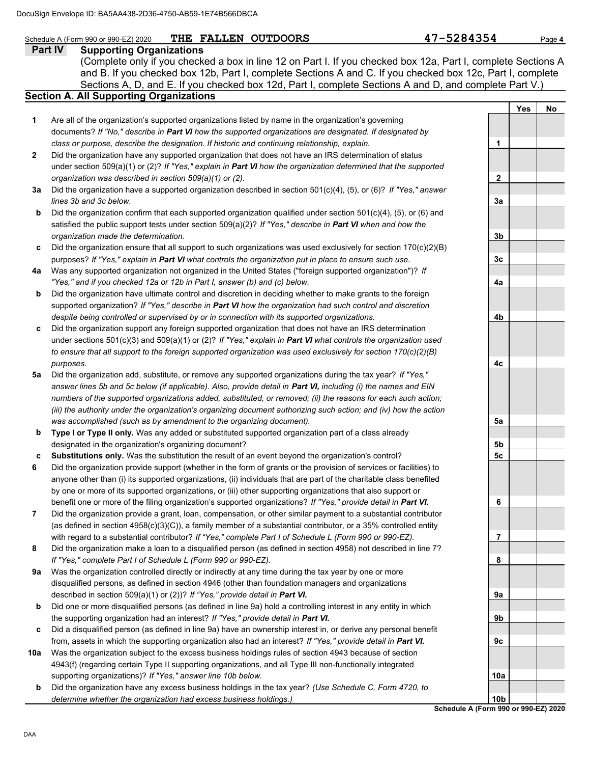DocuSign Envelope ID: BA5AA438-2D36-4750-AB59-1E74B566DBCA

Schedule A (Form 990 or 990-EZ) 2020 **THE FALLEN OUTDOORS** **47-5284354** Page **4**

## Part IV Supporting Organizations

(Complete only if you checked a box in line 12 on Part I. If you checked box 12a, Part I, complete Sections A and B. If you checked box 12b, Part I, complete Sections A and C. If you checked box 12c, Part I, complete Sections A, D, and E. If you checked box 12d, Part I, complete Sections A and D, and complete Part V.)

### Section A. All Supporting Organizations

| | | | Yes | No |
|---|---|---|---|---|
| **1** | Are all of the organization's supported organizations listed by name in the organization's governing documents? *If "No," describe in **Part VI** how the supported organizations are designated. If designated by class or purpose, describe the designation. If historic and continuing relationship, explain.* | **1** | | |
| **2** | Did the organization have any supported organization that does not have an IRS determination of status under section 509(a)(1) or (2)? *If "Yes," explain in **Part VI** how the organization determined that the supported organization was described in section 509(a)(1) or (2).* | **2** | | |
| **3a** | Did the organization have a supported organization described in section 501(c)(4), (5), or (6)? *If "Yes," answer lines 3b and 3c below.* | **3a** | | |
| **b** | Did the organization confirm that each supported organization qualified under section 501(c)(4), (5), or (6) and satisfied the public support tests under section 509(a)(2)? *If "Yes," describe in **Part VI** when and how the organization made the determination.* | **3b** | | |
| **c** | Did the organization ensure that all support to such organizations was used exclusively for section 170(c)(2)(B) purposes? *If "Yes," explain in **Part VI** what controls the organization put in place to ensure such use.* | **3c** | | |
| **4a** | Was any supported organization not organized in the United States ("foreign supported organization")? *If "Yes," and if you checked 12a or 12b in Part I, answer (b) and (c) below.* | **4a** | | |
| **b** | Did the organization have ultimate control and discretion in deciding whether to make grants to the foreign supported organization? *If "Yes," describe in **Part VI** how the organization had such control and discretion despite being controlled or supervised by or in connection with its supported organizations.* | **4b** | | |
| **c** | Did the organization support any foreign supported organization that does not have an IRS determination under sections 501(c)(3) and 509(a)(1) or (2)? *If "Yes," explain in **Part VI** what controls the organization used to ensure that all support to the foreign supported organization was used exclusively for section 170(c)(2)(B) purposes.* | **4c** | | |
| **5a** | Did the organization add, substitute, or remove any supported organizations during the tax year? *If "Yes," answer lines 5b and 5c below (if applicable). Also, provide detail in **Part VI,** including (i) the names and EIN numbers of the supported organizations added, substituted, or removed; (ii) the reasons for each such action; (iii) the authority under the organization's organizing document authorizing such action; and (iv) how the action was accomplished (such as by amendment to the organizing document).* | **5a** | | |
| **b** | **Type I or Type II only.** Was any added or substituted supported organization part of a class already designated in the organization's organizing document? | **5b** | | |
| **c** | **Substitutions only.** Was the substitution the result of an event beyond the organization's control? | **5c** | | |
| **6** | Did the organization provide support (whether in the form of grants or the provision of services or facilities) to anyone other than (i) its supported organizations, (ii) individuals that are part of the charitable class benefited by one or more of its supported organizations, or (iii) other supporting organizations that also support or benefit one or more of the filing organization's supported organizations? *If "Yes," provide detail in **Part VI.*** | **6** | | |
| **7** | Did the organization provide a grant, loan, compensation, or other similar payment to a substantial contributor (as defined in section 4958(c)(3)(C)), a family member of a substantial contributor, or a 35% controlled entity with regard to a substantial contributor? *If "Yes," complete Part I of Schedule L (Form 990 or 990-EZ).* | **7** | | |
| **8** | Did the organization make a loan to a disqualified person (as defined in section 4958) not described in line 7? *If "Yes," complete Part I of Schedule L (Form 990 or 990-EZ).* | **8** | | |
| **9a** | Was the organization controlled directly or indirectly at any time during the tax year by one or more disqualified persons, as defined in section 4946 (other than foundation managers and organizations described in section 509(a)(1) or (2))? *If "Yes," provide detail in **Part VI.*** | **9a** | | |
| **b** | Did one or more disqualified persons (as defined in line 9a) hold a controlling interest in any entity in which the supporting organization had an interest? *If "Yes," provide detail in **Part VI.*** | **9b** | | |
| **c** | Did a disqualified person (as defined in line 9a) have an ownership interest in, or derive any personal benefit from, assets in which the supporting organization also had an interest? *If "Yes," provide detail in **Part VI.*** | **9c** | | |
| **10a** | Was the organization subject to the excess business holdings rules of section 4943 because of section 4943(f) (regarding certain Type II supporting organizations, and all Type III non-functionally integrated supporting organizations)? *If "Yes," answer line 10b below.* | **10a** | | |
| **b** | Did the organization have any excess business holdings in the tax year? *(Use Schedule C, Form 4720, to determine whether the organization had excess business holdings.)* | **10b** | | |

**Schedule A (Form 990 or 990-EZ) 2020**

DAA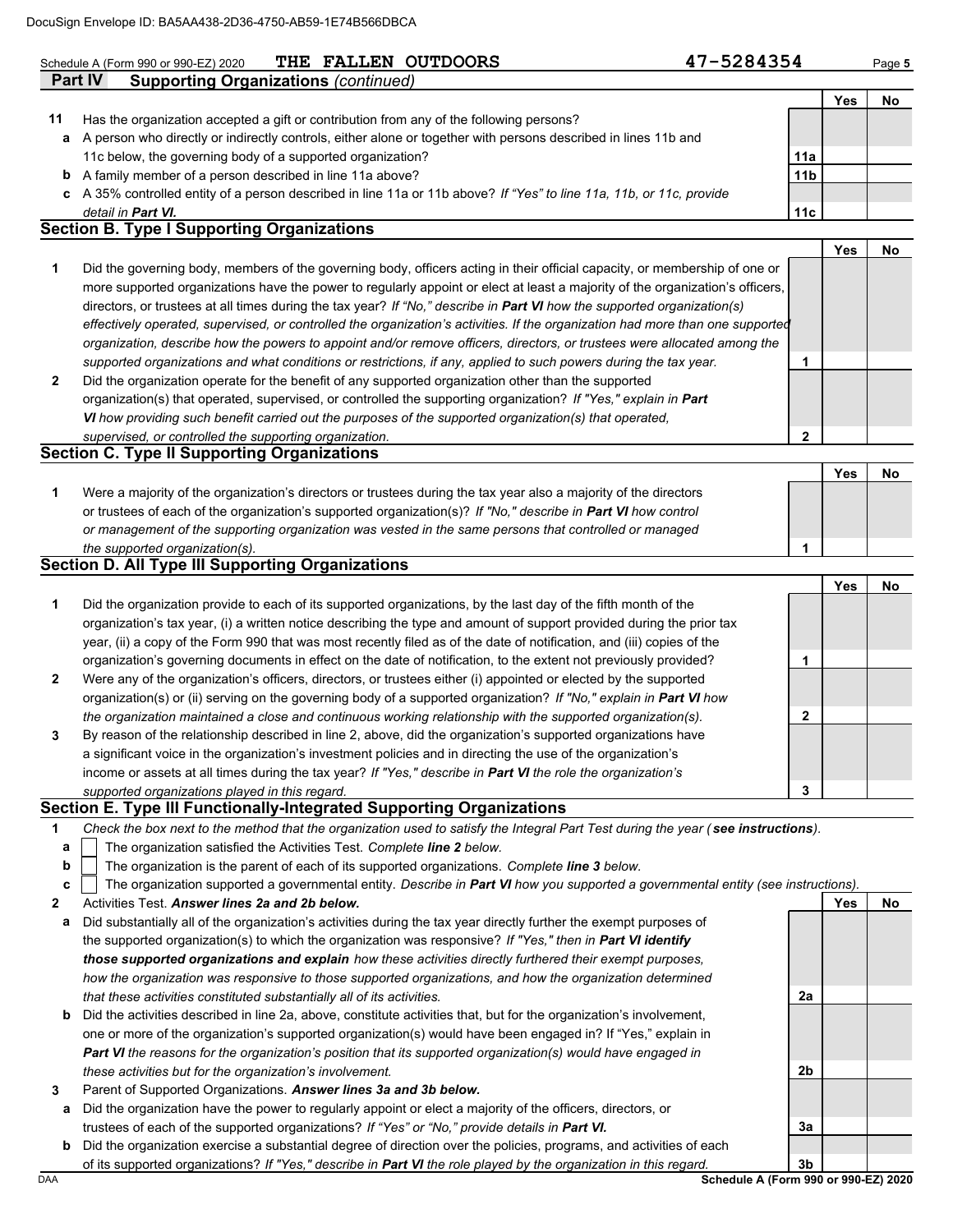DocuSign Envelope ID: BA5AA438-2D36-4750-AB59-1E74B566DBCA

Schedule A (Form 990 or 990-EZ) 2020 **THE FALLEN OUTDOORS** **47-5284354** Page **5**

**Part IV Supporting Organizations** *(continued)*

| | | | Yes | No |
|---|---|---|---|---|
| **11** | Has the organization accepted a gift or contribution from any of the following persons? | | | |
| **a** | A person who directly or indirectly controls, either alone or together with persons described in lines 11b and 11c below, the governing body of a supported organization? | **11a** | | |
| **b** | A family member of a person described in line 11a above? | **11b** | | |
| **c** | A 35% controlled entity of a person described in line 11a or 11b above? *If "Yes" to line 11a, 11b, or 11c, provide detail in* ***Part VI.*** | **11c** | | |

## Section B. Type I Supporting Organizations

| | | | Yes | No |
|---|---|---|---|---|
| **1** | Did the governing body, members of the governing body, officers acting in their official capacity, or membership of one or more supported organizations have the power to regularly appoint or elect at least a majority of the organization's officers, directors, or trustees at all times during the tax year? *If "No," describe in* ***Part VI*** *how the supported organization(s) effectively operated, supervised, or controlled the organization's activities. If the organization had more than one supported organization, describe how the powers to appoint and/or remove officers, directors, or trustees were allocated among the supported organizations and what conditions or restrictions, if any, applied to such powers during the tax year.* | **1** | | |
| **2** | Did the organization operate for the benefit of any supported organization other than the supported organization(s) that operated, supervised, or controlled the supporting organization? *If "Yes," explain in* ***Part VI*** *how providing such benefit carried out the purposes of the supported organization(s) that operated, supervised, or controlled the supporting organization.* | **2** | | |

## Section C. Type II Supporting Organizations

| | | | Yes | No |
|---|---|---|---|---|
| **1** | Were a majority of the organization's directors or trustees during the tax year also a majority of the directors or trustees of each of the organization's supported organization(s)? *If "No," describe in* ***Part VI*** *how control or management of the supporting organization was vested in the same persons that controlled or managed the supported organization(s).* | **1** | | |

## Section D. All Type III Supporting Organizations

| | | | Yes | No |
|---|---|---|---|---|
| **1** | Did the organization provide to each of its supported organizations, by the last day of the fifth month of the organization's tax year, (i) a written notice describing the type and amount of support provided during the prior tax year, (ii) a copy of the Form 990 that was most recently filed as of the date of notification, and (iii) copies of the organization's governing documents in effect on the date of notification, to the extent not previously provided? | **1** | | |
| **2** | Were any of the organization's officers, directors, or trustees either (i) appointed or elected by the supported organization(s) or (ii) serving on the governing body of a supported organization? *If "No," explain in* ***Part VI*** *how the organization maintained a close and continuous working relationship with the supported organization(s).* | **2** | | |
| **3** | By reason of the relationship described in line 2, above, did the organization's supported organizations have a significant voice in the organization's investment policies and in directing the use of the organization's income or assets at all times during the tax year? *If "Yes," describe in* ***Part VI*** *the role the organization's supported organizations played in this regard.* | **3** | | |

## Section E. Type III Functionally-Integrated Supporting Organizations

**1** *Check the box next to the method that the organization used to satisfy the Integral Part Test during the year (* ***see instructions*** *).*

- **a** ☐ The organization satisfied the Activities Test. *Complete* ***line 2*** *below.*
- **b** ☐ The organization is the parent of each of its supported organizations. *Complete* ***line 3*** *below.*
- **c** ☐ The organization supported a governmental entity. *Describe in* ***Part VI*** *how you supported a governmental entity (see instructions).*

| | | | Yes | No |
|---|---|---|---|---|
| **2** | Activities Test. ***Answer lines 2a and 2b below.*** | | | |
| **a** | Did substantially all of the organization's activities during the tax year directly further the exempt purposes of the supported organization(s) to which the organization was responsive? *If "Yes," then in* ***Part VI identify those supported organizations and explain*** *how these activities directly furthered their exempt purposes, how the organization was responsive to those supported organizations, and how the organization determined that these activities constituted substantially all of its activities.* | **2a** | | |
| **b** | Did the activities described in line 2a, above, constitute activities that, but for the organization's involvement, one or more of the organization's supported organization(s) would have been engaged in? If "Yes," explain in ***Part VI*** *the reasons for the organization's position that its supported organization(s) would have engaged in these activities but for the organization's involvement.* | **2b** | | |
| **3** | Parent of Supported Organizations. ***Answer lines 3a and 3b below.*** | | | |
| **a** | Did the organization have the power to regularly appoint or elect a majority of the officers, directors, or trustees of each of the supported organizations? *If "Yes" or "No," provide details in* ***Part VI.*** | **3a** | | |
| **b** | Did the organization exercise a substantial degree of direction over the policies, programs, and activities of each of its supported organizations? *If "Yes," describe in* ***Part VI*** *the role played by the organization in this regard.* | **3b** | | |

DAA **Schedule A (Form 990 or 990-EZ) 2020**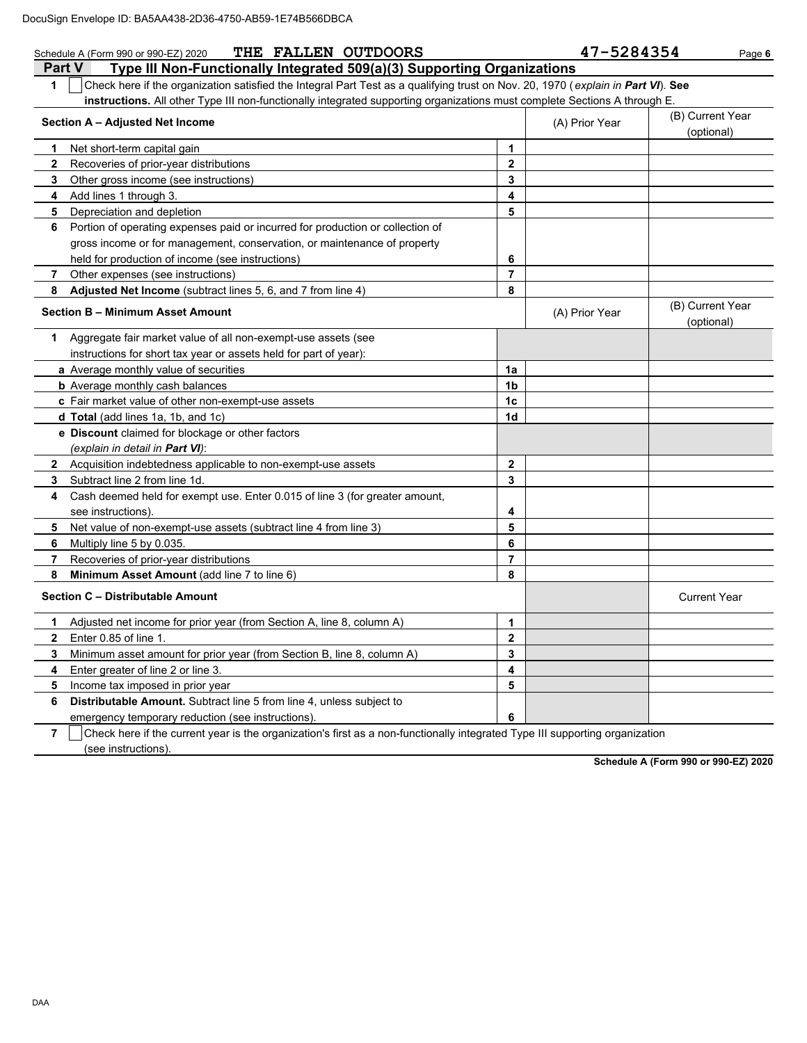DocuSign Envelope ID: BA5AA438-2D36-4750-AB59-1E74B566DBCA

Schedule A (Form 990 or 990-EZ) 2020 **THE FALLEN OUTDOORS** **47-5284354** Page **6**

## Part V Type III Non-Functionally Integrated 509(a)(3) Supporting Organizations

**1** ☐ Check here if the organization satisfied the Integral Part Test as a qualifying trust on Nov. 20, 1970 (*explain in **Part VI***). **See instructions.** All other Type III non-functionally integrated supporting organizations must complete Sections A through E.

| **Section A – Adjusted Net Income** | | (A) Prior Year | (B) Current Year (optional) |
|---|---|---|---|
| **1** Net short-term capital gain | **1** | | |
| **2** Recoveries of prior-year distributions | **2** | | |
| **3** Other gross income (see instructions) | **3** | | |
| **4** Add lines 1 through 3. | **4** | | |
| **5** Depreciation and depletion | **5** | | |
| **6** Portion of operating expenses paid or incurred for production or collection of gross income or for management, conservation, or maintenance of property held for production of income (see instructions) | **6** | | |
| **7** Other expenses (see instructions) | **7** | | |
| **8** **Adjusted Net Income** (subtract lines 5, 6, and 7 from line 4) | **8** | | |

| **Section B – Minimum Asset Amount** | | (A) Prior Year | (B) Current Year (optional) |
|---|---|---|---|
| **1** Aggregate fair market value of all non-exempt-use assets (see instructions for short tax year or assets held for part of year): | | | |
| **a** Average monthly value of securities | **1a** | | |
| **b** Average monthly cash balances | **1b** | | |
| **c** Fair market value of other non-exempt-use assets | **1c** | | |
| **d** **Total** (add lines 1a, 1b, and 1c) | **1d** | | |
| **e** **Discount** claimed for blockage or other factors (*explain in detail in **Part VI***): | | | |
| **2** Acquisition indebtedness applicable to non-exempt-use assets | **2** | | |
| **3** Subtract line 2 from line 1d. | **3** | | |
| **4** Cash deemed held for exempt use. Enter 0.015 of line 3 (for greater amount, see instructions). | **4** | | |
| **5** Net value of non-exempt-use assets (subtract line 4 from line 3) | **5** | | |
| **6** Multiply line 5 by 0.035. | **6** | | |
| **7** Recoveries of prior-year distributions | **7** | | |
| **8** **Minimum Asset Amount** (add line 7 to line 6) | **8** | | |

| **Section C – Distributable Amount** | | | Current Year |
|---|---|---|---|
| **1** Adjusted net income for prior year (from Section A, line 8, column A) | **1** | | |
| **2** Enter 0.85 of line 1. | **2** | | |
| **3** Minimum asset amount for prior year (from Section B, line 8, column A) | **3** | | |
| **4** Enter greater of line 2 or line 3. | **4** | | |
| **5** Income tax imposed in prior year | **5** | | |
| **6** **Distributable Amount.** Subtract line 5 from line 4, unless subject to emergency temporary reduction (see instructions). | **6** | | |

**7** ☐ Check here if the current year is the organization's first as a non-functionally integrated Type III supporting organization (see instructions).

**Schedule A (Form 990 or 990-EZ) 2020**

DAA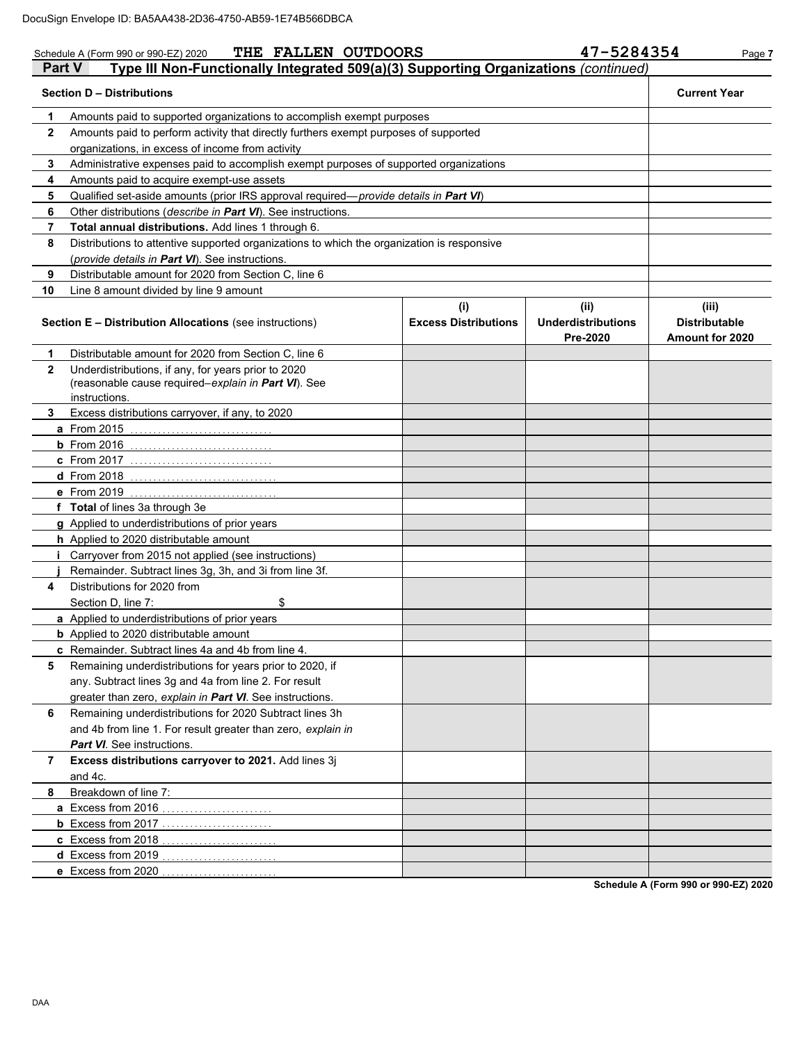DocuSign Envelope ID: BA5AA438-2D36-4750-AB59-1E74B566DBCA

Schedule A (Form 990 or 990-EZ) 2020 **THE FALLEN OUTDOORS** **47-5284354** Page **7**

## Part V Type III Non-Functionally Integrated 509(a)(3) Supporting Organizations *(continued)*

| | **Section D – Distributions** | **Current Year** |
|---|---|---|
| **1** | Amounts paid to supported organizations to accomplish exempt purposes | |
| **2** | Amounts paid to perform activity that directly furthers exempt purposes of supported organizations, in excess of income from activity | |
| **3** | Administrative expenses paid to accomplish exempt purposes of supported organizations | |
| **4** | Amounts paid to acquire exempt-use assets | |
| **5** | Qualified set-aside amounts (prior IRS approval required—*provide details in **Part VI***) | |
| **6** | Other distributions (*describe in **Part VI***). See instructions. | |
| **7** | **Total annual distributions.** Add lines 1 through 6. | |
| **8** | Distributions to attentive supported organizations to which the organization is responsive (*provide details in **Part VI***). See instructions. | |
| **9** | Distributable amount for 2020 from Section C, line 6 | |
| **10** | Line 8 amount divided by line 9 amount | |

| | **Section E – Distribution Allocations** (see instructions) | **(i) Excess Distributions** | **(ii) Underdistributions Pre-2020** | **(iii) Distributable Amount for 2020** |
|---|---|---|---|---|
| **1** | Distributable amount for 2020 from Section C, line 6 | | | |
| **2** | Underdistributions, if any, for years prior to 2020 (reasonable cause required–*explain in **Part VI***). See instructions. | | | |
| **3** | Excess distributions carryover, if any, to 2020 | | | |
| **a** | From 2015 | | | |
| **b** | From 2016 | | | |
| **c** | From 2017 | | | |
| **d** | From 2018 | | | |
| **e** | From 2019 | | | |
| **f** | **Total** of lines 3a through 3e | | | |
| **g** | Applied to underdistributions of prior years | | | |
| **h** | Applied to 2020 distributable amount | | | |
| **i** | Carryover from 2015 not applied (see instructions) | | | |
| **j** | Remainder. Subtract lines 3g, 3h, and 3i from line 3f. | | | |
| **4** | Distributions for 2020 from Section D, line 7: $ | | | |
| **a** | Applied to underdistributions of prior years | | | |
| **b** | Applied to 2020 distributable amount | | | |
| **c** | Remainder. Subtract lines 4a and 4b from line 4. | | | |
| **5** | Remaining underdistributions for years prior to 2020, if any. Subtract lines 3g and 4a from line 2. For result greater than zero, *explain in **Part VI***. See instructions. | | | |
| **6** | Remaining underdistributions for 2020 Subtract lines 3h and 4b from line 1. For result greater than zero, *explain in **Part VI***. See instructions. | | | |
| **7** | **Excess distributions carryover to 2021.** Add lines 3j and 4c. | | | |
| **8** | Breakdown of line 7: | | | |
| **a** | Excess from 2016 | | | |
| **b** | Excess from 2017 | | | |
| **c** | Excess from 2018 | | | |
| **d** | Excess from 2019 | | | |
| **e** | Excess from 2020 | | | |

**Schedule A (Form 990 or 990-EZ) 2020**

DAA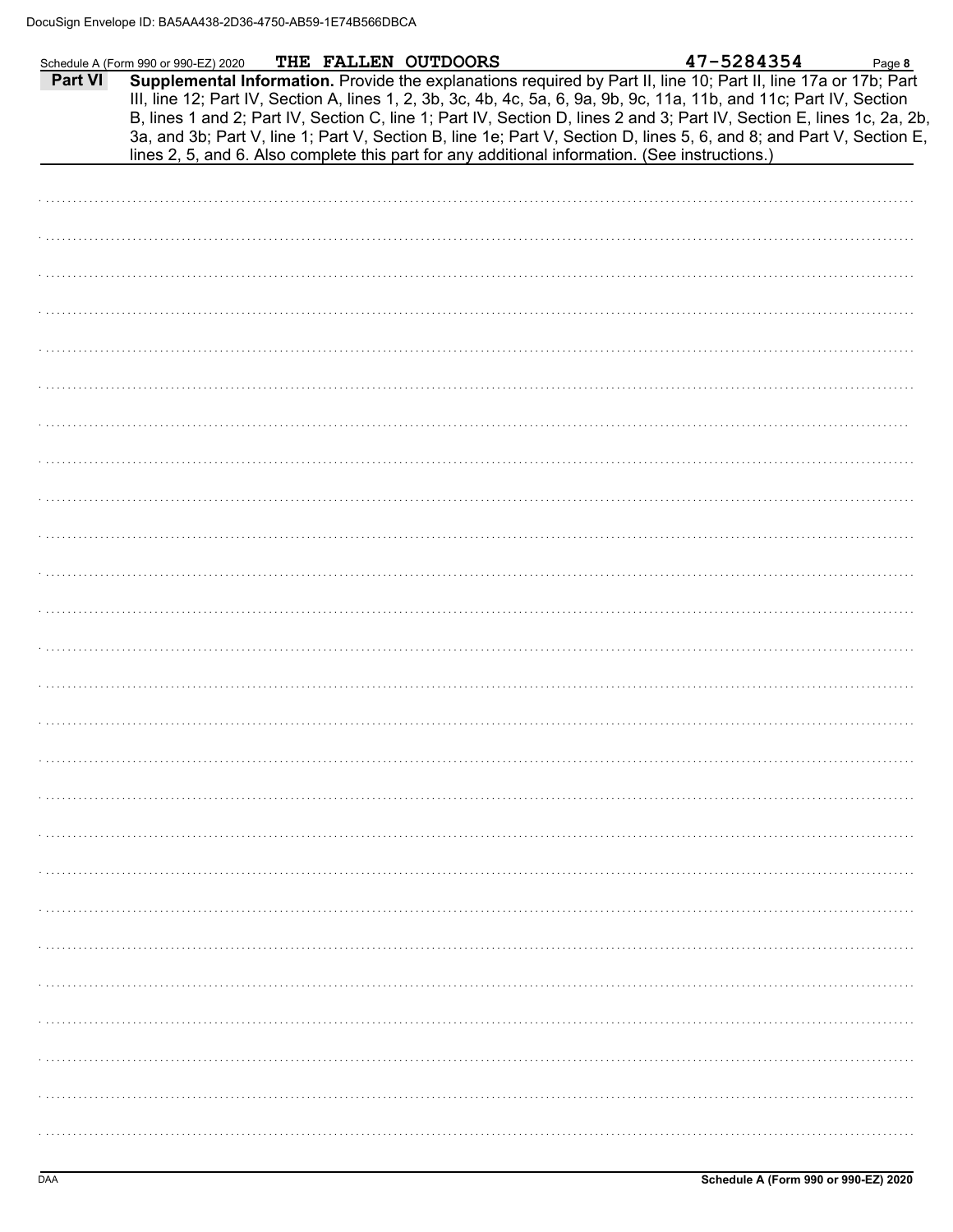Schedule A (Form 990 or 990-EZ) 2020 THE FALLEN OUTDOORS 47-5284354

**Part VI** **Supplemental Information.** Provide the explanations required by Part II, line 10; Part II, line 17a or 17b; Part III, line 12; Part IV, Section A, lines 1, 2, 3b, 3c, 4b, 4c, 5a, 6, 9a, 9b, 9c, 11a, 11b, and 11c; Part IV, Section B, lines 1 and 2; Part IV, Section C, line 1; Part IV, Section D, lines 2 and 3; Part IV, Section E, lines 1c, 2a, 2b, 3a, and 3b; Part V, line 1; Part V, Section B, line 1e; Part V, Section D, lines 5, 6, and 8; and Part V, Section E, lines 2, 5, and 6. Also complete this part for any additional information. (See instructions.)

DAA

Schedule A (Form 990 or 990-EZ) 2020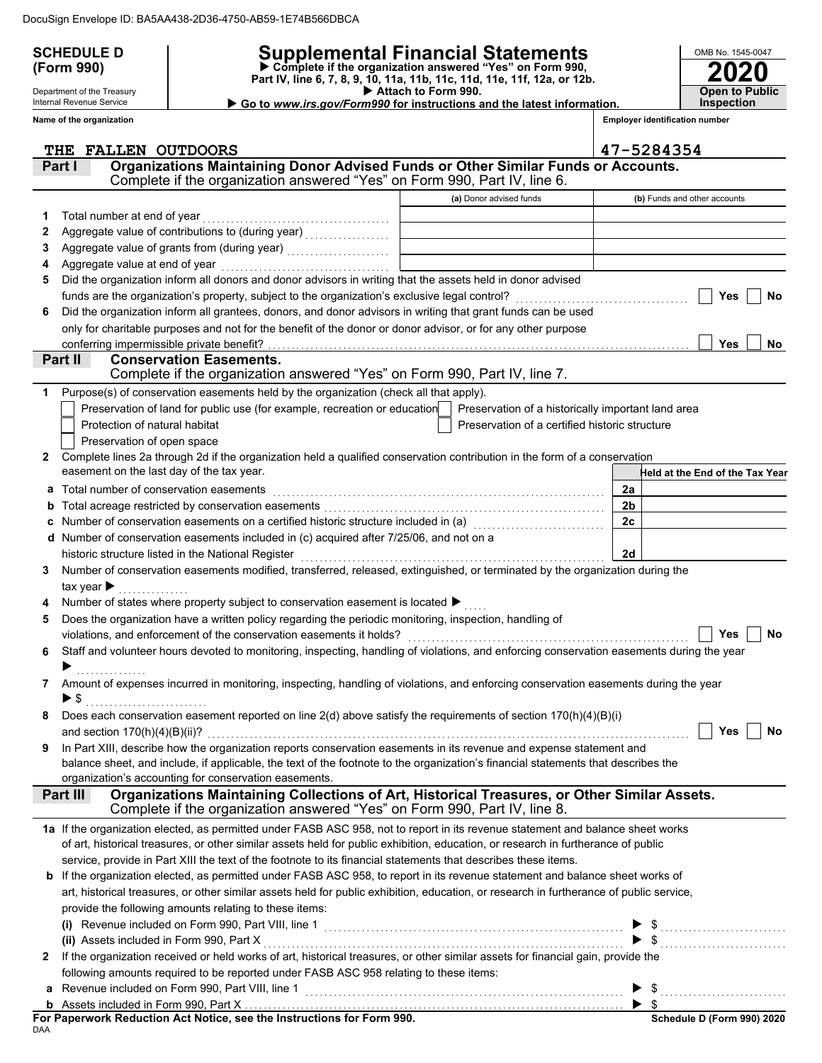DocuSign Envelope ID: BA5AA438-2D36-4750-AB59-1E74B566DBCA

**SCHEDULE D (Form 990)**

Department of the Treasury
Internal Revenue Service

# Supplemental Financial Statements

▶ Complete if the organization answered "Yes" on Form 990, Part IV, line 6, 7, 8, 9, 10, 11a, 11b, 11c, 11d, 11e, 11f, 12a, or 12b.
▶ Attach to Form 990.
▶ Go to *www.irs.gov/Form990* for instructions and the latest information.

OMB No. 1545-0047
**2020**
**Open to Public Inspection**

**Name of the organization:** THE FALLEN OUTDOORS
**Employer identification number:** 47-5284354

## Part I — Organizations Maintaining Donor Advised Funds or Other Similar Funds or Accounts.

Complete if the organization answered "Yes" on Form 990, Part IV, line 6.

| | | (a) Donor advised funds | (b) Funds and other accounts |
|---|---|---|---|
| 1 | Total number at end of year | | |
| 2 | Aggregate value of contributions to (during year) | | |
| 3 | Aggregate value of grants from (during year) | | |
| 4 | Aggregate value at end of year | | |

5 Did the organization inform all donors and donor advisors in writing that the assets held in donor advised funds are the organization's property, subject to the organization's exclusive legal control? ☐ Yes ☐ No

6 Did the organization inform all grantees, donors, and donor advisors in writing that grant funds can be used only for charitable purposes and not for the benefit of the donor or donor advisor, or for any other purpose conferring impermissible private benefit? ☐ Yes ☐ No

## Part II — Conservation Easements.

Complete if the organization answered "Yes" on Form 990, Part IV, line 7.

1 Purpose(s) of conservation easements held by the organization (check all that apply).

- ☐ Preservation of land for public use (for example, recreation or education)
- ☐ Protection of natural habitat
- ☐ Preservation of open space
- ☐ Preservation of a historically important land area
- ☐ Preservation of a certified historic structure

2 Complete lines 2a through 2d if the organization held a qualified conservation contribution in the form of a conservation easement on the last day of the tax year.

| | | | Held at the End of the Tax Year |
|---|---|---|---|
| a | Total number of conservation easements | 2a | |
| b | Total acreage restricted by conservation easements | 2b | |
| c | Number of conservation easements on a certified historic structure included in (a) | 2c | |
| d | Number of conservation easements included in (c) acquired after 7/25/06, and not on a historic structure listed in the National Register | 2d | |

3 Number of conservation easements modified, transferred, released, extinguished, or terminated by the organization during the tax year ▶

4 Number of states where property subject to conservation easement is located ▶

5 Does the organization have a written policy regarding the periodic monitoring, inspection, handling of violations, and enforcement of the conservation easements it holds? ☐ Yes ☐ No

6 Staff and volunteer hours devoted to monitoring, inspecting, handling of violations, and enforcing conservation easements during the year ▶

7 Amount of expenses incurred in monitoring, inspecting, handling of violations, and enforcing conservation easements during the year ▶ $

8 Does each conservation easement reported on line 2(d) above satisfy the requirements of section 170(h)(4)(B)(i) and section 170(h)(4)(B)(ii)? ☐ Yes ☐ No

9 In Part XIII, describe how the organization reports conservation easements in its revenue and expense statement and balance sheet, and include, if applicable, the text of the footnote to the organization's financial statements that describes the organization's accounting for conservation easements.

## Part III — Organizations Maintaining Collections of Art, Historical Treasures, or Other Similar Assets.

Complete if the organization answered "Yes" on Form 990, Part IV, line 8.

1a If the organization elected, as permitted under FASB ASC 958, not to report in its revenue statement and balance sheet works of art, historical treasures, or other similar assets held for public exhibition, education, or research in furtherance of public service, provide in Part XIII the text of the footnote to its financial statements that describes these items.

b If the organization elected, as permitted under FASB ASC 958, to report in its revenue statement and balance sheet works of art, historical treasures, or other similar assets held for public exhibition, education, or research in furtherance of public service, provide the following amounts relating to these items:

(i) Revenue included on Form 990, Part VIII, line 1 ▶ $

(ii) Assets included in Form 990, Part X ▶ $

2 If the organization received or held works of art, historical treasures, or other similar assets for financial gain, provide the following amounts required to be reported under FASB ASC 958 relating to these items:

a Revenue included on Form 990, Part VIII, line 1 ▶ $

b Assets included in Form 990, Part X ▶ $

**For Paperwork Reduction Act Notice, see the Instructions for Form 990.**

DAA

**Schedule D (Form 990) 2020**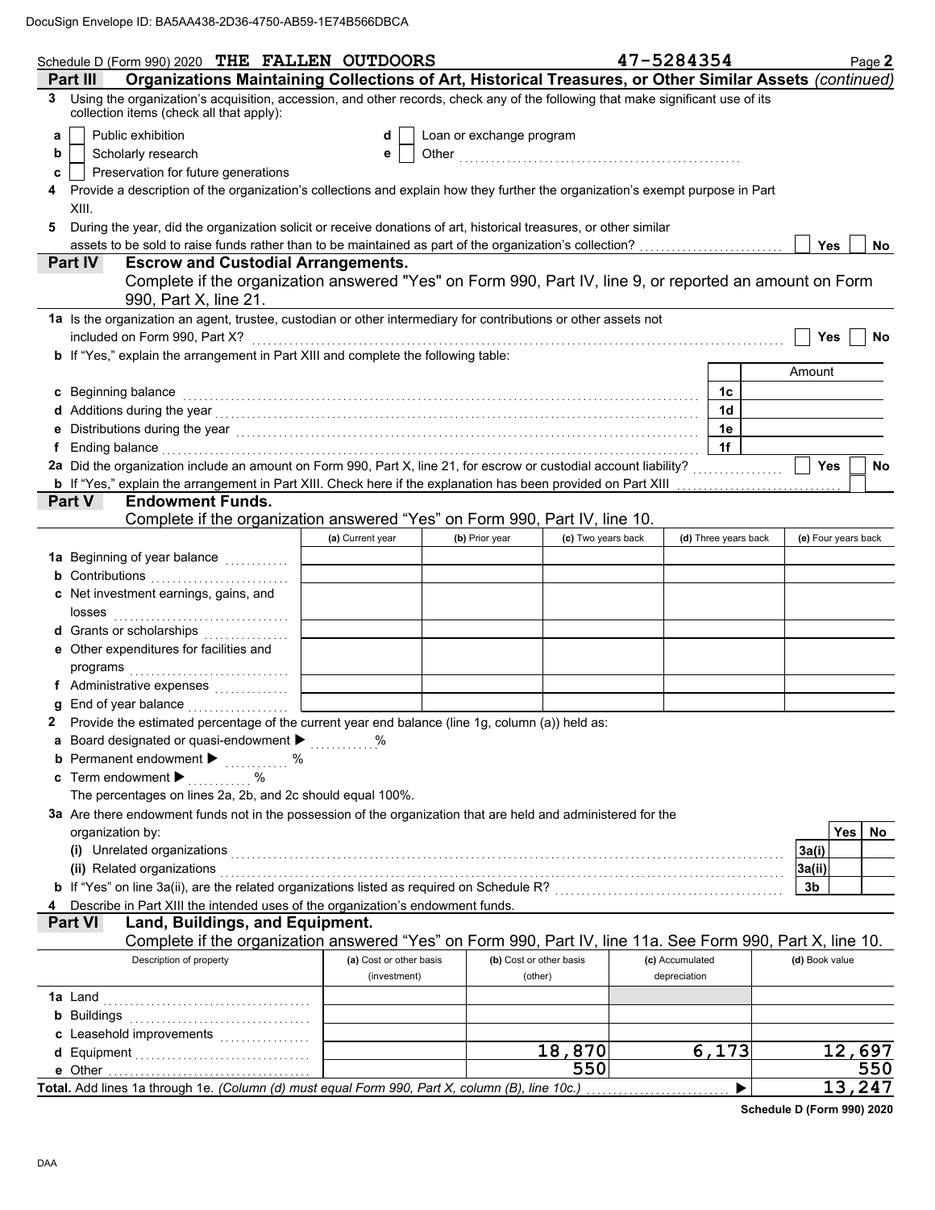DocuSign Envelope ID: BA5AA438-2D36-4750-AB59-1E74B566DBCA

Schedule D (Form 990) 2020 **THE FALLEN OUTDOORS** **47-5284354** Page **2**

## Part III Organizations Maintaining Collections of Art, Historical Treasures, or Other Similar Assets *(continued)*

**3** Using the organization's acquisition, accession, and other records, check any of the following that make significant use of its collection items (check all that apply):

- **a** ☐ Public exhibition
- **b** ☐ Scholarly research
- **c** ☐ Preservation for future generations
- **d** ☐ Loan or exchange program
- **e** ☐ Other ..................................................

**4** Provide a description of the organization's collections and explain how they further the organization's exempt purpose in Part XIII.

**5** During the year, did the organization solicit or receive donations of art, historical treasures, or other similar assets to be sold to raise funds rather than to be maintained as part of the organization's collection? ☐ Yes ☐ No

## Part IV Escrow and Custodial Arrangements.

Complete if the organization answered "Yes" on Form 990, Part IV, line 9, or reported an amount on Form 990, Part X, line 21.

**1a** Is the organization an agent, trustee, custodian or other intermediary for contributions or other assets not included on Form 990, Part X? ☐ Yes ☐ No

**b** If "Yes," explain the arrangement in Part XIII and complete the following table:

| | | Amount |
|---|---|---|
| **c** Beginning balance | 1c | |
| **d** Additions during the year | 1d | |
| **e** Distributions during the year | 1e | |
| **f** Ending balance | 1f | |

**2a** Did the organization include an amount on Form 990, Part X, line 21, for escrow or custodial account liability? ☐ Yes ☐ No

**b** If "Yes," explain the arrangement in Part XIII. Check here if the explanation has been provided on Part XIII ☐

## Part V Endowment Funds.

Complete if the organization answered "Yes" on Form 990, Part IV, line 10.

| | (a) Current year | (b) Prior year | (c) Two years back | (d) Three years back | (e) Four years back |
|---|---|---|---|---|---|
| **1a** Beginning of year balance | | | | | |
| **b** Contributions | | | | | |
| **c** Net investment earnings, gains, and losses | | | | | |
| **d** Grants or scholarships | | | | | |
| **e** Other expenditures for facilities and programs | | | | | |
| **f** Administrative expenses | | | | | |
| **g** End of year balance | | | | | |

**2** Provide the estimated percentage of the current year end balance (line 1g, column (a)) held as:

- **a** Board designated or quasi-endowment ▶ ............%
- **b** Permanent endowment ▶ ............ %
- **c** Term endowment ▶ ............ %

The percentages on lines 2a, 2b, and 2c should equal 100%.

**3a** Are there endowment funds not in the possession of the organization that are held and administered for the organization by:

| | | Yes | No |
|---|---|---|---|
| **(i)** Unrelated organizations | 3a(i) | | |
| **(ii)** Related organizations | 3a(ii) | | |
| **b** If "Yes" on line 3a(ii), are the related organizations listed as required on Schedule R? | 3b | | |

**4** Describe in Part XIII the intended uses of the organization's endowment funds.

## Part VI Land, Buildings, and Equipment.

Complete if the organization answered "Yes" on Form 990, Part IV, line 11a. See Form 990, Part X, line 10.

| Description of property | (a) Cost or other basis (investment) | (b) Cost or other basis (other) | (c) Accumulated depreciation | (d) Book value |
|---|---|---|---|---|
| **1a** Land | | | | |
| **b** Buildings | | | | |
| **c** Leasehold improvements | | | | |
| **d** Equipment | | 18,870 | 6,173 | 12,697 |
| **e** Other | | 550 | | 550 |
| **Total.** Add lines 1a through 1e. *(Column (d) must equal Form 990, Part X, column (B), line 10c.)* ▶ | | | | 13,247 |

**Schedule D (Form 990) 2020**

DAA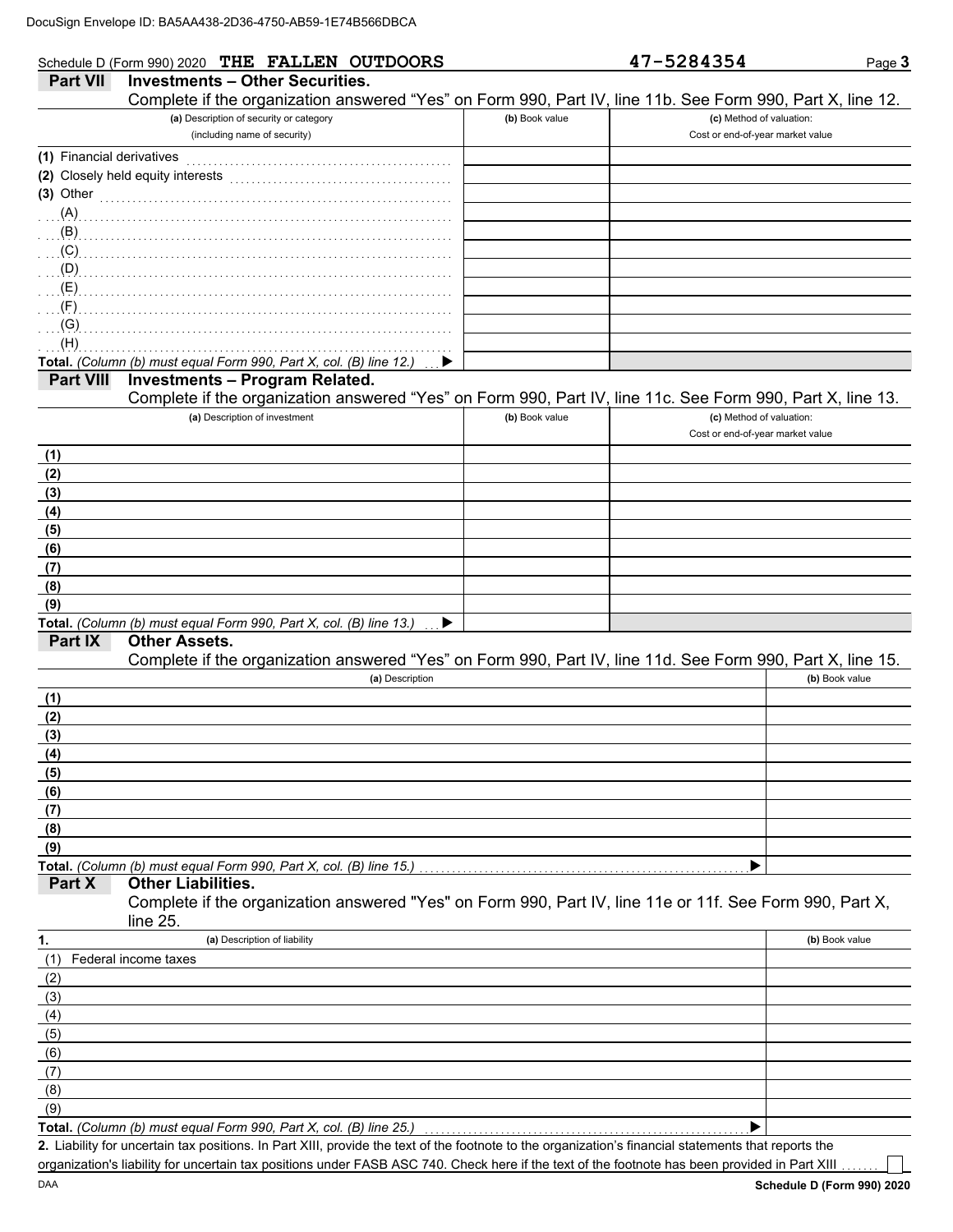DocuSign Envelope ID: BA5AA438-2D36-4750-AB59-1E74B566DBCA

Schedule D (Form 990) 2020 **THE FALLEN OUTDOORS** **47-5284354** Page **3**

## Part VII Investments – Other Securities.

Complete if the organization answered "Yes" on Form 990, Part IV, line 11b. See Form 990, Part X, line 12.

| (a) Description of security or category (including name of security) | (b) Book value | (c) Method of valuation: Cost or end-of-year market value |
|---|---|---|
| (1) Financial derivatives | | |
| (2) Closely held equity interests | | |
| (3) Other | | |
| (A) | | |
| (B) | | |
| (C) | | |
| (D) | | |
| (E) | | |
| (F) | | |
| (G) | | |
| (H) | | |
| **Total.** *(Column (b) must equal Form 990, Part X, col. (B) line 12.)* ▶ | | |

## Part VIII Investments – Program Related.

Complete if the organization answered "Yes" on Form 990, Part IV, line 11c. See Form 990, Part X, line 13.

| (a) Description of investment | (b) Book value | (c) Method of valuation: Cost or end-of-year market value |
|---|---|---|
| (1) | | |
| (2) | | |
| (3) | | |
| (4) | | |
| (5) | | |
| (6) | | |
| (7) | | |
| (8) | | |
| (9) | | |
| **Total.** *(Column (b) must equal Form 990, Part X, col. (B) line 13.)* ▶ | | |

## Part IX Other Assets.

Complete if the organization answered "Yes" on Form 990, Part IV, line 11d. See Form 990, Part X, line 15.

| (a) Description | (b) Book value |
|---|---|
| (1) | |
| (2) | |
| (3) | |
| (4) | |
| (5) | |
| (6) | |
| (7) | |
| (8) | |
| (9) | |
| **Total.** *(Column (b) must equal Form 990, Part X, col. (B) line 15.)* ▶ | |

## Part X Other Liabilities.

Complete if the organization answered "Yes" on Form 990, Part IV, line 11e or 11f. See Form 990, Part X, line 25.

| 1. (a) Description of liability | (b) Book value |
|---|---|
| (1) Federal income taxes | |
| (2) | |
| (3) | |
| (4) | |
| (5) | |
| (6) | |
| (7) | |
| (8) | |
| (9) | |
| **Total.** *(Column (b) must equal Form 990, Part X, col. (B) line 25.)* ▶ | |

**2.** Liability for uncertain tax positions. In Part XIII, provide the text of the footnote to the organization's financial statements that reports the organization's liability for uncertain tax positions under FASB ASC 740. Check here if the text of the footnote has been provided in Part XIII ☐

DAA **Schedule D (Form 990) 2020**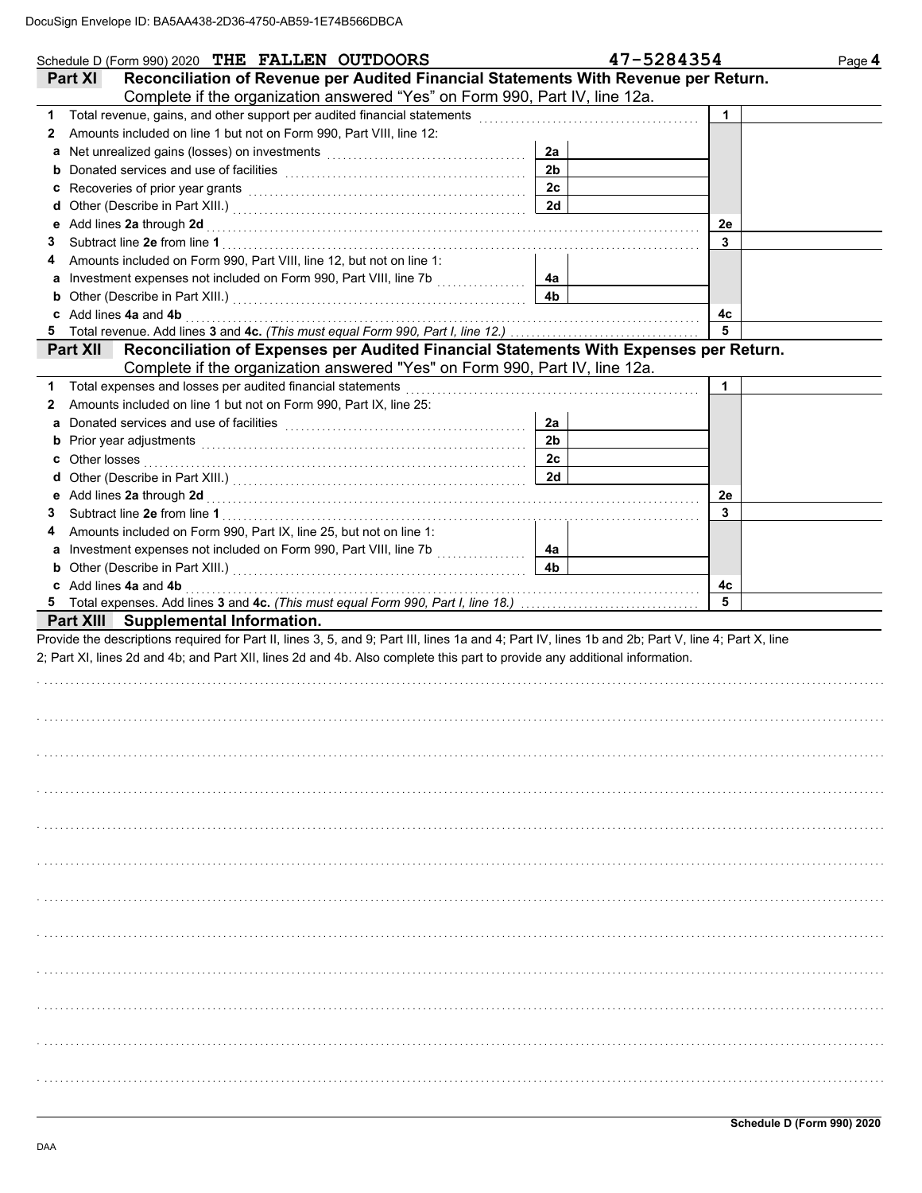DocuSign Envelope ID: BA5AA438-2D36-4750-AB59-1E74B566DBCA

Schedule D (Form 990) 2020 **THE FALLEN OUTDOORS** **47-5284354** Page **4**

## Part XI Reconciliation of Revenue per Audited Financial Statements With Revenue per Return.

Complete if the organization answered "Yes" on Form 990, Part IV, line 12a.

| | | | | | |
|---|---|---|---|---|---|
| **1** | Total revenue, gains, and other support per audited financial statements | | | 1 | |
| **2** | Amounts included on line 1 but not on Form 990, Part VIII, line 12: | | | | |
| **a** | Net unrealized gains (losses) on investments | 2a | | | |
| **b** | Donated services and use of facilities | 2b | | | |
| **c** | Recoveries of prior year grants | 2c | | | |
| **d** | Other (Describe in Part XIII.) | 2d | | | |
| **e** | Add lines **2a** through **2d** | | | 2e | |
| **3** | Subtract line **2e** from line **1** | | | 3 | |
| **4** | Amounts included on Form 990, Part VIII, line 12, but not on line 1: | | | | |
| **a** | Investment expenses not included on Form 990, Part VIII, line 7b | 4a | | | |
| **b** | Other (Describe in Part XIII.) | 4b | | | |
| **c** | Add lines **4a** and **4b** | | | 4c | |
| **5** | Total revenue. Add lines **3** and **4c.** *(This must equal Form 990, Part I, line 12.)* | | | 5 | |

## Part XII Reconciliation of Expenses per Audited Financial Statements With Expenses per Return.

Complete if the organization answered "Yes" on Form 990, Part IV, line 12a.

| | | | | | |
|---|---|---|---|---|---|
| **1** | Total expenses and losses per audited financial statements | | | 1 | |
| **2** | Amounts included on line 1 but not on Form 990, Part IX, line 25: | | | | |
| **a** | Donated services and use of facilities | 2a | | | |
| **b** | Prior year adjustments | 2b | | | |
| **c** | Other losses | 2c | | | |
| **d** | Other (Describe in Part XIII.) | 2d | | | |
| **e** | Add lines **2a** through **2d** | | | 2e | |
| **3** | Subtract line **2e** from line **1** | | | 3 | |
| **4** | Amounts included on Form 990, Part IX, line 25, but not on line 1: | | | | |
| **a** | Investment expenses not included on Form 990, Part VIII, line 7b | 4a | | | |
| **b** | Other (Describe in Part XIII.) | 4b | | | |
| **c** | Add lines **4a** and **4b** | | | 4c | |
| **5** | Total expenses. Add lines **3** and **4c.** *(This must equal Form 990, Part I, line 18.)* | | | 5 | |

## Part XIII Supplemental Information.

Provide the descriptions required for Part II, lines 3, 5, and 9; Part III, lines 1a and 4; Part IV, lines 1b and 2b; Part V, line 4; Part X, line 2; Part XI, lines 2d and 4b; and Part XII, lines 2d and 4b. Also complete this part to provide any additional information.

**Schedule D (Form 990) 2020**

DAA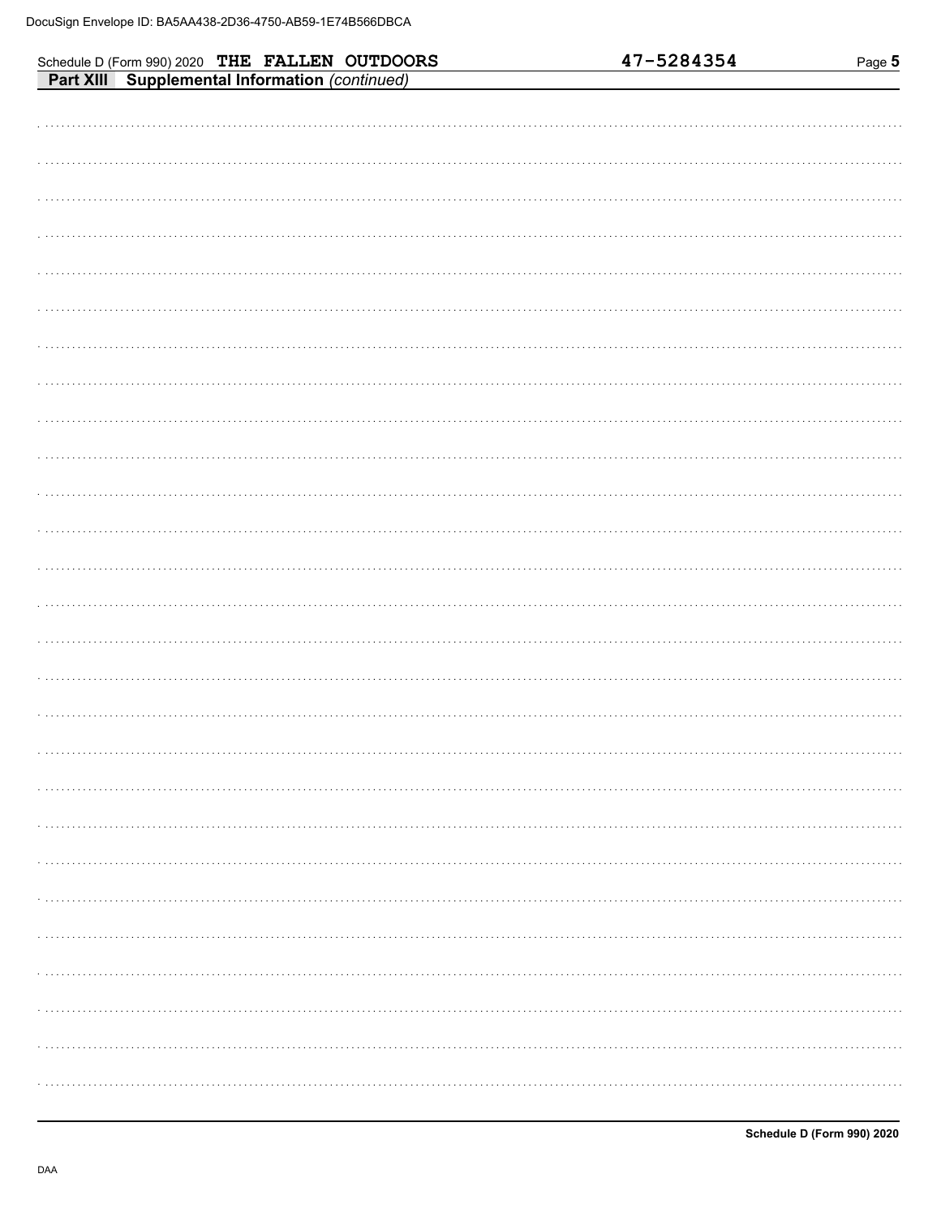Schedule D (Form 990) 2020 **THE FALLEN OUTDOORS** **47-5284354** Page **5**

**Part XIII** **Supplemental Information** *(continued)*

**Schedule D (Form 990) 2020**

DAA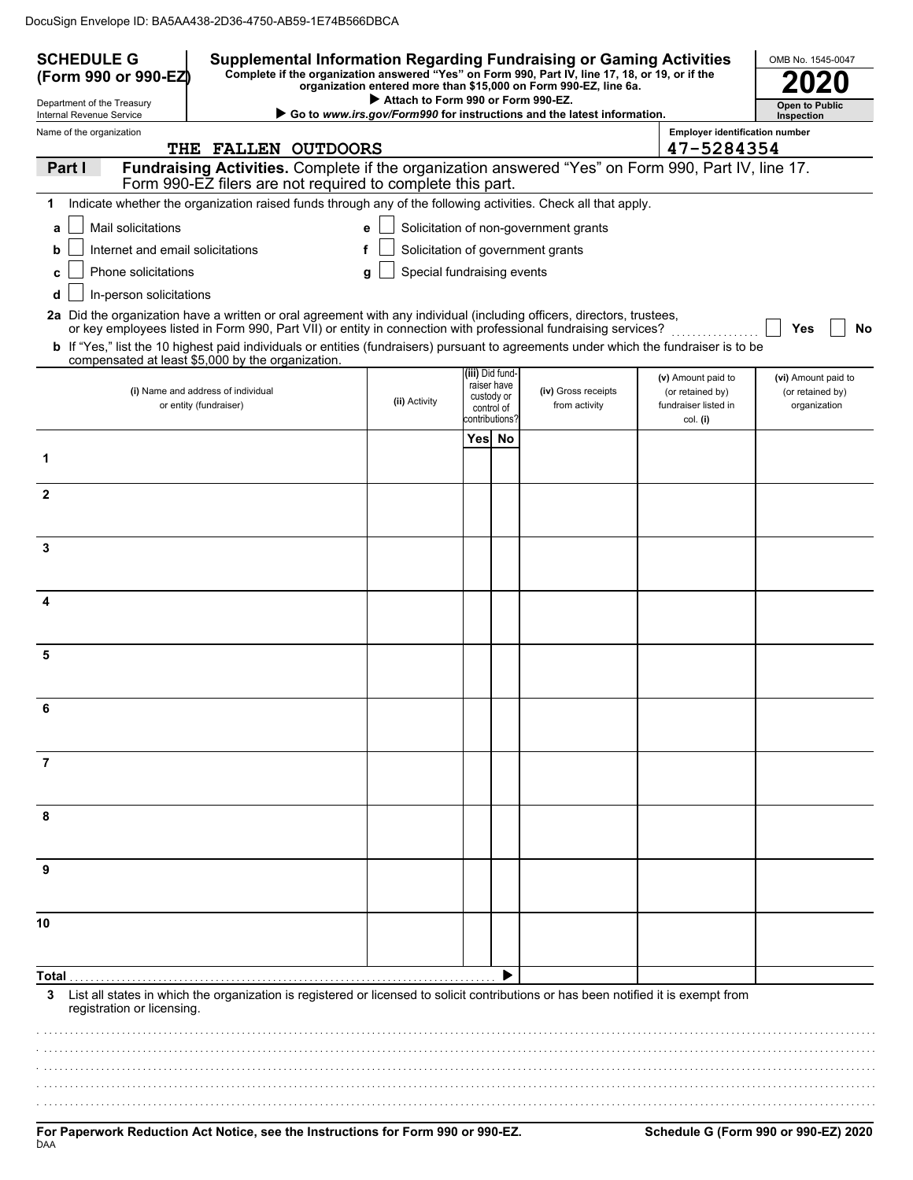DocuSign Envelope ID: BA5AA438-2D36-4750-AB59-1E74B566DBCA

**SCHEDULE G (Form 990 or 990-EZ)**

Department of the Treasury
Internal Revenue Service

# Supplemental Information Regarding Fundraising or Gaming Activities

**Complete if the organization answered "Yes" on Form 990, Part IV, line 17, 18, or 19, or if the organization entered more than $15,000 on Form 990-EZ, line 6a.**

▶ **Attach to Form 990 or Form 990-EZ.**

▶ **Go to www.irs.gov/Form990 for instructions and the latest information.**

OMB No. 1545-0047

**2020**

**Open to Public Inspection**

Name of the organization: THE FALLEN OUTDOORS

Employer identification number: 47-5284354

**Part I** **Fundraising Activities.** Complete if the organization answered "Yes" on Form 990, Part IV, line 17. Form 990-EZ filers are not required to complete this part.

**1** Indicate whether the organization raised funds through any of the following activities. Check all that apply.

- **a** ☐ Mail solicitations
- **b** ☐ Internet and email solicitations
- **c** ☐ Phone solicitations
- **d** ☐ In-person solicitations
- **e** ☐ Solicitation of non-government grants
- **f** ☐ Solicitation of government grants
- **g** ☐ Special fundraising events

**2a** Did the organization have a written or oral agreement with any individual (including officers, directors, trustees, or key employees listed in Form 990, Part VII) or entity in connection with professional fundraising services? ☐ Yes ☐ No

**b** If "Yes," list the 10 highest paid individuals or entities (fundraisers) pursuant to agreements under which the fundraiser is to be compensated at least $5,000 by the organization.

| | (i) Name and address of individual or entity (fundraiser) | (ii) Activity | (iii) Did fund-raiser have custody or control of contributions? Yes | No | (iv) Gross receipts from activity | (v) Amount paid to (or retained by) fundraiser listed in col. (i) | (vi) Amount paid to (or retained by) organization |
|---|---|---|---|---|---|---|---|
| 1 | | | | | | | |
| 2 | | | | | | | |
| 3 | | | | | | | |
| 4 | | | | | | | |
| 5 | | | | | | | |
| 6 | | | | | | | |
| 7 | | | | | | | |
| 8 | | | | | | | |
| 9 | | | | | | | |
| 10 | | | | | | | |
| **Total** ▶ | | | | | | | |

**3** List all states in which the organization is registered or licensed to solicit contributions or has been notified it is exempt from registration or licensing.

**For Paperwork Reduction Act Notice, see the Instructions for Form 990 or 990-EZ.**

DAA

**Schedule G (Form 990 or 990-EZ) 2020**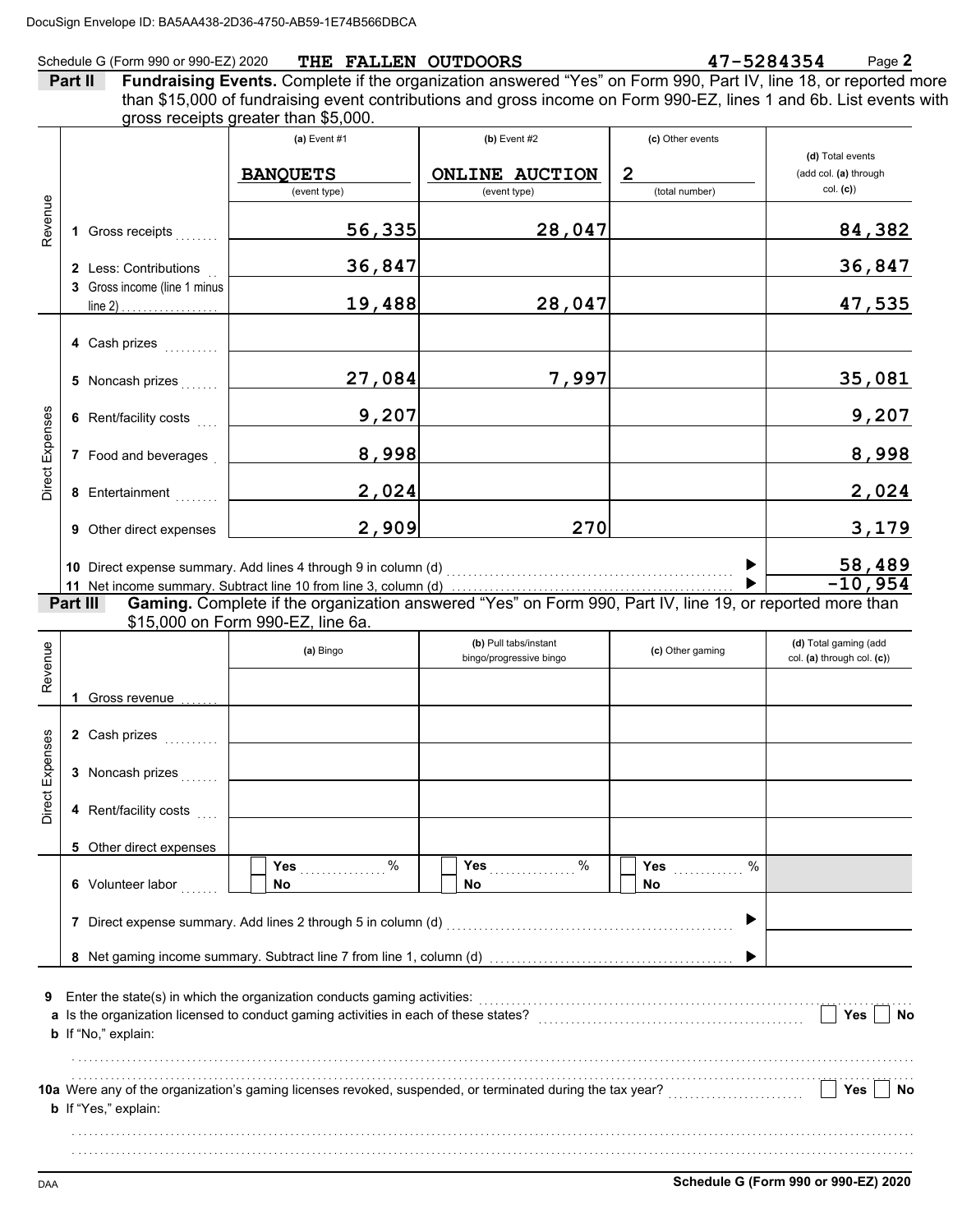Schedule G (Form 990 or 990-EZ) 2020 **THE FALLEN OUTDOORS** **47-5284354**

## Part II Fundraising Events.

Complete if the organization answered "Yes" on Form 990, Part IV, line 18, or reported more than $15,000 of fundraising event contributions and gross income on Form 990-EZ, lines 1 and 6b. List events with gross receipts greater than $5,000.

| | | (a) Event #1 | (b) Event #2 | (c) Other events | (d) Total events (add col. (a) through col. (c)) |
|---|---|---|---|---|---|
| | | BANQUETS (event type) | ONLINE AUCTION (event type) | 2 (total number) | |
| Revenue | 1 Gross receipts | 56,335 | 28,047 | | 84,382 |
| | 2 Less: Contributions | 36,847 | | | 36,847 |
| | 3 Gross income (line 1 minus line 2) | 19,488 | 28,047 | | 47,535 |
| Direct Expenses | 4 Cash prizes | | | | |
| | 5 Noncash prizes | 27,084 | 7,997 | | 35,081 |
| | 6 Rent/facility costs | 9,207 | | | 9,207 |
| | 7 Food and beverages | 8,998 | | | 8,998 |
| | 8 Entertainment | 2,024 | | | 2,024 |
| | 9 Other direct expenses | 2,909 | 270 | | 3,179 |
| | 10 Direct expense summary. Add lines 4 through 9 in column (d) | | | | 58,489 |
| | 11 Net income summary. Subtract line 10 from line 3, column (d) | | | | -10,954 |

## Part III Gaming.

Complete if the organization answered "Yes" on Form 990, Part IV, line 19, or reported more than $15,000 on Form 990-EZ, line 6a.

| | | (a) Bingo | (b) Pull tabs/instant bingo/progressive bingo | (c) Other gaming | (d) Total gaming (add col. (a) through col. (c)) |
|---|---|---|---|---|---|
| Revenue | 1 Gross revenue | | | | |
| Direct Expenses | 2 Cash prizes | | | | |
| | 3 Noncash prizes | | | | |
| | 4 Rent/facility costs | | | | |
| | 5 Other direct expenses | | | | |
| | 6 Volunteer labor | ☐ Yes ____ % ☐ No | ☐ Yes ____ % ☐ No | ☐ Yes ____ % ☐ No | |
| | 7 Direct expense summary. Add lines 2 through 5 in column (d) | | | | |
| | 8 Net gaming income summary. Subtract line 7 from line 1, column (d) | | | | |

**9** Enter the state(s) in which the organization conducts gaming activities:

**a** Is the organization licensed to conduct gaming activities in each of these states? ☐ Yes ☐ No

**b** If "No," explain:

**10a** Were any of the organization's gaming licenses revoked, suspended, or terminated during the tax year? ☐ Yes ☐ No

**b** If "Yes," explain:

DAA **Schedule G (Form 990 or 990-EZ) 2020**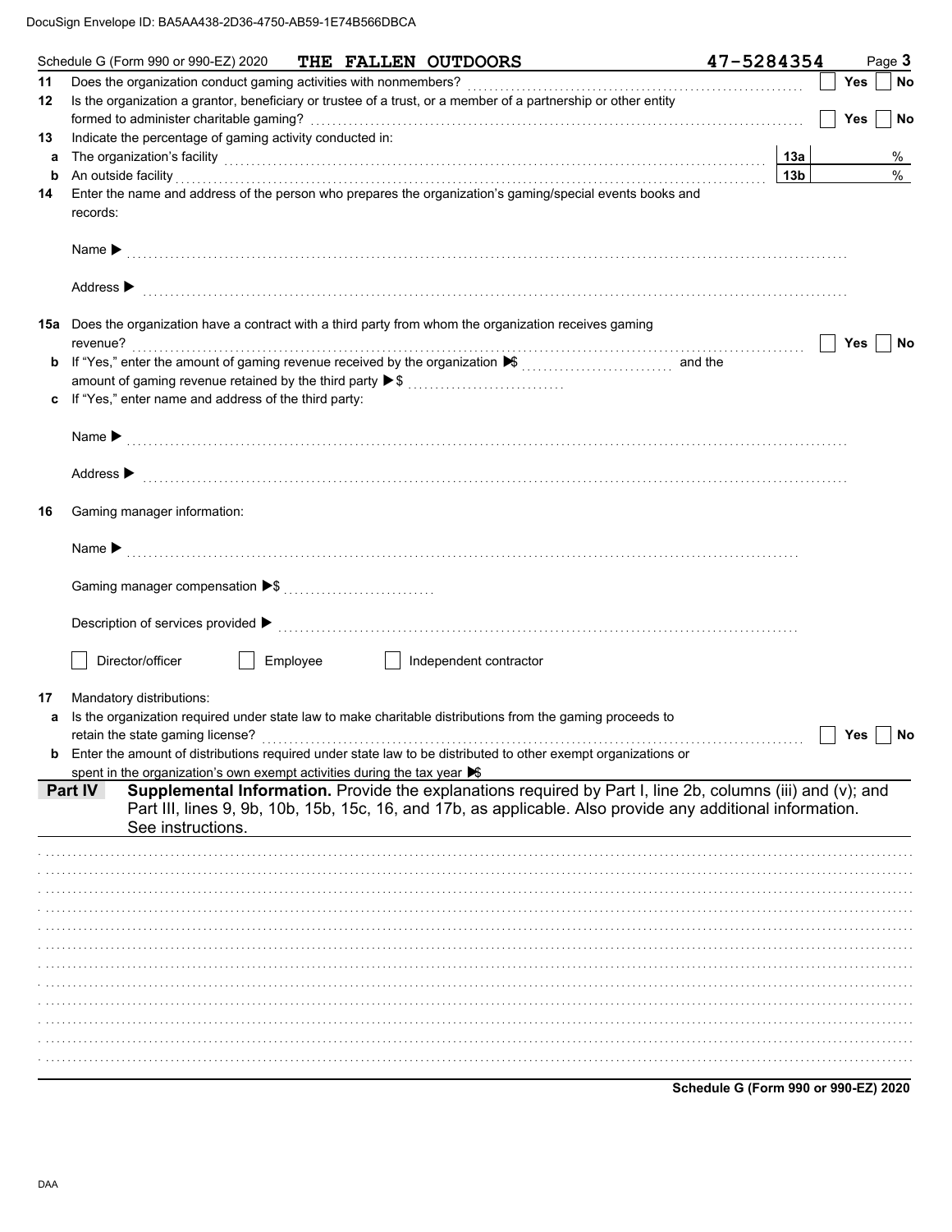DocuSign Envelope ID: BA5AA438-2D36-4750-AB59-1E74B566DBCA

Schedule G (Form 990 or 990-EZ) 2020 **THE FALLEN OUTDOORS** **47-5284354** Page **3**

**11** Does the organization conduct gaming activities with nonmembers? ☐ **Yes** ☐ **No**

**12** Is the organization a grantor, beneficiary or trustee of a trust, or a member of a partnership or other entity formed to administer charitable gaming? ☐ **Yes** ☐ **No**

**13** Indicate the percentage of gaming activity conducted in:

**a** The organization's facility **13a** %

**b** An outside facility **13b** %

**14** Enter the name and address of the person who prepares the organization's gaming/special events books and records:

Name ▶

Address ▶

**15a** Does the organization have a contract with a third party from whom the organization receives gaming revenue? ☐ **Yes** ☐ **No**

**b** If "Yes," enter the amount of gaming revenue received by the organization ▶$ and the amount of gaming revenue retained by the third party ▶$

**c** If "Yes," enter name and address of the third party:

Name ▶

Address ▶

**16** Gaming manager information:

Name ▶

Gaming manager compensation ▶$

Description of services provided ▶

☐ Director/officer ☐ Employee ☐ Independent contractor

**17** Mandatory distributions:

**a** Is the organization required under state law to make charitable distributions from the gaming proceeds to retain the state gaming license? ☐ **Yes** ☐ **No**

**b** Enter the amount of distributions required under state law to be distributed to other exempt organizations or spent in the organization's own exempt activities during the tax year ▶$

**Part IV** **Supplemental Information.** Provide the explanations required by Part I, line 2b, columns (iii) and (v); and Part III, lines 9, 9b, 10b, 15b, 15c, 16, and 17b, as applicable. Also provide any additional information. See instructions.

**Schedule G (Form 990 or 990-EZ) 2020**

DAA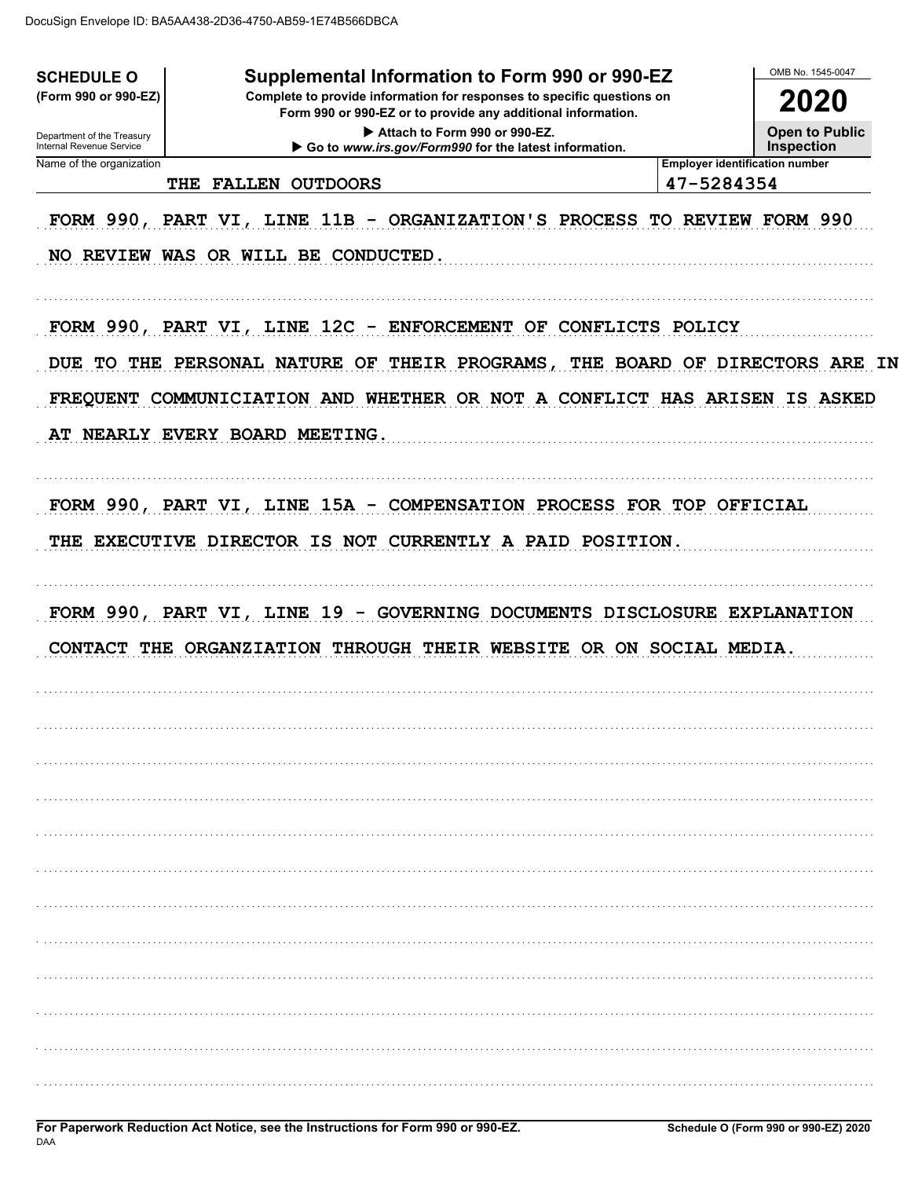DocuSign Envelope ID: BA5AA438-2D36-4750-AB59-1E74B566DBCA

| **SCHEDULE O** (Form 990 or 990-EZ) Department of the Treasury Internal Revenue Service | **Supplemental Information to Form 990 or 990-EZ** Complete to provide information for responses to specific questions on Form 990 or 990-EZ or to provide any additional information. ▶ Attach to Form 990 or 990-EZ. ▶ Go to *www.irs.gov/Form990* for the latest information. | OMB No. 1545-0047 **2020** **Open to Public Inspection** |
|---|---|---|

| Name of the organization | Employer identification number |
|---|---|
| THE FALLEN OUTDOORS | 47-5284354 |

FORM 990, PART VI, LINE 11B - ORGANIZATION'S PROCESS TO REVIEW FORM 990

NO REVIEW WAS OR WILL BE CONDUCTED.

FORM 990, PART VI, LINE 12C - ENFORCEMENT OF CONFLICTS POLICY

DUE TO THE PERSONAL NATURE OF THEIR PROGRAMS, THE BOARD OF DIRECTORS ARE IN FREQUENT COMMUNICIATION AND WHETHER OR NOT A CONFLICT HAS ARISEN IS ASKED AT NEARLY EVERY BOARD MEETING.

FORM 990, PART VI, LINE 15A - COMPENSATION PROCESS FOR TOP OFFICIAL

THE EXECUTIVE DIRECTOR IS NOT CURRENTLY A PAID POSITION.

FORM 990, PART VI, LINE 19 - GOVERNING DOCUMENTS DISCLOSURE EXPLANATION

CONTACT THE ORGANZIATION THROUGH THEIR WEBSITE OR ON SOCIAL MEDIA.

**For Paperwork Reduction Act Notice, see the Instructions for Form 990 or 990-EZ.** **Schedule O (Form 990 or 990-EZ) 2020**

DAA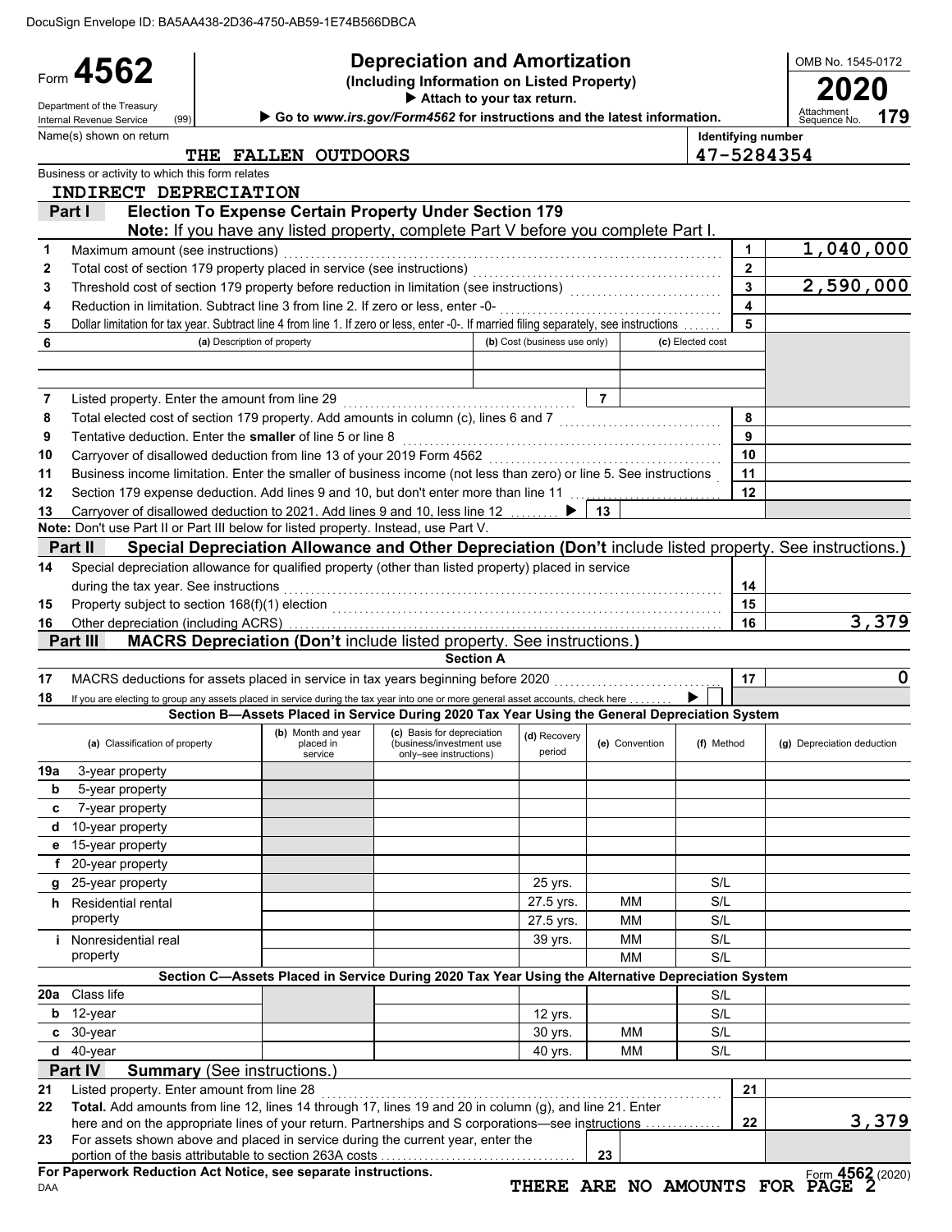DocuSign Envelope ID: BA5AA438-2D36-4750-AB59-1E74B566DBCA

# Form 4562

## Depreciation and Amortization
**(Including Information on Listed Property)**
▶ Attach to your tax return.
▶ Go to *www.irs.gov/Form4562* for instructions and the latest information.

OMB No. 1545-0172
**2020**
Attachment Sequence No. **179**

Department of the Treasury
Internal Revenue Service (99)

Name(s) shown on return: THE FALLEN OUTDOORS
Identifying number: 47-5284354

Business or activity to which this form relates: INDIRECT DEPRECIATION

### Part I — Election To Expense Certain Property Under Section 179

**Note:** If you have any listed property, complete Part V before you complete Part I.

| Line | Description | | Amount |
|---|---|---|---|
| 1 | Maximum amount (see instructions) | 1 | 1,040,000 |
| 2 | Total cost of section 179 property placed in service (see instructions) | 2 | |
| 3 | Threshold cost of section 179 property before reduction in limitation (see instructions) | 3 | 2,590,000 |
| 4 | Reduction in limitation. Subtract line 3 from line 2. If zero or less, enter -0- | 4 | |
| 5 | Dollar limitation for tax year. Subtract line 4 from line 1. If zero or less, enter -0-. If married filing separately, see instructions | 5 | |

| 6 | (a) Description of property | (b) Cost (business use only) | (c) Elected cost |
|---|---|---|---|
| | | | |

| Line | Description | | Amount |
|---|---|---|---|
| 7 | Listed property. Enter the amount from line 29 | 7 | |
| 8 | Total elected cost of section 179 property. Add amounts in column (c), lines 6 and 7 | 8 | |
| 9 | Tentative deduction. Enter the **smaller** of line 5 or line 8 | 9 | |
| 10 | Carryover of disallowed deduction from line 13 of your 2019 Form 4562 | 10 | |
| 11 | Business income limitation. Enter the smaller of business income (not less than zero) or line 5. See instructions | 11 | |
| 12 | Section 179 expense deduction. Add lines 9 and 10, but don't enter more than line 11 | 12 | |
| 13 | Carryover of disallowed deduction to 2021. Add lines 9 and 10, less line 12 ▶ | 13 | |

**Note:** Don't use Part II or Part III below for listed property. Instead, use Part V.

### Part II — Special Depreciation Allowance and Other Depreciation (Don't include listed property. See instructions.)

| Line | Description | | Amount |
|---|---|---|---|
| 14 | Special depreciation allowance for qualified property (other than listed property) placed in service during the tax year. See instructions | 14 | |
| 15 | Property subject to section 168(f)(1) election | 15 | |
| 16 | Other depreciation (including ACRS) | 16 | 3,379 |

### Part III — MACRS Depreciation (Don't include listed property. See instructions.)

**Section A**

| Line | Description | | Amount |
|---|---|---|---|
| 17 | MACRS deductions for assets placed in service in tax years beginning before 2020 | 17 | 0 |
| 18 | If you are electing to group any assets placed in service during the tax year into one or more general asset accounts, check here ▶ ☐ | | |

**Section B—Assets Placed in Service During 2020 Tax Year Using the General Depreciation System**

| (a) Classification of property | (b) Month and year placed in service | (c) Basis for depreciation (business/investment use only–see instructions) | (d) Recovery period | (e) Convention | (f) Method | (g) Depreciation deduction |
|---|---|---|---|---|---|---|
| 19a 3-year property | | | | | | |
| b 5-year property | | | | | | |
| c 7-year property | | | | | | |
| d 10-year property | | | | | | |
| e 15-year property | | | | | | |
| f 20-year property | | | | | | |
| g 25-year property | | | 25 yrs. | | S/L | |
| h Residential rental property | | | 27.5 yrs. | MM | S/L | |
| | | | 27.5 yrs. | MM | S/L | |
| i Nonresidential real property | | | 39 yrs. | MM | S/L | |
| | | | | MM | S/L | |

**Section C—Assets Placed in Service During 2020 Tax Year Using the Alternative Depreciation System**

| (a) Classification of property | (b) Month and year placed in service | (c) Basis for depreciation | (d) Recovery period | (e) Convention | (f) Method | (g) Depreciation deduction |
|---|---|---|---|---|---|---|
| 20a Class life | | | | | S/L | |
| b 12-year | | | 12 yrs. | | S/L | |
| c 30-year | | | 30 yrs. | MM | S/L | |
| d 40-year | | | 40 yrs. | MM | S/L | |

### Part IV — Summary (See instructions.)

| Line | Description | | Amount |
|---|---|---|---|
| 21 | Listed property. Enter amount from line 28 | 21 | |
| 22 | **Total.** Add amounts from line 12, lines 14 through 17, lines 19 and 20 in column (g), and line 21. Enter here and on the appropriate lines of your return. Partnerships and S corporations—see instructions | 22 | 3,379 |
| 23 | For assets shown above and placed in service during the current year, enter the portion of the basis attributable to section 263A costs | 23 | |

**For Paperwork Reduction Act Notice, see separate instructions.**
DAA
Form **4562** (2020)

THERE ARE NO AMOUNTS FOR PAGE 2